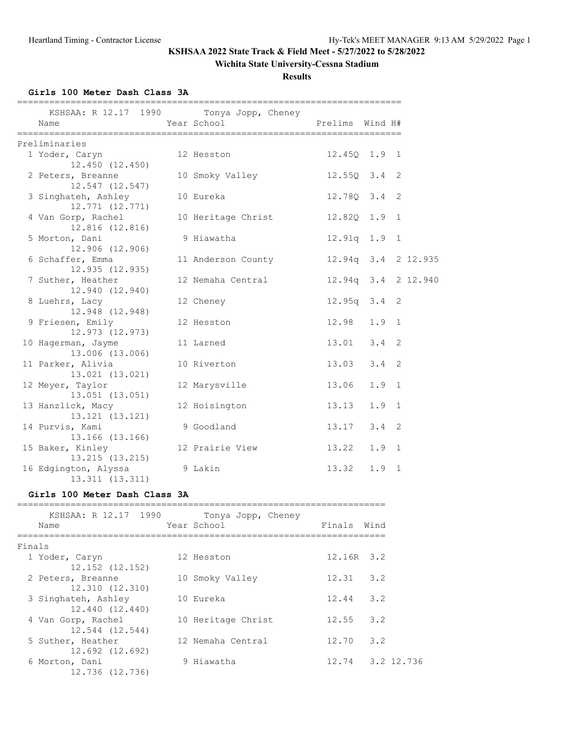# KSHSAA 2022 State Track & Field Meet - 5/27/2022 to 5/28/2022

## Wichita State University-Cessna Stadium

### Results

**Girls 100 Meter Dash Class 3A**

KSHSAA: R 12.17 1990 Tonya Jopp, Cheney

**Preliminaries**

| Place | Name | Year | School | Prelims | Wind | H# | |
|---|---|---|---|---|---|---|---|
| 1 | Yoder, Caryn | 12 | Hesston | 12.45Q | 1.9 | 1 | |
| | 12.450 (12.450) | | | | | | |
| 2 | Peters, Breanne | 10 | Smoky Valley | 12.55Q | 3.4 | 2 | |
| | 12.547 (12.547) | | | | | | |
| 3 | Singhateh, Ashley | 10 | Eureka | 12.78Q | 3.4 | 2 | |
| | 12.771 (12.771) | | | | | | |
| 4 | Van Gorp, Rachel | 10 | Heritage Christ | 12.82Q | 1.9 | 1 | |
| | 12.816 (12.816) | | | | | | |
| 5 | Morton, Dani | 9 | Hiawatha | 12.91q | 1.9 | 1 | |
| | 12.906 (12.906) | | | | | | |
| 6 | Schaffer, Emma | 11 | Anderson County | 12.94q | 3.4 | 2 | 12.935 |
| | 12.935 (12.935) | | | | | | |
| 7 | Suther, Heather | 12 | Nemaha Central | 12.94q | 3.4 | 2 | 12.940 |
| | 12.940 (12.940) | | | | | | |
| 8 | Luehrs, Lacy | 12 | Cheney | 12.95q | 3.4 | 2 | |
| | 12.948 (12.948) | | | | | | |
| 9 | Friesen, Emily | 12 | Hesston | 12.98 | 1.9 | 1 | |
| | 12.973 (12.973) | | | | | | |
| 10 | Hagerman, Jayme | 11 | Larned | 13.01 | 3.4 | 2 | |
| | 13.006 (13.006) | | | | | | |
| 11 | Parker, Alivia | 10 | Riverton | 13.03 | 3.4 | 2 | |
| | 13.021 (13.021) | | | | | | |
| 12 | Meyer, Taylor | 12 | Marysville | 13.06 | 1.9 | 1 | |
| | 13.051 (13.051) | | | | | | |
| 13 | Hanzlick, Macy | 12 | Hoisington | 13.13 | 1.9 | 1 | |
| | 13.121 (13.121) | | | | | | |
| 14 | Purvis, Kami | 9 | Goodland | 13.17 | 3.4 | 2 | |
| | 13.166 (13.166) | | | | | | |
| 15 | Baker, Kinley | 12 | Prairie View | 13.22 | 1.9 | 1 | |
| | 13.215 (13.215) | | | | | | |
| 16 | Edgington, Alyssa | 9 | Lakin | 13.32 | 1.9 | 1 | |
| | 13.311 (13.311) | | | | | | |

**Girls 100 Meter Dash Class 3A**

KSHSAA: R 12.17 1990 Tonya Jopp, Cheney

**Finals**

| Place | Name | Year | School | Finals | Wind | |
|---|---|---|---|---|---|---|
| 1 | Yoder, Caryn | 12 | Hesston | 12.16R | 3.2 | |
| | 12.152 (12.152) | | | | | |
| 2 | Peters, Breanne | 10 | Smoky Valley | 12.31 | 3.2 | |
| | 12.310 (12.310) | | | | | |
| 3 | Singhateh, Ashley | 10 | Eureka | 12.44 | 3.2 | |
| | 12.440 (12.440) | | | | | |
| 4 | Van Gorp, Rachel | 10 | Heritage Christ | 12.55 | 3.2 | |
| | 12.544 (12.544) | | | | | |
| 5 | Suther, Heather | 12 | Nemaha Central | 12.70 | 3.2 | |
| | 12.692 (12.692) | | | | | |
| 6 | Morton, Dani | 9 | Hiawatha | 12.74 | 3.2 | 12.736 |
| | 12.736 (12.736) | | | | | |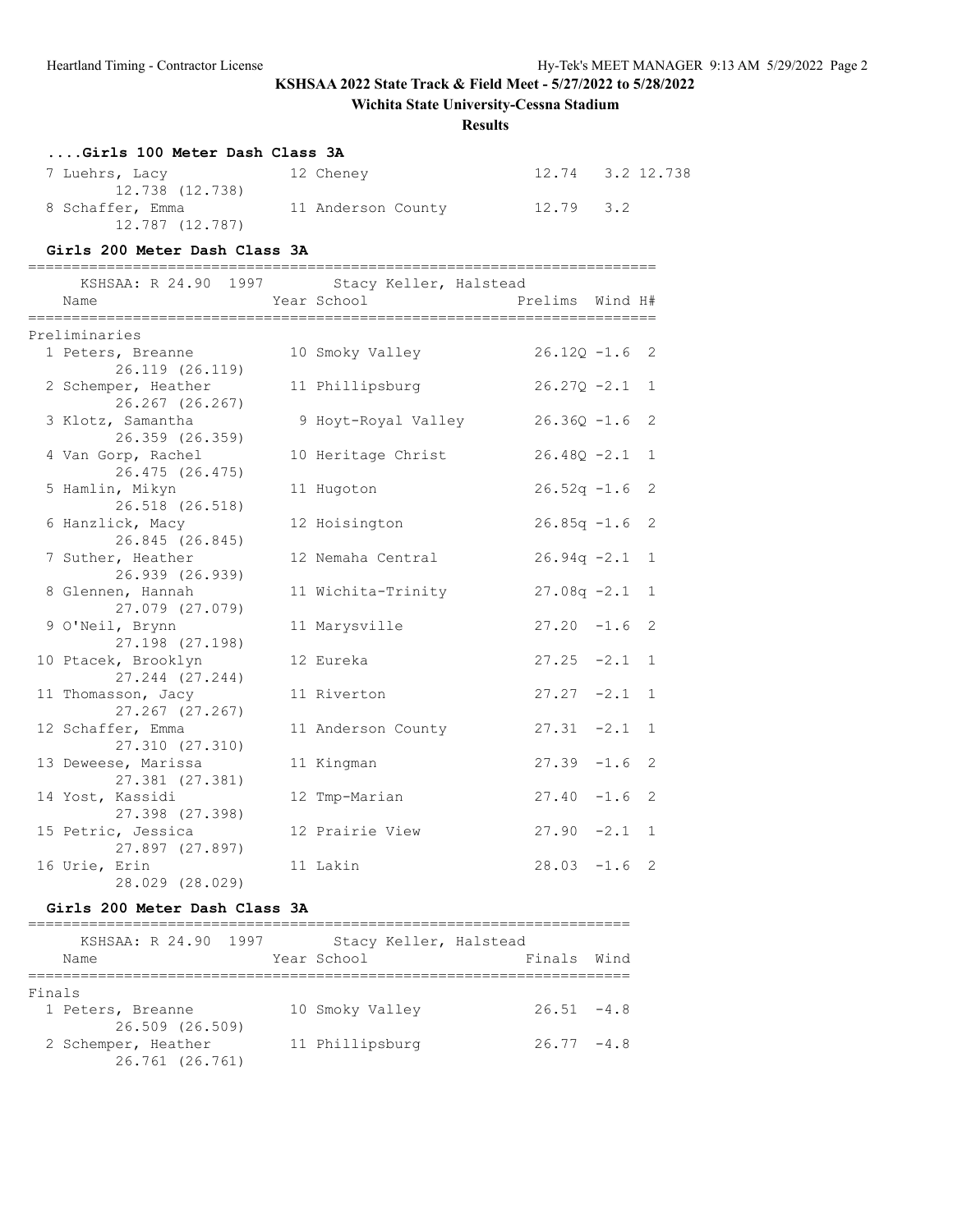**KSHSAA 2022 State Track & Field Meet - 5/27/2022 to 5/28/2022**

**Wichita State University-Cessna Stadium**

**Results**

### ....Girls 100 Meter Dash Class 3A

| Place | Name | Year | School | Finals | Wind | |
|---|---|---|---|---|---|---|
| 7 | Luehrs, Lacy | 12 | Cheney | 12.74 | 3.2 | 12.738 |
| | 12.738 (12.738) | | | | | |
| 8 | Schaffer, Emma | 11 | Anderson County | 12.79 | 3.2 | |
| | 12.787 (12.787) | | | | | |

### Girls 200 Meter Dash Class 3A

KSHSAA: R 24.90 1997 Stacy Keller, Halstead

**Preliminaries**

| Place | Name | Year | School | Prelims | Wind | H# |
|---|---|---|---|---|---|---|
| 1 | Peters, Breanne | 10 | Smoky Valley | 26.12Q | -1.6 | 2 |
| | 26.119 (26.119) | | | | | |
| 2 | Schemper, Heather | 11 | Phillipsburg | 26.27Q | -2.1 | 1 |
| | 26.267 (26.267) | | | | | |
| 3 | Klotz, Samantha | 9 | Hoyt-Royal Valley | 26.36Q | -1.6 | 2 |
| | 26.359 (26.359) | | | | | |
| 4 | Van Gorp, Rachel | 10 | Heritage Christ | 26.48Q | -2.1 | 1 |
| | 26.475 (26.475) | | | | | |
| 5 | Hamlin, Mikyn | 11 | Hugoton | 26.52q | -1.6 | 2 |
| | 26.518 (26.518) | | | | | |
| 6 | Hanzlick, Macy | 12 | Hoisington | 26.85q | -1.6 | 2 |
| | 26.845 (26.845) | | | | | |
| 7 | Suther, Heather | 12 | Nemaha Central | 26.94q | -2.1 | 1 |
| | 26.939 (26.939) | | | | | |
| 8 | Glennen, Hannah | 11 | Wichita-Trinity | 27.08q | -2.1 | 1 |
| | 27.079 (27.079) | | | | | |
| 9 | O'Neil, Brynn | 11 | Marysville | 27.20 | -1.6 | 2 |
| | 27.198 (27.198) | | | | | |
| 10 | Ptacek, Brooklyn | 12 | Eureka | 27.25 | -2.1 | 1 |
| | 27.244 (27.244) | | | | | |
| 11 | Thomasson, Jacy | 11 | Riverton | 27.27 | -2.1 | 1 |
| | 27.267 (27.267) | | | | | |
| 12 | Schaffer, Emma | 11 | Anderson County | 27.31 | -2.1 | 1 |
| | 27.310 (27.310) | | | | | |
| 13 | Deweese, Marissa | 11 | Kingman | 27.39 | -1.6 | 2 |
| | 27.381 (27.381) | | | | | |
| 14 | Yost, Kassidi | 12 | Tmp-Marian | 27.40 | -1.6 | 2 |
| | 27.398 (27.398) | | | | | |
| 15 | Petric, Jessica | 12 | Prairie View | 27.90 | -2.1 | 1 |
| | 27.897 (27.897) | | | | | |
| 16 | Urie, Erin | 11 | Lakin | 28.03 | -1.6 | 2 |
| | 28.029 (28.029) | | | | | |

### Girls 200 Meter Dash Class 3A

KSHSAA: R 24.90 1997 Stacy Keller, Halstead

**Finals**

| Place | Name | Year | School | Finals | Wind |
|---|---|---|---|---|---|
| 1 | Peters, Breanne | 10 | Smoky Valley | 26.51 | -4.8 |
| | 26.509 (26.509) | | | | |
| 2 | Schemper, Heather | 11 | Phillipsburg | 26.77 | -4.8 |
| | 26.761 (26.761) | | | | |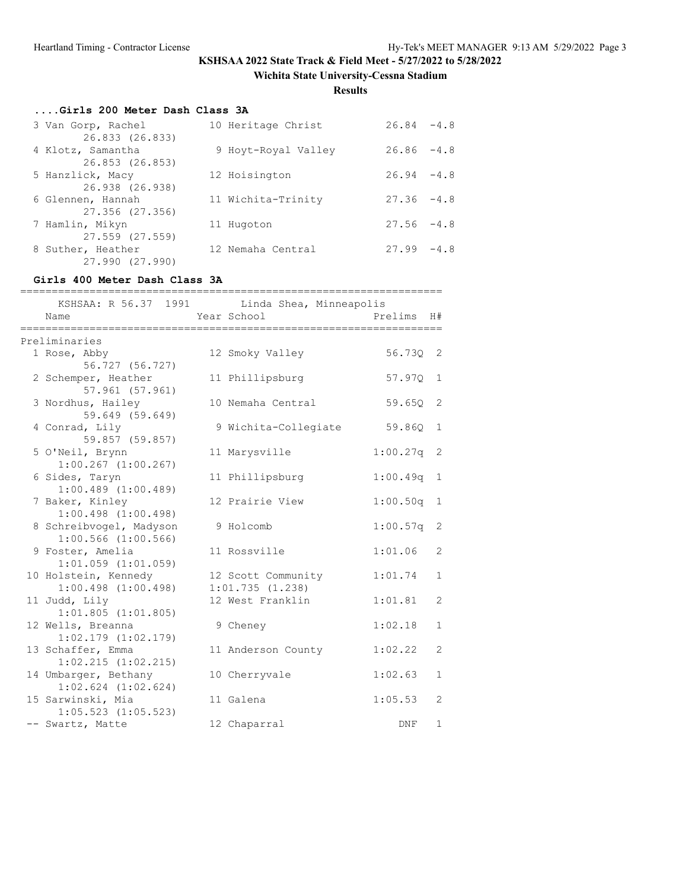KSHSAA 2022 State Track & Field Meet - 5/27/2022 to 5/28/2022

Wichita State University-Cessna Stadium

**Results**

### ....Girls 200 Meter Dash Class 3A

| Place | Name | Year | School | Finals | Wind |
|---|---|---|---|---|---|
| 3 | Van Gorp, Rachel | 10 | Heritage Christ | 26.84 | -4.8 |
| | 26.833 (26.833) | | | | |
| 4 | Klotz, Samantha | 9 | Hoyt-Royal Valley | 26.86 | -4.8 |
| | 26.853 (26.853) | | | | |
| 5 | Hanzlick, Macy | 12 | Hoisington | 26.94 | -4.8 |
| | 26.938 (26.938) | | | | |
| 6 | Glennen, Hannah | 11 | Wichita-Trinity | 27.36 | -4.8 |
| | 27.356 (27.356) | | | | |
| 7 | Hamlin, Mikyn | 11 | Hugoton | 27.56 | -4.8 |
| | 27.559 (27.559) | | | | |
| 8 | Suther, Heather | 12 | Nemaha Central | 27.99 | -4.8 |
| | 27.990 (27.990) | | | | |

### Girls 400 Meter Dash Class 3A

KSHSAA: R 56.37 1991 Linda Shea, Minneapolis

| Place | Name | Year | School | Prelims | H# |
|---|---|---|---|---|---|
| **Preliminaries** | | | | | |
| 1 | Rose, Abby | 12 | Smoky Valley | 56.73Q | 2 |
| | 56.727 (56.727) | | | | |
| 2 | Schemper, Heather | 11 | Phillipsburg | 57.97Q | 1 |
| | 57.961 (57.961) | | | | |
| 3 | Nordhus, Hailey | 10 | Nemaha Central | 59.65Q | 2 |
| | 59.649 (59.649) | | | | |
| 4 | Conrad, Lily | 9 | Wichita-Collegiate | 59.86Q | 1 |
| | 59.857 (59.857) | | | | |
| 5 | O'Neil, Brynn | 11 | Marysville | 1:00.27q | 2 |
| | 1:00.267 (1:00.267) | | | | |
| 6 | Sides, Taryn | 11 | Phillipsburg | 1:00.49q | 1 |
| | 1:00.489 (1:00.489) | | | | |
| 7 | Baker, Kinley | 12 | Prairie View | 1:00.50q | 1 |
| | 1:00.498 (1:00.498) | | | | |
| 8 | Schreibvogel, Madyson | 9 | Holcomb | 1:00.57q | 2 |
| | 1:00.566 (1:00.566) | | | | |
| 9 | Foster, Amelia | 11 | Rossville | 1:01.06 | 2 |
| | 1:01.059 (1:01.059) | | | | |
| 10 | Holstein, Kennedy | 12 | Scott Community | 1:01.74 | 1 |
| | 1:00.498 (1:00.498) | | 1:01.735 (1.238) | | |
| 11 | Judd, Lily | 12 | West Franklin | 1:01.81 | 2 |
| | 1:01.805 (1:01.805) | | | | |
| 12 | Wells, Breanna | 9 | Cheney | 1:02.18 | 1 |
| | 1:02.179 (1:02.179) | | | | |
| 13 | Schaffer, Emma | 11 | Anderson County | 1:02.22 | 2 |
| | 1:02.215 (1:02.215) | | | | |
| 14 | Umbarger, Bethany | 10 | Cherryvale | 1:02.63 | 1 |
| | 1:02.624 (1:02.624) | | | | |
| 15 | Sarwinski, Mia | 11 | Galena | 1:05.53 | 2 |
| | 1:05.523 (1:05.523) | | | | |
| -- | Swartz, Matte | 12 | Chaparral | DNF | 1 |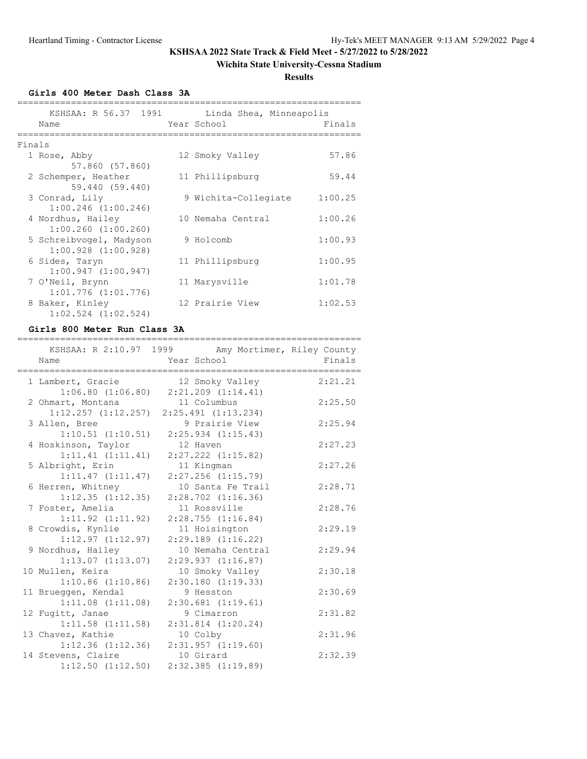KSHSAA 2022 State Track & Field Meet - 5/27/2022 to 5/28/2022

Wichita State University-Cessna Stadium

**Results**

### Girls 400 Meter Dash Class 3A

KSHSAA: R 56.37 1991 Linda Shea, Minneapolis

**Finals**

| Place | Name | Year | School | Finals | Splits |
|---|---|---|---|---|---|
| 1 | Rose, Abby | 12 | Smoky Valley | 57.86 | 57.860 (57.860) |
| 2 | Schemper, Heather | 11 | Phillipsburg | 59.44 | 59.440 (59.440) |
| 3 | Conrad, Lily | 9 | Wichita-Collegiate | 1:00.25 | 1:00.246 (1:00.246) |
| 4 | Nordhus, Hailey | 10 | Nemaha Central | 1:00.26 | 1:00.260 (1:00.260) |
| 5 | Schreibvogel, Madyson | 9 | Holcomb | 1:00.93 | 1:00.928 (1:00.928) |
| 6 | Sides, Taryn | 11 | Phillipsburg | 1:00.95 | 1:00.947 (1:00.947) |
| 7 | O'Neil, Brynn | 11 | Marysville | 1:01.78 | 1:01.776 (1:01.776) |
| 8 | Baker, Kinley | 12 | Prairie View | 1:02.53 | 1:02.524 (1:02.524) |

### Girls 800 Meter Run Class 3A

KSHSAA: R 2:10.97 1999 Amy Mortimer, Riley County

| Place | Name | Year | School | Finals | Splits |
|---|---|---|---|---|---|
| 1 | Lambert, Gracie | 12 | Smoky Valley | 2:21.21 | 1:06.80 (1:06.80) 2:21.209 (1:14.41) |
| 2 | Ohmart, Montana | 11 | Columbus | 2:25.50 | 1:12.257 (1:12.257) 2:25.491 (1:13.234) |
| 3 | Allen, Bree | 9 | Prairie View | 2:25.94 | 1:10.51 (1:10.51) 2:25.934 (1:15.43) |
| 4 | Hoskinson, Taylor | 12 | Haven | 2:27.23 | 1:11.41 (1:11.41) 2:27.222 (1:15.82) |
| 5 | Albright, Erin | 11 | Kingman | 2:27.26 | 1:11.47 (1:11.47) 2:27.256 (1:15.79) |
| 6 | Herren, Whitney | 10 | Santa Fe Trail | 2:28.71 | 1:12.35 (1:12.35) 2:28.702 (1:16.36) |
| 7 | Foster, Amelia | 11 | Rossville | 2:28.76 | 1:11.92 (1:11.92) 2:28.755 (1:16.84) |
| 8 | Crowdis, Kynlie | 11 | Hoisington | 2:29.19 | 1:12.97 (1:12.97) 2:29.189 (1:16.22) |
| 9 | Nordhus, Hailey | 10 | Nemaha Central | 2:29.94 | 1:13.07 (1:13.07) 2:29.937 (1:16.87) |
| 10 | Mullen, Keira | 10 | Smoky Valley | 2:30.18 | 1:10.86 (1:10.86) 2:30.180 (1:19.33) |
| 11 | Brueggen, Kendal | 9 | Hesston | 2:30.69 | 1:11.08 (1:11.08) 2:30.681 (1:19.61) |
| 12 | Fugitt, Janae | 9 | Cimarron | 2:31.82 | 1:11.58 (1:11.58) 2:31.814 (1:20.24) |
| 13 | Chavez, Kathie | 10 | Colby | 2:31.96 | 1:12.36 (1:12.36) 2:31.957 (1:19.60) |
| 14 | Stevens, Claire | 10 | Girard | 2:32.39 | 1:12.50 (1:12.50) 2:32.385 (1:19.89) |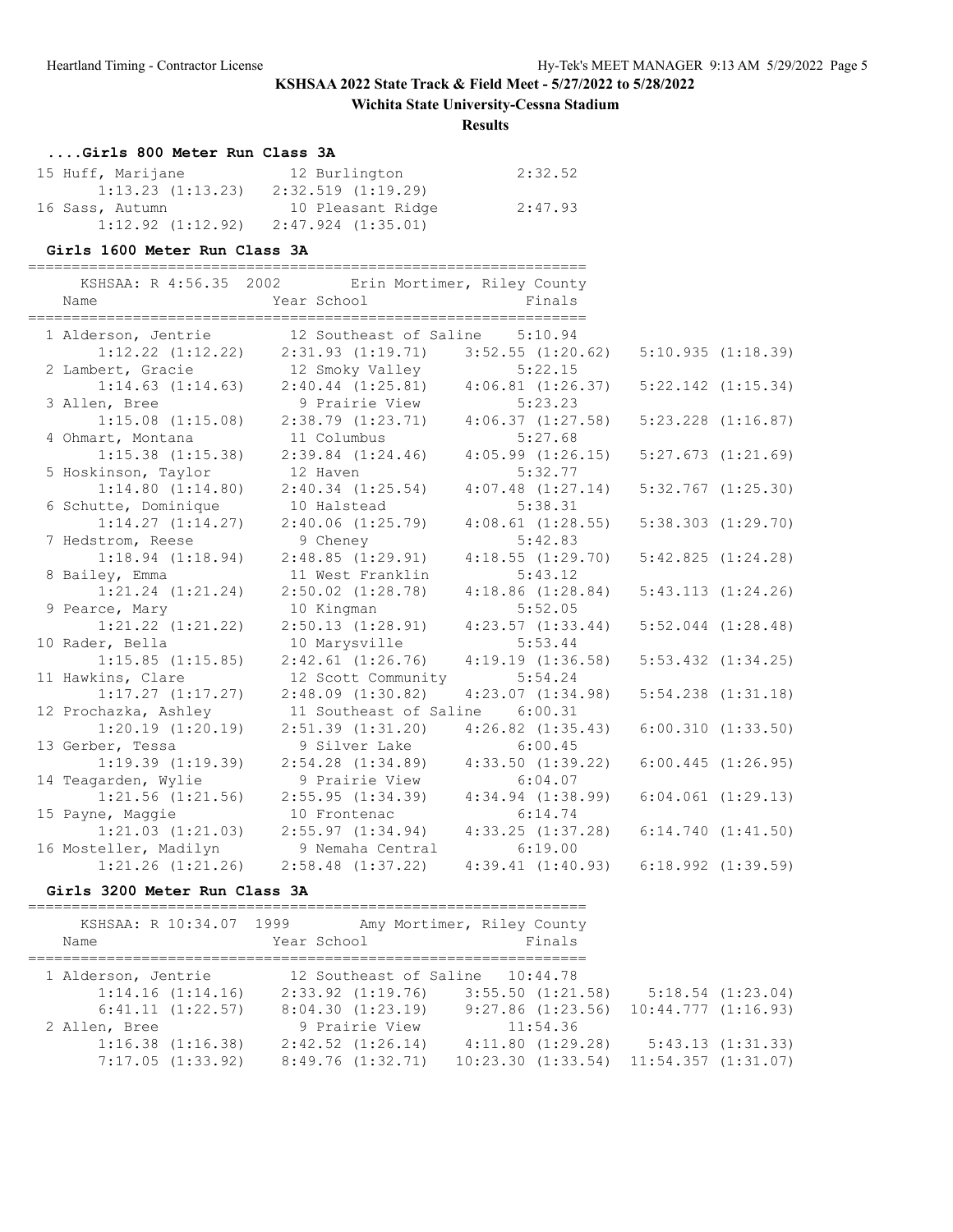**KSHSAA 2022 State Track & Field Meet - 5/27/2022 to 5/28/2022**

**Wichita State University-Cessna Stadium**

**Results**

### ....Girls 800 Meter Run Class 3A

| Place | Name | Year | School | Finals | Splits |
|---|---|---|---|---|---|
| 15 | Huff, Marijane | 12 | Burlington | 2:32.52 | 1:13.23 (1:13.23), 2:32.519 (1:19.29) |
| 16 | Sass, Autumn | 10 | Pleasant Ridge | 2:47.93 | 1:12.92 (1:12.92), 2:47.924 (1:35.01) |

### Girls 1600 Meter Run Class 3A

KSHSAA: R 4:56.35 2002 Erin Mortimer, Riley County

| Place | Name | Year | School | Finals | Split 1 | Split 2 | Split 3 | Split 4 |
|---|---|---|---|---|---|---|---|---|
| 1 | Alderson, Jentrie | 12 | Southeast of Saline | 5:10.94 | 1:12.22 (1:12.22) | 2:31.93 (1:19.71) | 3:52.55 (1:20.62) | 5:10.935 (1:18.39) |
| 2 | Lambert, Gracie | 12 | Smoky Valley | 5:22.15 | 1:14.63 (1:14.63) | 2:40.44 (1:25.81) | 4:06.81 (1:26.37) | 5:22.142 (1:15.34) |
| 3 | Allen, Bree | 9 | Prairie View | 5:23.23 | 1:15.08 (1:15.08) | 2:38.79 (1:23.71) | 4:06.37 (1:27.58) | 5:23.228 (1:16.87) |
| 4 | Ohmart, Montana | 11 | Columbus | 5:27.68 | 1:15.38 (1:15.38) | 2:39.84 (1:24.46) | 4:05.99 (1:26.15) | 5:27.673 (1:21.69) |
| 5 | Hoskinson, Taylor | 12 | Haven | 5:32.77 | 1:14.80 (1:14.80) | 2:40.34 (1:25.54) | 4:07.48 (1:27.14) | 5:32.767 (1:25.30) |
| 6 | Schutte, Dominique | 10 | Halstead | 5:38.31 | 1:14.27 (1:14.27) | 2:40.06 (1:25.79) | 4:08.61 (1:28.55) | 5:38.303 (1:29.70) |
| 7 | Hedstrom, Reese | 9 | Cheney | 5:42.83 | 1:18.94 (1:18.94) | 2:48.85 (1:29.91) | 4:18.55 (1:29.70) | 5:42.825 (1:24.28) |
| 8 | Bailey, Emma | 11 | West Franklin | 5:43.12 | 1:21.24 (1:21.24) | 2:50.02 (1:28.78) | 4:18.86 (1:28.84) | 5:43.113 (1:24.26) |
| 9 | Pearce, Mary | 10 | Kingman | 5:52.05 | 1:21.22 (1:21.22) | 2:50.13 (1:28.91) | 4:23.57 (1:33.44) | 5:52.044 (1:28.48) |
| 10 | Rader, Bella | 10 | Marysville | 5:53.44 | 1:15.85 (1:15.85) | 2:42.61 (1:26.76) | 4:19.19 (1:36.58) | 5:53.432 (1:34.25) |
| 11 | Hawkins, Clare | 12 | Scott Community | 5:54.24 | 1:17.27 (1:17.27) | 2:48.09 (1:30.82) | 4:23.07 (1:34.98) | 5:54.238 (1:31.18) |
| 12 | Prochazka, Ashley | 11 | Southeast of Saline | 6:00.31 | 1:20.19 (1:20.19) | 2:51.39 (1:31.20) | 4:26.82 (1:35.43) | 6:00.310 (1:33.50) |
| 13 | Gerber, Tessa | 9 | Silver Lake | 6:00.45 | 1:19.39 (1:19.39) | 2:54.28 (1:34.89) | 4:33.50 (1:39.22) | 6:00.445 (1:26.95) |
| 14 | Teagarden, Wylie | 9 | Prairie View | 6:04.07 | 1:21.56 (1:21.56) | 2:55.95 (1:34.39) | 4:34.94 (1:38.99) | 6:04.061 (1:29.13) |
| 15 | Payne, Maggie | 10 | Frontenac | 6:14.74 | 1:21.03 (1:21.03) | 2:55.97 (1:34.94) | 4:33.25 (1:37.28) | 6:14.740 (1:41.50) |
| 16 | Mosteller, Madilyn | 9 | Nemaha Central | 6:19.00 | 1:21.26 (1:21.26) | 2:58.48 (1:37.22) | 4:39.41 (1:40.93) | 6:18.992 (1:39.59) |

### Girls 3200 Meter Run Class 3A

KSHSAA: R 10:34.07 1999 Amy Mortimer, Riley County

| Place | Name | Year | School | Finals |
|---|---|---|---|---|
| 1 | Alderson, Jentrie | 12 | Southeast of Saline | 10:44.78 |
| | 1:14.16 (1:14.16) | 2:33.92 (1:19.76) | 3:55.50 (1:21.58) | 5:18.54 (1:23.04) |
| | 6:41.11 (1:22.57) | 8:04.30 (1:23.19) | 9:27.86 (1:23.56) | 10:44.777 (1:16.93) |
| 2 | Allen, Bree | 9 | Prairie View | 11:54.36 |
| | 1:16.38 (1:16.38) | 2:42.52 (1:26.14) | 4:11.80 (1:29.28) | 5:43.13 (1:31.33) |
| | 7:17.05 (1:33.92) | 8:49.76 (1:32.71) | 10:23.30 (1:33.54) | 11:54.357 (1:31.07) |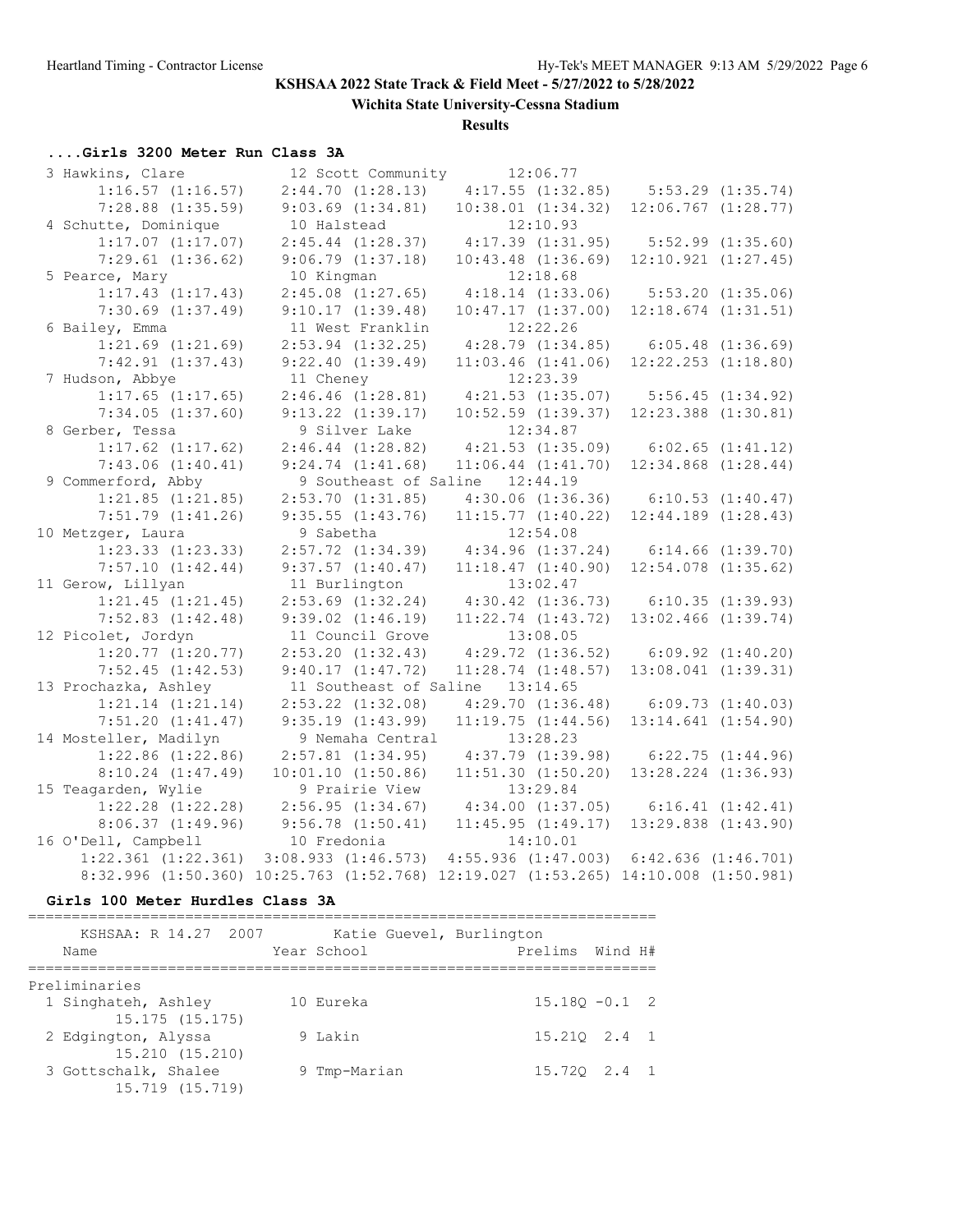**KSHSAA 2022 State Track & Field Meet - 5/27/2022 to 5/28/2022**

**Wichita State University-Cessna Stadium**

**Results**

### ....Girls 3200 Meter Run Class 3A

```
  3 Hawkins, Clare           12 Scott Community        12:06.77  
       1:16.57 (1:16.57)     2:44.70 (1:28.13)     4:17.55 (1:32.85)     5:53.29 (1:35.74)
       7:28.88 (1:35.59)     9:03.69 (1:34.81)    10:38.01 (1:34.32)   12:06.767 (1:28.77)
  4 Schutte, Dominique       10 Halstead               12:10.93  
       1:17.07 (1:17.07)     2:45.44 (1:28.37)     4:17.39 (1:31.95)     5:52.99 (1:35.60)
       7:29.61 (1:36.62)     9:06.79 (1:37.18)    10:43.48 (1:36.69)   12:10.921 (1:27.45)
  5 Pearce, Mary             10 Kingman                12:18.68  
       1:17.43 (1:17.43)     2:45.08 (1:27.65)     4:18.14 (1:33.06)     5:53.20 (1:35.06)
       7:30.69 (1:37.49)     9:10.17 (1:39.48)    10:47.17 (1:37.00)   12:18.674 (1:31.51)
  6 Bailey, Emma             11 West Franklin          12:22.26  
       1:21.69 (1:21.69)     2:53.94 (1:32.25)     4:28.79 (1:34.85)     6:05.48 (1:36.69)
       7:42.91 (1:37.43)     9:22.40 (1:39.49)    11:03.46 (1:41.06)   12:22.253 (1:18.80)
  7 Hudson, Abbye            11 Cheney                 12:23.39  
       1:17.65 (1:17.65)     2:46.46 (1:28.81)     4:21.53 (1:35.07)     5:56.45 (1:34.92)
       7:34.05 (1:37.60)     9:13.22 (1:39.17)    10:52.59 (1:39.37)   12:23.388 (1:30.81)
  8 Gerber, Tessa             9 Silver Lake            12:34.87  
       1:17.62 (1:17.62)     2:46.44 (1:28.82)     4:21.53 (1:35.09)     6:02.65 (1:41.12)
       7:43.06 (1:40.41)     9:24.74 (1:41.68)    11:06.44 (1:41.70)   12:34.868 (1:28.44)
  9 Commerford, Abby          9 Southeast of Saline  12:44.19  
       1:21.85 (1:21.85)     2:53.70 (1:31.85)     4:30.06 (1:36.36)     6:10.53 (1:40.47)
       7:51.79 (1:41.26)     9:35.55 (1:43.76)    11:15.77 (1:40.22)   12:44.189 (1:28.43)
 10 Metzger, Laura            9 Sabetha                12:54.08  
       1:23.33 (1:23.33)     2:57.72 (1:34.39)     4:34.96 (1:37.24)     6:14.66 (1:39.70)
       7:57.10 (1:42.44)     9:37.57 (1:40.47)    11:18.47 (1:40.90)   12:54.078 (1:35.62)
 11 Gerow, Lillyan           11 Burlington             13:02.47  
       1:21.45 (1:21.45)     2:53.69 (1:32.24)     4:30.42 (1:36.73)     6:10.35 (1:39.93)
       7:52.83 (1:42.48)     9:39.02 (1:46.19)    11:22.74 (1:43.72)   13:02.466 (1:39.74)
 12 Picolet, Jordyn          11 Council Grove          13:08.05  
       1:20.77 (1:20.77)     2:53.20 (1:32.43)     4:29.72 (1:36.52)     6:09.92 (1:40.20)
       7:52.45 (1:42.53)     9:40.17 (1:47.72)    11:28.74 (1:48.57)   13:08.041 (1:39.31)
 13 Prochazka, Ashley        11 Southeast of Saline  13:14.65  
       1:21.14 (1:21.14)     2:53.22 (1:32.08)     4:29.70 (1:36.48)     6:09.73 (1:40.03)
       7:51.20 (1:41.47)     9:35.19 (1:43.99)    11:19.75 (1:44.56)   13:14.641 (1:54.90)
 14 Mosteller, Madilyn        9 Nemaha Central         13:28.23  
       1:22.86 (1:22.86)     2:57.81 (1:34.95)     4:37.79 (1:39.98)     6:22.75 (1:44.96)
       8:10.24 (1:47.49)    10:01.10 (1:50.86)    11:51.30 (1:50.20)   13:28.224 (1:36.93)
 15 Teagarden, Wylie          9 Prairie View           13:29.84  
       1:22.28 (1:22.28)     2:56.95 (1:34.67)     4:34.00 (1:37.05)     6:16.41 (1:42.41)
       8:06.37 (1:49.96)     9:56.78 (1:50.41)    11:45.95 (1:49.17)   13:29.838 (1:43.90)
 16 O'Dell, Campbell         10 Fredonia               14:10.01  
      1:22.361 (1:22.361)  3:08.933 (1:46.573)  4:55.936 (1:47.003)  6:42.636 (1:46.701)
      8:32.996 (1:50.360) 10:25.763 (1:52.768) 12:19.027 (1:53.265) 14:10.008 (1:50.981)
```

### Girls 100 Meter Hurdles Class 3A

```
========================================================================
    KSHSAA: R 14.27  2007        Katie Guevel, Burlington               
    Name                    Year School               Prelims  Wind H#
========================================================================
Preliminaries
  1 Singhateh, Ashley         10 Eureka                 15.18Q -0.1  2 
         15.175 (15.175)
  2 Edgington, Alyssa          9 Lakin                  15.21Q  2.4  1 
         15.210 (15.210)
  3 Gottschalk, Shalee         9 Tmp-Marian             15.72Q  2.4  1 
         15.719 (15.719)
```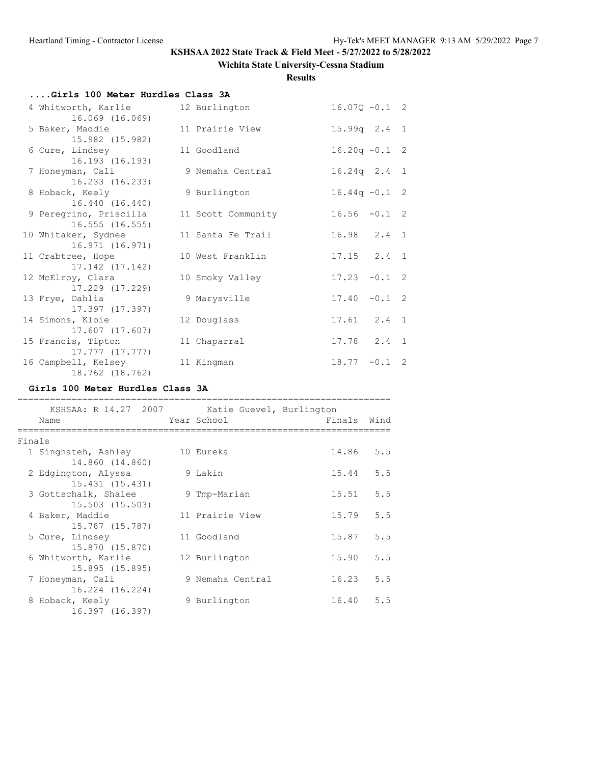**KSHSAA 2022 State Track & Field Meet - 5/27/2022 to 5/28/2022**

**Wichita State University-Cessna Stadium**

**Results**

### ....Girls 100 Meter Hurdles Class 3A

| Place | Name | Year | School | Prelims | Wind | H# |
|---|---|---|---|---|---|---|
| 4 | Whitworth, Karlie<br>16.069 (16.069) | 12 | Burlington | 16.07Q | -0.1 | 2 |
| 5 | Baker, Maddie<br>15.982 (15.982) | 11 | Prairie View | 15.99q | 2.4 | 1 |
| 6 | Cure, Lindsey<br>16.193 (16.193) | 11 | Goodland | 16.20q | -0.1 | 2 |
| 7 | Honeyman, Cali<br>16.233 (16.233) | 9 | Nemaha Central | 16.24q | 2.4 | 1 |
| 8 | Hoback, Keely<br>16.440 (16.440) | 9 | Burlington | 16.44q | -0.1 | 2 |
| 9 | Peregrino, Priscilla<br>16.555 (16.555) | 11 | Scott Community | 16.56 | -0.1 | 2 |
| 10 | Whitaker, Sydnee<br>16.971 (16.971) | 11 | Santa Fe Trail | 16.98 | 2.4 | 1 |
| 11 | Crabtree, Hope<br>17.142 (17.142) | 10 | West Franklin | 17.15 | 2.4 | 1 |
| 12 | McElroy, Clara<br>17.229 (17.229) | 10 | Smoky Valley | 17.23 | -0.1 | 2 |
| 13 | Frye, Dahlia<br>17.397 (17.397) | 9 | Marysville | 17.40 | -0.1 | 2 |
| 14 | Simons, Kloie<br>17.607 (17.607) | 12 | Douglass | 17.61 | 2.4 | 1 |
| 15 | Francis, Tipton<br>17.777 (17.777) | 11 | Chaparral | 17.78 | 2.4 | 1 |
| 16 | Campbell, Kelsey<br>18.762 (18.762) | 11 | Kingman | 18.77 | -0.1 | 2 |

### Girls 100 Meter Hurdles Class 3A

KSHSAA: R 14.27 2007 Katie Guevel, Burlington

**Finals**

| Place | Name | Year | School | Finals | Wind |
|---|---|---|---|---|---|
| 1 | Singhateh, Ashley<br>14.860 (14.860) | 10 | Eureka | 14.86 | 5.5 |
| 2 | Edgington, Alyssa<br>15.431 (15.431) | 9 | Lakin | 15.44 | 5.5 |
| 3 | Gottschalk, Shalee<br>15.503 (15.503) | 9 | Tmp-Marian | 15.51 | 5.5 |
| 4 | Baker, Maddie<br>15.787 (15.787) | 11 | Prairie View | 15.79 | 5.5 |
| 5 | Cure, Lindsey<br>15.870 (15.870) | 11 | Goodland | 15.87 | 5.5 |
| 6 | Whitworth, Karlie<br>15.895 (15.895) | 12 | Burlington | 15.90 | 5.5 |
| 7 | Honeyman, Cali<br>16.224 (16.224) | 9 | Nemaha Central | 16.23 | 5.5 |
| 8 | Hoback, Keely<br>16.397 (16.397) | 9 | Burlington | 16.40 | 5.5 |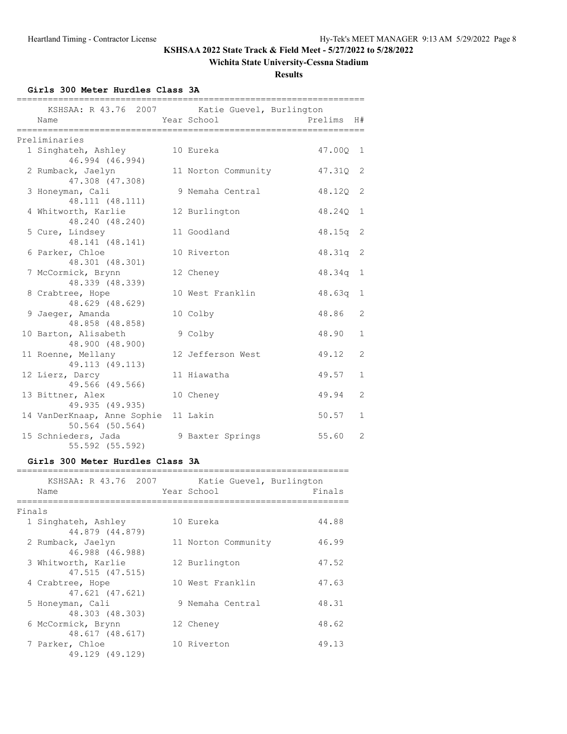**KSHSAA 2022 State Track & Field Meet - 5/27/2022 to 5/28/2022**

**Wichita State University-Cessna Stadium**

**Results**

### Girls 300 Meter Hurdles Class 3A

KSHSAA: R 43.76 2007 Katie Guevel, Burlington

Preliminaries

| Place | Name | Year | School | Prelims | H# |
|---|---|---|---|---|---|
| 1 | Singhateh, Ashley | 10 | Eureka | 47.00Q | 1 |
| | 46.994 (46.994) | | | | |
| 2 | Rumback, Jaelyn | 11 | Norton Community | 47.31Q | 2 |
| | 47.308 (47.308) | | | | |
| 3 | Honeyman, Cali | 9 | Nemaha Central | 48.12Q | 2 |
| | 48.111 (48.111) | | | | |
| 4 | Whitworth, Karlie | 12 | Burlington | 48.24Q | 1 |
| | 48.240 (48.240) | | | | |
| 5 | Cure, Lindsey | 11 | Goodland | 48.15q | 2 |
| | 48.141 (48.141) | | | | |
| 6 | Parker, Chloe | 10 | Riverton | 48.31q | 2 |
| | 48.301 (48.301) | | | | |
| 7 | McCormick, Brynn | 12 | Cheney | 48.34q | 1 |
| | 48.339 (48.339) | | | | |
| 8 | Crabtree, Hope | 10 | West Franklin | 48.63q | 1 |
| | 48.629 (48.629) | | | | |
| 9 | Jaeger, Amanda | 10 | Colby | 48.86 | 2 |
| | 48.858 (48.858) | | | | |
| 10 | Barton, Alisabeth | 9 | Colby | 48.90 | 1 |
| | 48.900 (48.900) | | | | |
| 11 | Roenne, Mellany | 12 | Jefferson West | 49.12 | 2 |
| | 49.113 (49.113) | | | | |
| 12 | Lierz, Darcy | 11 | Hiawatha | 49.57 | 1 |
| | 49.566 (49.566) | | | | |
| 13 | Bittner, Alex | 10 | Cheney | 49.94 | 2 |
| | 49.935 (49.935) | | | | |
| 14 | VanDerKnaap, Anne Sophie | 11 | Lakin | 50.57 | 1 |
| | 50.564 (50.564) | | | | |
| 15 | Schnieders, Jada | 9 | Baxter Springs | 55.60 | 2 |
| | 55.592 (55.592) | | | | |

### Girls 300 Meter Hurdles Class 3A

KSHSAA: R 43.76 2007 Katie Guevel, Burlington

Finals

| Place | Name | Year | School | Finals |
|---|---|---|---|---|
| 1 | Singhateh, Ashley | 10 | Eureka | 44.88 |
| | 44.879 (44.879) | | | |
| 2 | Rumback, Jaelyn | 11 | Norton Community | 46.99 |
| | 46.988 (46.988) | | | |
| 3 | Whitworth, Karlie | 12 | Burlington | 47.52 |
| | 47.515 (47.515) | | | |
| 4 | Crabtree, Hope | 10 | West Franklin | 47.63 |
| | 47.621 (47.621) | | | |
| 5 | Honeyman, Cali | 9 | Nemaha Central | 48.31 |
| | 48.303 (48.303) | | | |
| 6 | McCormick, Brynn | 12 | Cheney | 48.62 |
| | 48.617 (48.617) | | | |
| 7 | Parker, Chloe | 10 | Riverton | 49.13 |
| | 49.129 (49.129) | | | |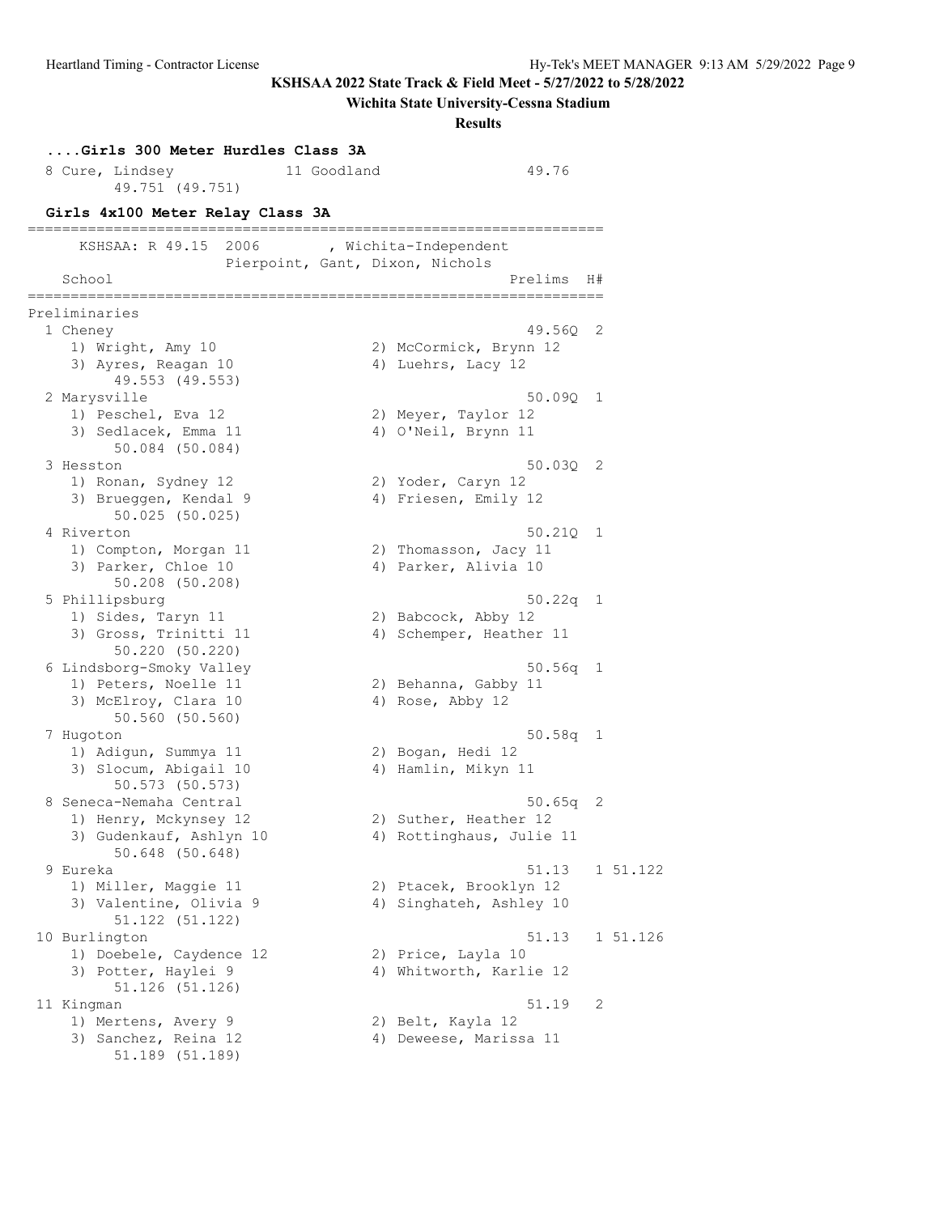**KSHSAA 2022 State Track & Field Meet - 5/27/2022 to 5/28/2022**

**Wichita State University-Cessna Stadium**

**Results**

### ....Girls 300 Meter Hurdles Class 3A

```
  8 Cure, Lindsey              11 Goodland                 49.76
        49.751 (49.751)
```

### Girls 4x100 Meter Relay Class 3A

```
===================================================================
      KSHSAA: R 49.15  2006        , Wichita-Independent
                    Pierpoint, Gant, Dixon, Nichols
    School                                            Prelims  H#
===================================================================
Preliminaries
  1 Cheney                                             49.56Q  2
     1) Wright, Amy 10                 2) McCormick, Brynn 12
     3) Ayres, Reagan 10               4) Luehrs, Lacy 12
          49.553 (49.553)
  2 Marysville                                         50.09Q  1
     1) Peschel, Eva 12                2) Meyer, Taylor 12
     3) Sedlacek, Emma 11              4) O'Neil, Brynn 11
          50.084 (50.084)
  3 Hesston                                            50.03Q  2
     1) Ronan, Sydney 12               2) Yoder, Caryn 12
     3) Brueggen, Kendal 9             4) Friesen, Emily 12
          50.025 (50.025)
  4 Riverton                                           50.21Q  1
     1) Compton, Morgan 11             2) Thomasson, Jacy 11
     3) Parker, Chloe 10               4) Parker, Alivia 10
          50.208 (50.208)
  5 Phillipsburg                                       50.22q  1
     1) Sides, Taryn 11                2) Babcock, Abby 12
     3) Gross, Trinitti 11             4) Schemper, Heather 11
          50.220 (50.220)
  6 Lindsborg-Smoky Valley                             50.56q  1
     1) Peters, Noelle 11              2) Behanna, Gabby 11
     3) McElroy, Clara 10              4) Rose, Abby 12
          50.560 (50.560)
  7 Hugoton                                            50.58q  1
     1) Adigun, Summya 11              2) Bogan, Hedi 12
     3) Slocum, Abigail 10             4) Hamlin, Mikyn 11
          50.573 (50.573)
  8 Seneca-Nemaha Central                              50.65q  2
     1) Henry, Mckynsey 12             2) Suther, Heather 12
     3) Gudenkauf, Ashlyn 10           4) Rottinghaus, Julie 11
          50.648 (50.648)
  9 Eureka                                             51.13   1 51.122
     1) Miller, Maggie 11              2) Ptacek, Brooklyn 12
     3) Valentine, Olivia 9            4) Singhateh, Ashley 10
          51.122 (51.122)
 10 Burlington                                         51.13   1 51.126
     1) Doebele, Caydence 12           2) Price, Layla 10
     3) Potter, Haylei 9               4) Whitworth, Karlie 12
          51.126 (51.126)
 11 Kingman                                            51.19   2
     1) Mertens, Avery 9               2) Belt, Kayla 12
     3) Sanchez, Reina 12              4) Deweese, Marissa 11
          51.189 (51.189)
```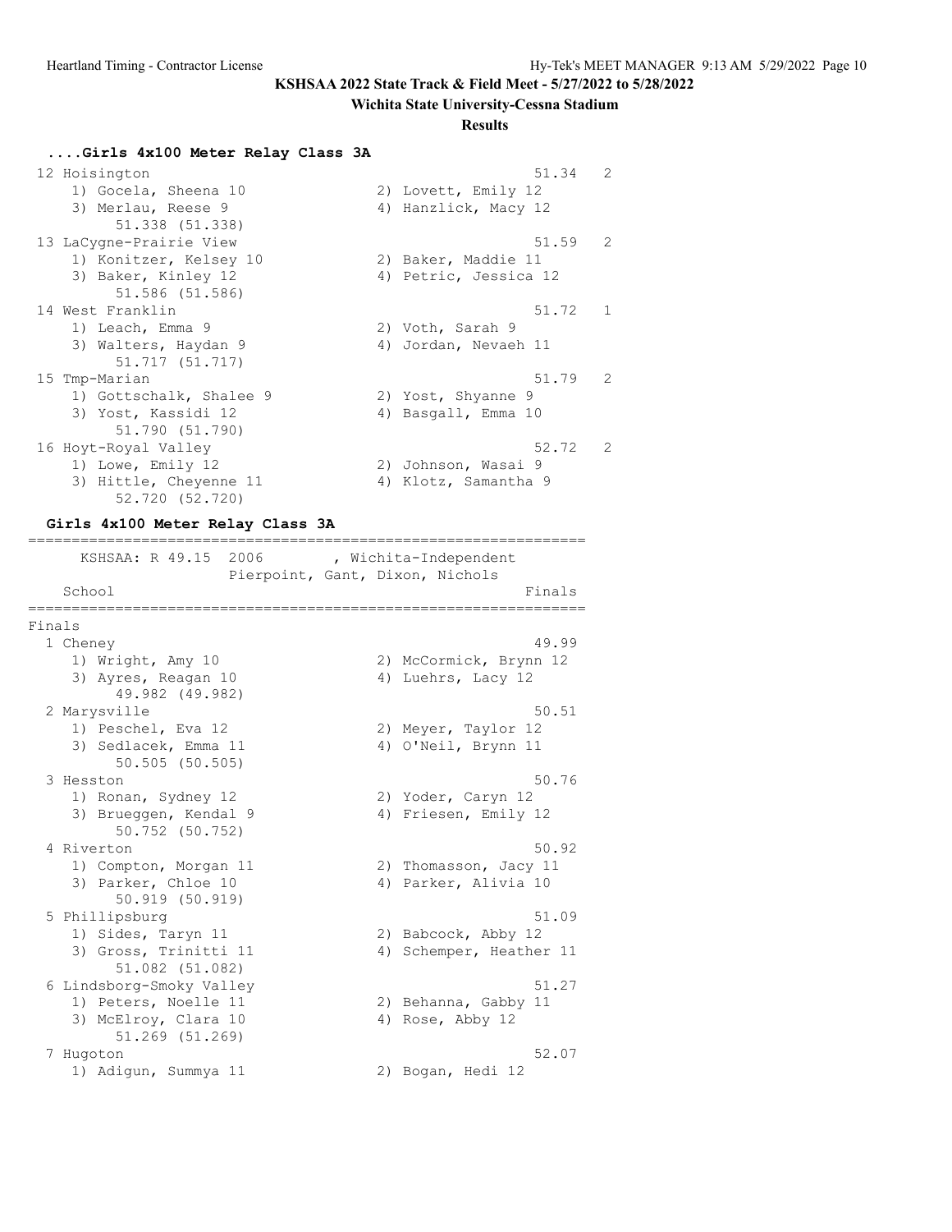## ....Girls 4x100 Meter Relay Class 3A

```
 12 Hoisington                                        51.34   2
    1) Gocela, Sheena 10              2) Lovett, Emily 12
    3) Merlau, Reese 9                4) Hanzlick, Macy 12
         51.338 (51.338)
 13 LaCygne-Prairie View                              51.59   2
    1) Konitzer, Kelsey 10            2) Baker, Maddie 11
    3) Baker, Kinley 12               4) Petric, Jessica 12
         51.586 (51.586)
 14 West Franklin                                     51.72   1
    1) Leach, Emma 9                  2) Voth, Sarah 9
    3) Walters, Haydan 9              4) Jordan, Nevaeh 11
         51.717 (51.717)
 15 Tmp-Marian                                        51.79   2
    1) Gottschalk, Shalee 9           2) Yost, Shyanne 9
    3) Yost, Kassidi 12               4) Basgall, Emma 10
         51.790 (51.790)
 16 Hoyt-Royal Valley                                 52.72   2
    1) Lowe, Emily 12                 2) Johnson, Wasai 9
    3) Hittle, Cheyenne 11            4) Klotz, Samantha 9
         52.720 (52.720)
```

## Girls 4x100 Meter Relay Class 3A

```
================================================================
     KSHSAA: R 49.15  2006        , Wichita-Independent
                  Pierpoint, Gant, Dixon, Nichols
   School                                               Finals
================================================================
Finals
  1 Cheney                                              49.99
     1) Wright, Amy 10                 2) McCormick, Brynn 12
     3) Ayres, Reagan 10               4) Luehrs, Lacy 12
          49.982 (49.982)
  2 Marysville                                          50.51
     1) Peschel, Eva 12                2) Meyer, Taylor 12
     3) Sedlacek, Emma 11              4) O'Neil, Brynn 11
          50.505 (50.505)
  3 Hesston                                             50.76
     1) Ronan, Sydney 12               2) Yoder, Caryn 12
     3) Brueggen, Kendal 9             4) Friesen, Emily 12
          50.752 (50.752)
  4 Riverton                                            50.92
     1) Compton, Morgan 11             2) Thomasson, Jacy 11
     3) Parker, Chloe 10               4) Parker, Alivia 10
          50.919 (50.919)
  5 Phillipsburg                                        51.09
     1) Sides, Taryn 11                2) Babcock, Abby 12
     3) Gross, Trinitti 11             4) Schemper, Heather 11
          51.082 (51.082)
  6 Lindsborg-Smoky Valley                              51.27
     1) Peters, Noelle 11              2) Behanna, Gabby 11
     3) McElroy, Clara 10              4) Rose, Abby 12
          51.269 (51.269)
  7 Hugoton                                             52.07
     1) Adigun, Summya 11              2) Bogan, Hedi 12
```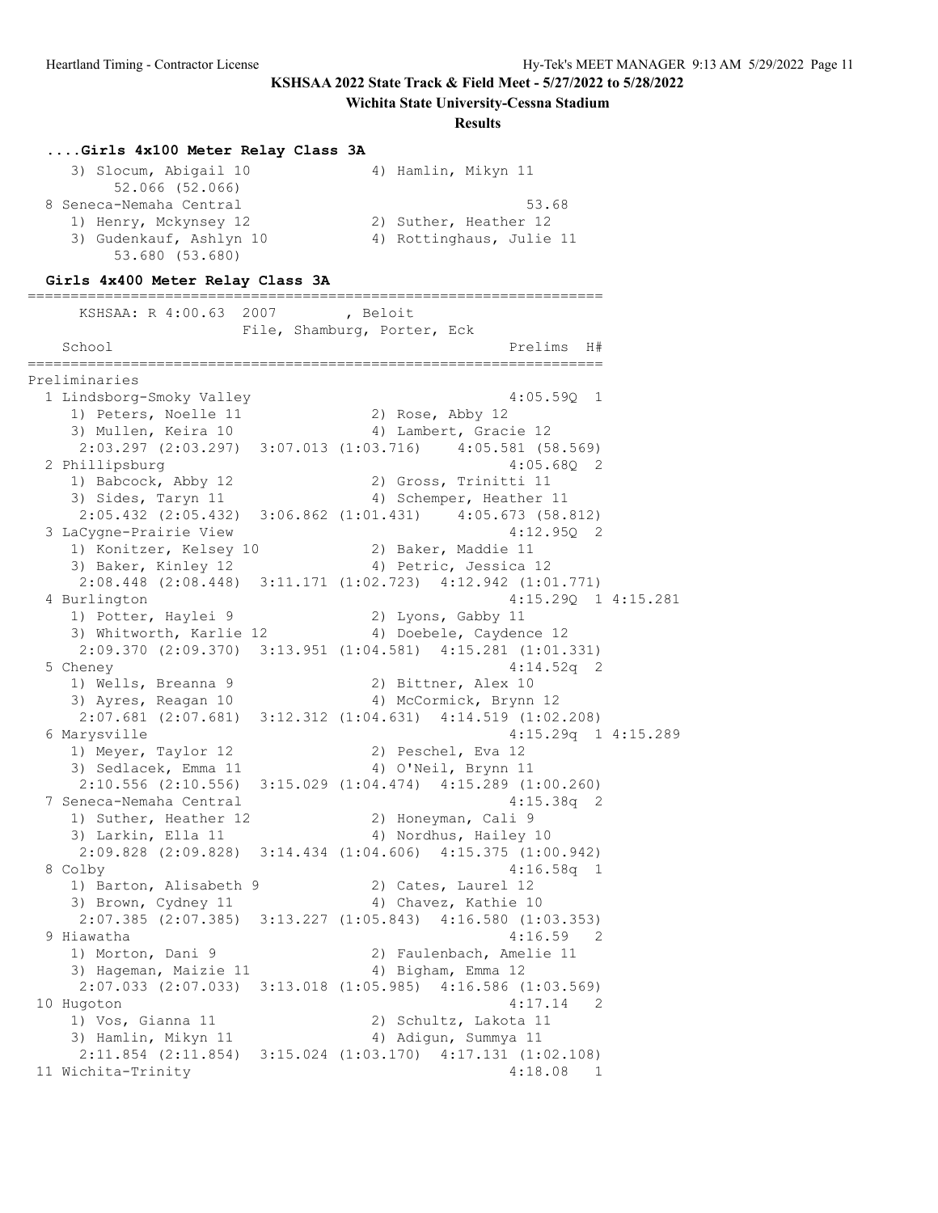KSHSAA 2022 State Track & Field Meet - 5/27/2022 to 5/28/2022

Wichita State University-Cessna Stadium

Results

### ....Girls 4x100 Meter Relay Class 3A

```
    3) Slocum, Abigail 10             4) Hamlin, Mikyn 11
        52.066 (52.066)
  8 Seneca-Nemaha Central                               53.68
    1) Henry, Mckynsey 12             2) Suther, Heather 12
    3) Gudenkauf, Ashlyn 10           4) Rottinghaus, Julie 11
        53.680 (53.680)
```

### Girls 4x400 Meter Relay Class 3A

```
===================================================================
      KSHSAA: R 4:00.63  2007        , Beloit
                    File, Shamburg, Porter, Eck
    School                                            Prelims  H#
===================================================================
Preliminaries
  1 Lindsborg-Smoky Valley                            4:05.59Q  1
     1) Peters, Noelle 11              2) Rose, Abby 12
     3) Mullen, Keira 10               4) Lambert, Gracie 12
      2:03.297 (2:03.297)  3:07.013 (1:03.716)    4:05.581 (58.569)
  2 Phillipsburg                                      4:05.68Q  2
     1) Babcock, Abby 12               2) Gross, Trinitti 11
     3) Sides, Taryn 11                4) Schemper, Heather 11
      2:05.432 (2:05.432)  3:06.862 (1:01.431)    4:05.673 (58.812)
  3 LaCygne-Prairie View                              4:12.95Q  2
     1) Konitzer, Kelsey 10            2) Baker, Maddie 11
     3) Baker, Kinley 12               4) Petric, Jessica 12
      2:08.448 (2:08.448)  3:11.171 (1:02.723)  4:12.942 (1:01.771)
  4 Burlington                                        4:15.29Q  1 4:15.281
     1) Potter, Haylei 9               2) Lyons, Gabby 11
     3) Whitworth, Karlie 12           4) Doebele, Caydence 12
      2:09.370 (2:09.370)  3:13.951 (1:04.581)  4:15.281 (1:01.331)
  5 Cheney                                            4:14.52q  2
     1) Wells, Breanna 9               2) Bittner, Alex 10
     3) Ayres, Reagan 10               4) McCormick, Brynn 12
      2:07.681 (2:07.681)  3:12.312 (1:04.631)  4:14.519 (1:02.208)
  6 Marysville                                        4:15.29q  1 4:15.289
     1) Meyer, Taylor 12               2) Peschel, Eva 12
     3) Sedlacek, Emma 11              4) O'Neil, Brynn 11
      2:10.556 (2:10.556)  3:15.029 (1:04.474)  4:15.289 (1:00.260)
  7 Seneca-Nemaha Central                             4:15.38q  2
     1) Suther, Heather 12             2) Honeyman, Cali 9
     3) Larkin, Ella 11                4) Nordhus, Hailey 10
      2:09.828 (2:09.828)  3:14.434 (1:04.606)  4:15.375 (1:00.942)
  8 Colby                                             4:16.58q  1
     1) Barton, Alisabeth 9            2) Cates, Laurel 12
     3) Brown, Cydney 11               4) Chavez, Kathie 10
      2:07.385 (2:07.385)  3:13.227 (1:05.843)  4:16.580 (1:03.353)
  9 Hiawatha                                          4:16.59   2
     1) Morton, Dani 9                 2) Faulenbach, Amelie 11
     3) Hageman, Maizie 11             4) Bigham, Emma 12
      2:07.033 (2:07.033)  3:13.018 (1:05.985)  4:16.586 (1:03.569)
 10 Hugoton                                           4:17.14   2
     1) Vos, Gianna 11                 2) Schultz, Lakota 11
     3) Hamlin, Mikyn 11               4) Adigun, Summya 11
      2:11.854 (2:11.854)  3:15.024 (1:03.170)  4:17.131 (1:02.108)
 11 Wichita-Trinity                                   4:18.08   1
```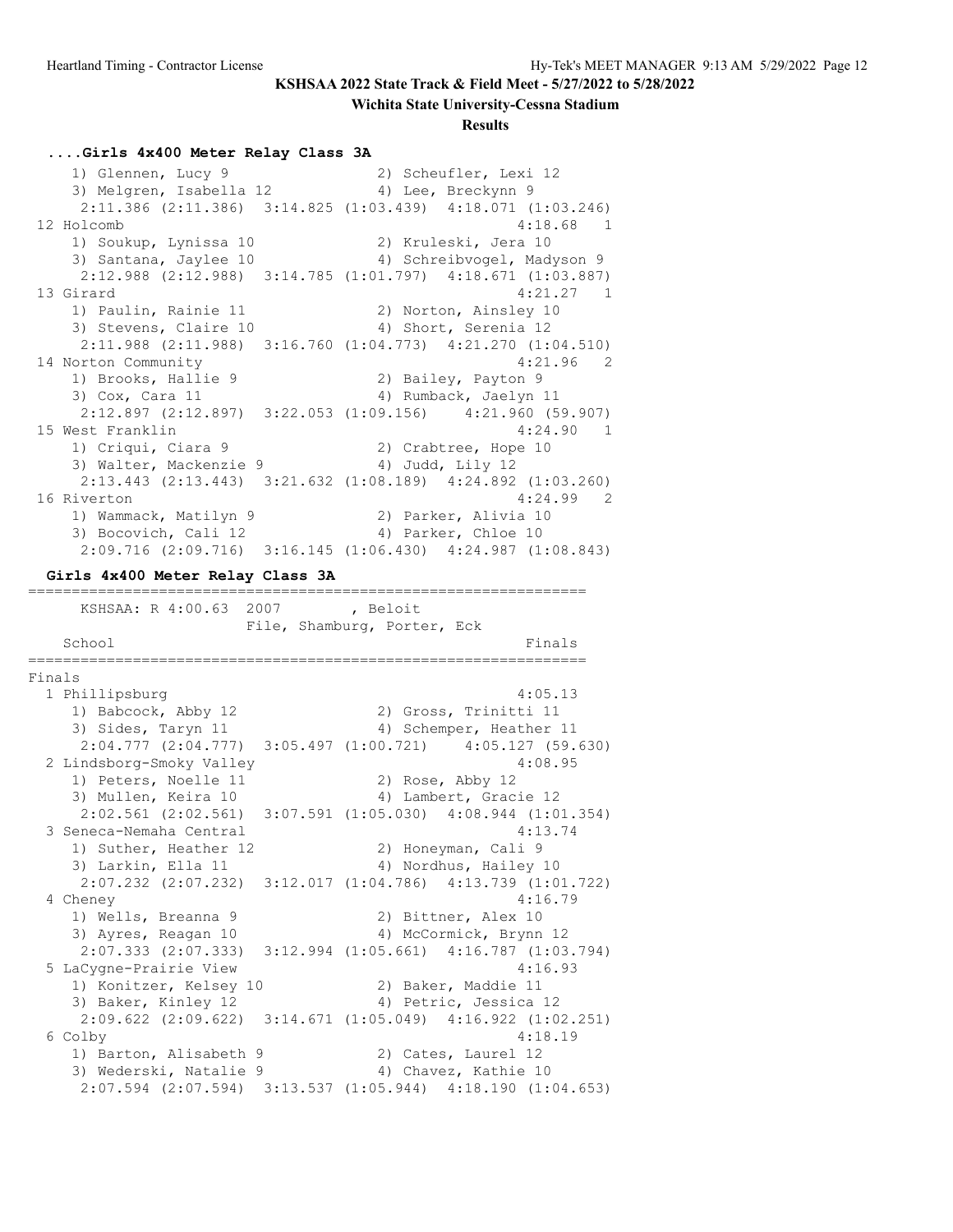**KSHSAA 2022 State Track & Field Meet - 5/27/2022 to 5/28/2022**

**Wichita State University-Cessna Stadium**

**Results**

### ....Girls 4x400 Meter Relay Class 3A

```
    1) Glennen, Lucy 9                2) Scheufler, Lexi 12
    3) Melgren, Isabella 12           4) Lee, Breckynn 9
     2:11.386 (2:11.386)  3:14.825 (1:03.439)  4:18.071 (1:03.246)
 12 Holcomb                                               4:18.68   1
    1) Soukup, Lynissa 10             2) Kruleski, Jera 10
    3) Santana, Jaylee 10             4) Schreibvogel, Madyson 9
     2:12.988 (2:12.988)  3:14.785 (1:01.797)  4:18.671 (1:03.887)
 13 Girard                                                4:21.27   1
    1) Paulin, Rainie 11              2) Norton, Ainsley 10
    3) Stevens, Claire 10             4) Short, Serenia 12
     2:11.988 (2:11.988)  3:16.760 (1:04.773)  4:21.270 (1:04.510)
 14 Norton Community                                      4:21.96   2
    1) Brooks, Hallie 9               2) Bailey, Payton 9
    3) Cox, Cara 11                   4) Rumback, Jaelyn 11
     2:12.897 (2:12.897)  3:22.053 (1:09.156)    4:21.960 (59.907)
 15 West Franklin                                         4:24.90   1
    1) Criqui, Ciara 9                2) Crabtree, Hope 10
    3) Walter, Mackenzie 9            4) Judd, Lily 12
     2:13.443 (2:13.443)  3:21.632 (1:08.189)  4:24.892 (1:03.260)
 16 Riverton                                              4:24.99   2
    1) Wammack, Matilyn 9             2) Parker, Alivia 10
    3) Bocovich, Cali 12              4) Parker, Chloe 10
     2:09.716 (2:09.716)  3:16.145 (1:06.430)  4:24.987 (1:08.843)
```

### Girls 4x400 Meter Relay Class 3A

```
=================================================================
      KSHSAA: R 4:00.63  2007        , Beloit
                    File, Shamburg, Porter, Eck
   School                                                 Finals
=================================================================
Finals
  1 Phillipsburg                                          4:05.13
     1) Babcock, Abby 12               2) Gross, Trinitti 11
     3) Sides, Taryn 11                4) Schemper, Heather 11
     2:04.777 (2:04.777)  3:05.497 (1:00.721)    4:05.127 (59.630)
  2 Lindsborg-Smoky Valley                                4:08.95
     1) Peters, Noelle 11              2) Rose, Abby 12
     3) Mullen, Keira 10               4) Lambert, Gracie 12
     2:02.561 (2:02.561)  3:07.591 (1:05.030)  4:08.944 (1:01.354)
  3 Seneca-Nemaha Central                                 4:13.74
     1) Suther, Heather 12             2) Honeyman, Cali 9
     3) Larkin, Ella 11                4) Nordhus, Hailey 10
     2:07.232 (2:07.232)  3:12.017 (1:04.786)  4:13.739 (1:01.722)
  4 Cheney                                                4:16.79
     1) Wells, Breanna 9               2) Bittner, Alex 10
     3) Ayres, Reagan 10               4) McCormick, Brynn 12
     2:07.333 (2:07.333)  3:12.994 (1:05.661)  4:16.787 (1:03.794)
  5 LaCygne-Prairie View                                  4:16.93
     1) Konitzer, Kelsey 10            2) Baker, Maddie 11
     3) Baker, Kinley 12               4) Petric, Jessica 12
     2:09.622 (2:09.622)  3:14.671 (1:05.049)  4:16.922 (1:02.251)
  6 Colby                                                 4:18.19
     1) Barton, Alisabeth 9            2) Cates, Laurel 12
     3) Wederski, Natalie 9            4) Chavez, Kathie 10
     2:07.594 (2:07.594)  3:13.537 (1:05.944)  4:18.190 (1:04.653)
```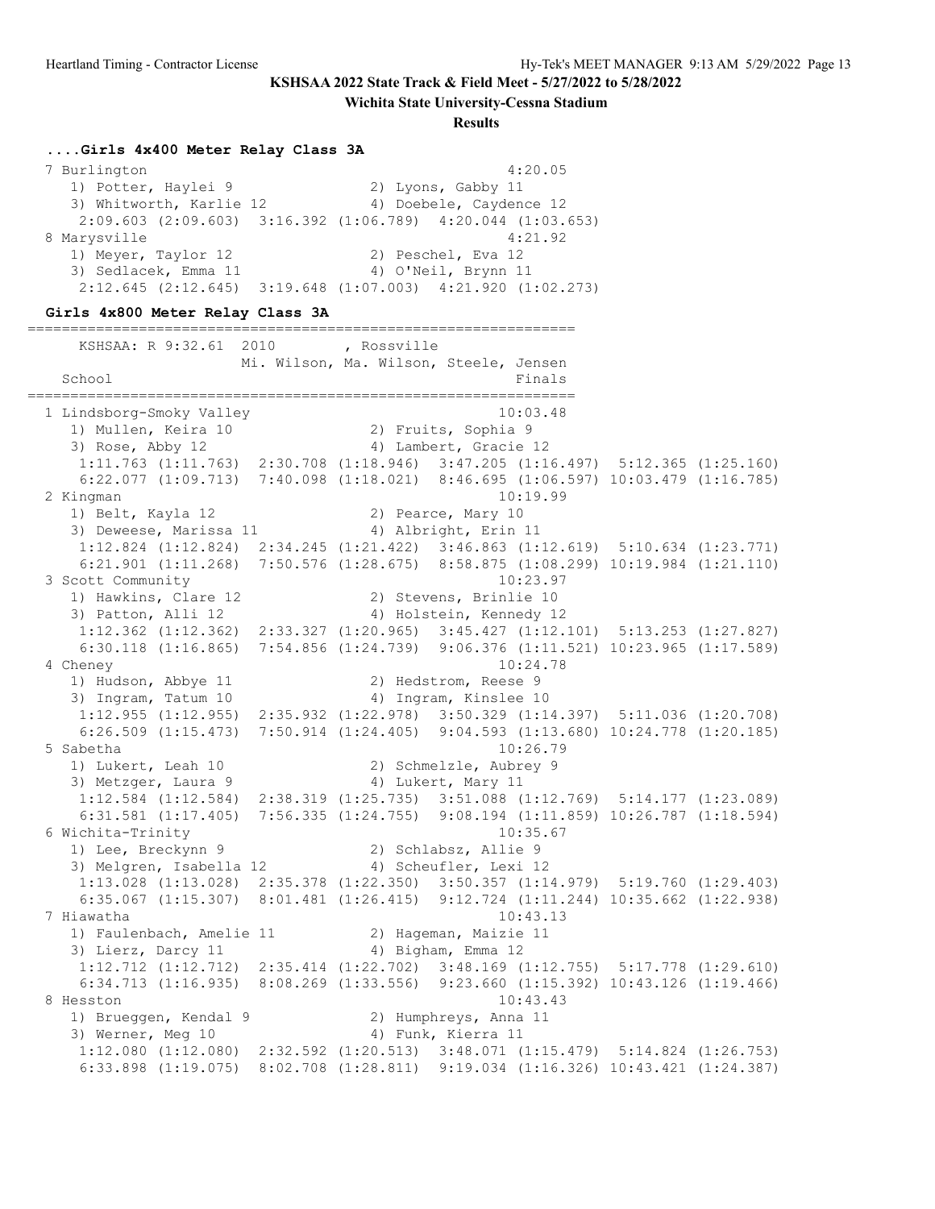**KSHSAA 2022 State Track & Field Meet - 5/27/2022 to 5/28/2022**

**Wichita State University-Cessna Stadium**

**Results**

### ....Girls 4x400 Meter Relay Class 3A

```
  7 Burlington                                         4:20.05
     1) Potter, Haylei 9                2) Lyons, Gabby 11
     3) Whitworth, Karlie 12            4) Doebele, Caydence 12
      2:09.603 (2:09.603)  3:16.392 (1:06.789)  4:20.044 (1:03.653)
  8 Marysville                                         4:21.92
     1) Meyer, Taylor 12                2) Peschel, Eva 12
     3) Sedlacek, Emma 11               4) O'Neil, Brynn 11
      2:12.645 (2:12.645)  3:19.648 (1:07.003)  4:21.920 (1:02.273)
```

### Girls 4x800 Meter Relay Class 3A

```
================================================================
      KSHSAA: R 9:32.61  2010        , Rossville
                     Mi. Wilson, Ma. Wilson, Steele, Jensen
    School                                             Finals
================================================================
  1 Lindsborg-Smoky Valley                            10:03.48
     1) Mullen, Keira 10                2) Fruits, Sophia 9
     3) Rose, Abby 12                   4) Lambert, Gracie 12
      1:11.763 (1:11.763)  2:30.708 (1:18.946)  3:47.205 (1:16.497)  5:12.365 (1:25.160)
      6:22.077 (1:09.713)  7:40.098 (1:18.021)  8:46.695 (1:06.597) 10:03.479 (1:16.785)
  2 Kingman                                           10:19.99
     1) Belt, Kayla 12                  2) Pearce, Mary 10
     3) Deweese, Marissa 11             4) Albright, Erin 11
      1:12.824 (1:12.824)  2:34.245 (1:21.422)  3:46.863 (1:12.619)  5:10.634 (1:23.771)
      6:21.901 (1:11.268)  7:50.576 (1:28.675)  8:58.875 (1:08.299) 10:19.984 (1:21.110)
  3 Scott Community                                   10:23.97
     1) Hawkins, Clare 12               2) Stevens, Brinlie 10
     3) Patton, Alli 12                 4) Holstein, Kennedy 12
      1:12.362 (1:12.362)  2:33.327 (1:20.965)  3:45.427 (1:12.101)  5:13.253 (1:27.827)
      6:30.118 (1:16.865)  7:54.856 (1:24.739)  9:06.376 (1:11.521) 10:23.965 (1:17.589)
  4 Cheney                                            10:24.78
     1) Hudson, Abbye 11                2) Hedstrom, Reese 9
     3) Ingram, Tatum 10                4) Ingram, Kinslee 10
      1:12.955 (1:12.955)  2:35.932 (1:22.978)  3:50.329 (1:14.397)  5:11.036 (1:20.708)
      6:26.509 (1:15.473)  7:50.914 (1:24.405)  9:04.593 (1:13.680) 10:24.778 (1:20.185)
  5 Sabetha                                           10:26.79
     1) Lukert, Leah 10                 2) Schmelzle, Aubrey 9
     3) Metzger, Laura 9                4) Lukert, Mary 11
      1:12.584 (1:12.584)  2:38.319 (1:25.735)  3:51.088 (1:12.769)  5:14.177 (1:23.089)
      6:31.581 (1:17.405)  7:56.335 (1:24.755)  9:08.194 (1:11.859) 10:26.787 (1:18.594)
  6 Wichita-Trinity                                   10:35.67
     1) Lee, Breckynn 9                 2) Schlabsz, Allie 9
     3) Melgren, Isabella 12            4) Scheufler, Lexi 12
      1:13.028 (1:13.028)  2:35.378 (1:22.350)  3:50.357 (1:14.979)  5:19.760 (1:29.403)
      6:35.067 (1:15.307)  8:01.481 (1:26.415)  9:12.724 (1:11.244) 10:35.662 (1:22.938)
  7 Hiawatha                                          10:43.13
     1) Faulenbach, Amelie 11           2) Hageman, Maizie 11
     3) Lierz, Darcy 11                 4) Bigham, Emma 12
      1:12.712 (1:12.712)  2:35.414 (1:22.702)  3:48.169 (1:12.755)  5:17.778 (1:29.610)
      6:34.713 (1:16.935)  8:08.269 (1:33.556)  9:23.660 (1:15.392) 10:43.126 (1:19.466)
  8 Hesston                                           10:43.43
     1) Brueggen, Kendal 9              2) Humphreys, Anna 11
     3) Werner, Meg 10                  4) Funk, Kierra 11
      1:12.080 (1:12.080)  2:32.592 (1:20.513)  3:48.071 (1:15.479)  5:14.824 (1:26.753)
      6:33.898 (1:19.075)  8:02.708 (1:28.811)  9:19.034 (1:16.326) 10:43.421 (1:24.387)
```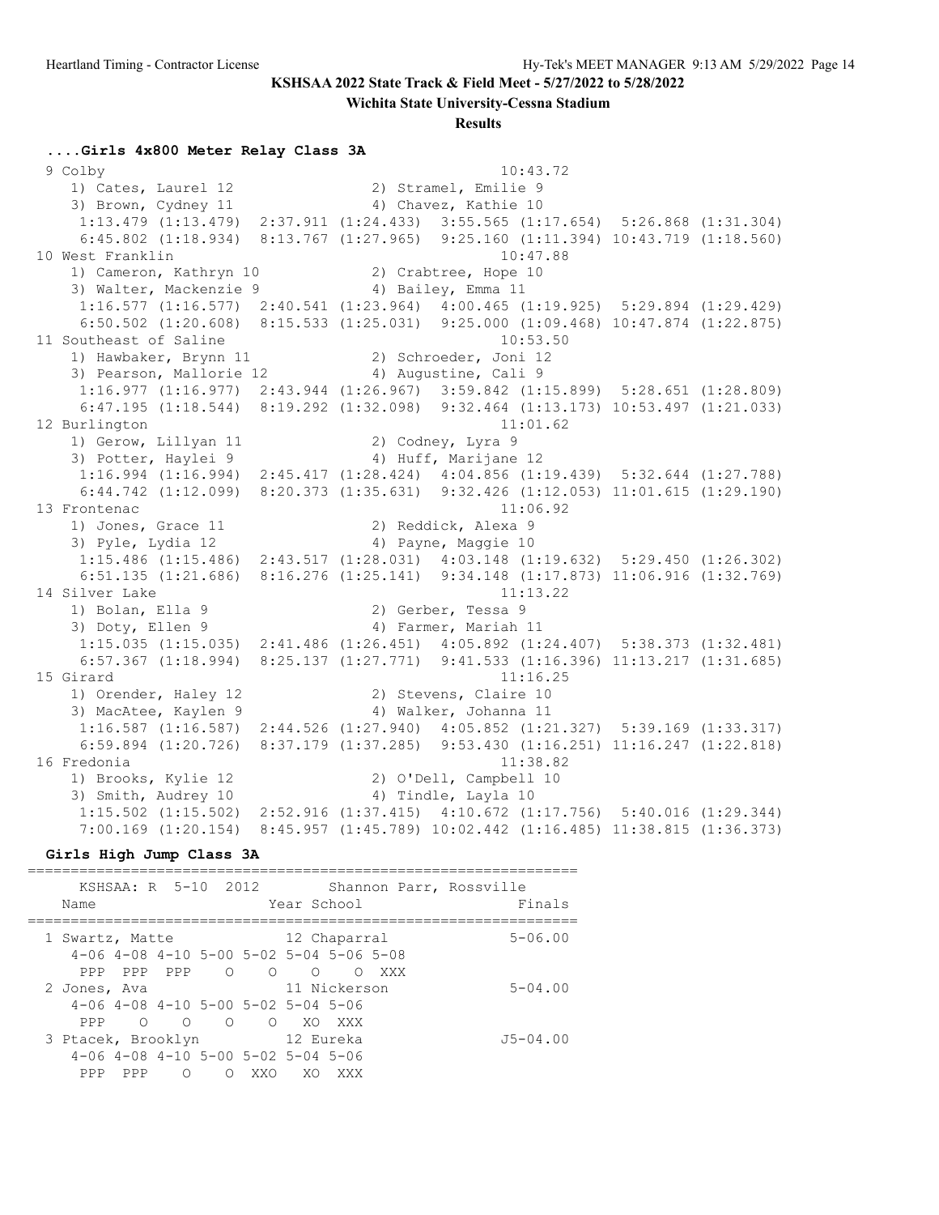**KSHSAA 2022 State Track & Field Meet - 5/27/2022 to 5/28/2022**

**Wichita State University-Cessna Stadium**

**Results**

### ....Girls 4x800 Meter Relay Class 3A

```
 9 Colby                                                  10:43.72
    1) Cates, Laurel 12               2) Stramel, Emilie 9
    3) Brown, Cydney 11               4) Chavez, Kathie 10
     1:13.479 (1:13.479)  2:37.911 (1:24.433)  3:55.565 (1:17.654)  5:26.868 (1:31.304)
     6:45.802 (1:18.934)  8:13.767 (1:27.965)  9:25.160 (1:11.394) 10:43.719 (1:18.560)
10 West Franklin                                          10:47.88
    1) Cameron, Kathryn 10            2) Crabtree, Hope 10
    3) Walter, Mackenzie 9            4) Bailey, Emma 11
     1:16.577 (1:16.577)  2:40.541 (1:23.964)  4:00.465 (1:19.925)  5:29.894 (1:29.429)
     6:50.502 (1:20.608)  8:15.533 (1:25.031)  9:25.000 (1:09.468) 10:47.874 (1:22.875)
11 Southeast of Saline                                    10:53.50
    1) Hawbaker, Brynn 11             2) Schroeder, Joni 12
    3) Pearson, Mallorie 12           4) Augustine, Cali 9
     1:16.977 (1:16.977)  2:43.944 (1:26.967)  3:59.842 (1:15.899)  5:28.651 (1:28.809)
     6:47.195 (1:18.544)  8:19.292 (1:32.098)  9:32.464 (1:13.173) 10:53.497 (1:21.033)
12 Burlington                                             11:01.62
    1) Gerow, Lillyan 11              2) Codney, Lyra 9
    3) Potter, Haylei 9               4) Huff, Marijane 12
     1:16.994 (1:16.994)  2:45.417 (1:28.424)  4:04.856 (1:19.439)  5:32.644 (1:27.788)
     6:44.742 (1:12.099)  8:20.373 (1:35.631)  9:32.426 (1:12.053) 11:01.615 (1:29.190)
13 Frontenac                                              11:06.92
    1) Jones, Grace 11                2) Reddick, Alexa 9
    3) Pyle, Lydia 12                 4) Payne, Maggie 10
     1:15.486 (1:15.486)  2:43.517 (1:28.031)  4:03.148 (1:19.632)  5:29.450 (1:26.302)
     6:51.135 (1:21.686)  8:16.276 (1:25.141)  9:34.148 (1:17.873) 11:06.916 (1:32.769)
14 Silver Lake                                            11:13.22
    1) Bolan, Ella 9                  2) Gerber, Tessa 9
    3) Doty, Ellen 9                  4) Farmer, Mariah 11
     1:15.035 (1:15.035)  2:41.486 (1:26.451)  4:05.892 (1:24.407)  5:38.373 (1:32.481)
     6:57.367 (1:18.994)  8:25.137 (1:27.771)  9:41.533 (1:16.396) 11:13.217 (1:31.685)
15 Girard                                                 11:16.25
    1) Orender, Haley 12              2) Stevens, Claire 10
    3) MacAtee, Kaylen 9              4) Walker, Johanna 11
     1:16.587 (1:16.587)  2:44.526 (1:27.940)  4:05.852 (1:21.327)  5:39.169 (1:33.317)
     6:59.894 (1:20.726)  8:37.179 (1:37.285)  9:53.430 (1:16.251) 11:16.247 (1:22.818)
16 Fredonia                                               11:38.82
    1) Brooks, Kylie 12               2) O'Dell, Campbell 10
    3) Smith, Audrey 10               4) Tindle, Layla 10
     1:15.502 (1:15.502)  2:52.916 (1:37.415)  4:10.672 (1:17.756)  5:40.016 (1:29.344)
     7:00.169 (1:20.154)  8:45.957 (1:45.789) 10:02.442 (1:16.485) 11:38.815 (1:36.373)
```

### Girls High Jump Class 3A

```
================================================================
    KSHSAA: R  5-10  2012        Shannon Parr, Rossville
    Name                    Year School                   Finals
================================================================
  1 Swartz, Matte              12 Chaparral              5-06.00
     4-06 4-08 4-10 5-00 5-02 5-04 5-06 5-08
      PPP  PPP  PPP    O    O    O    O  XXX
  2 Jones, Ava                 11 Nickerson              5-04.00
     4-06 4-08 4-10 5-00 5-02 5-04 5-06
      PPP    O    O    O    O   XO  XXX
  3 Ptacek, Brooklyn           12 Eureka                J5-04.00
     4-06 4-08 4-10 5-00 5-02 5-04 5-06
      PPP  PPP    O    O  XXO   XO  XXX
```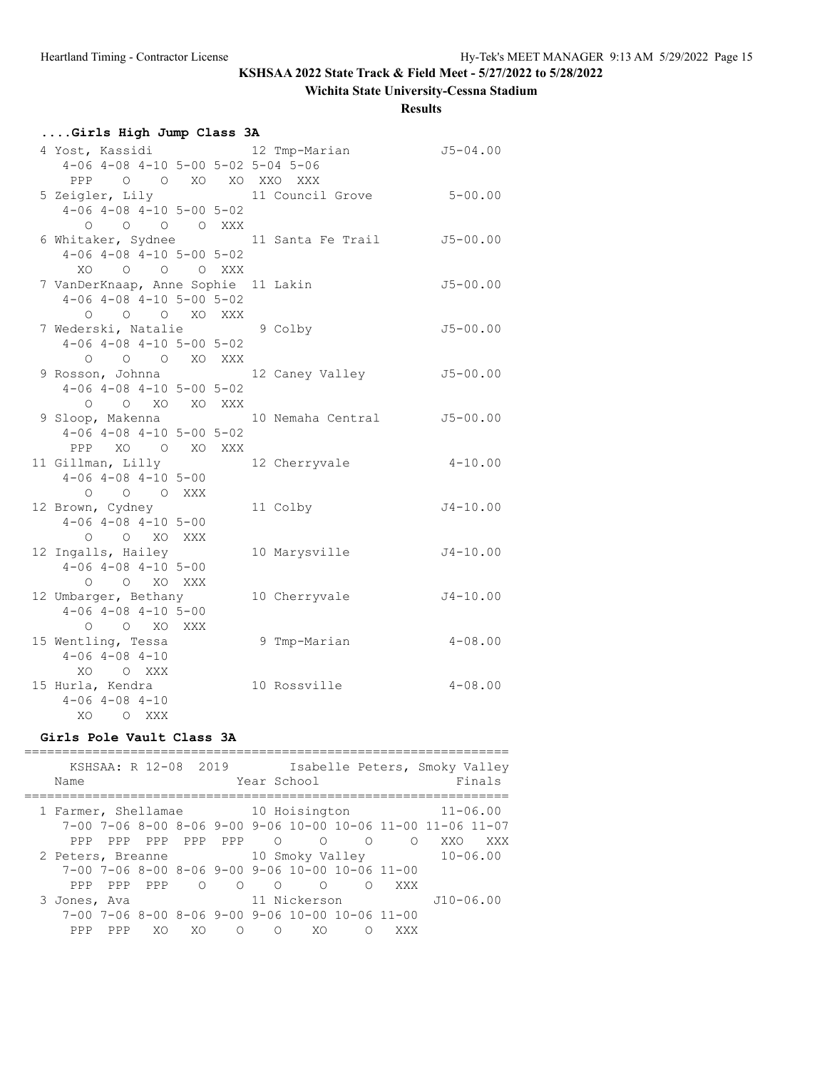**KSHSAA 2022 State Track & Field Meet - 5/27/2022 to 5/28/2022**

**Wichita State University-Cessna Stadium**

**Results**

### ....Girls High Jump Class 3A

```
  4 Yost, Kassidi              12 Tmp-Marian             J5-04.00
     4-06 4-08 4-10 5-00 5-02 5-04 5-06
      PPP    O    O   XO   XO  XXO  XXX
  5 Zeigler, Lily              11 Council Grove           5-00.00
     4-06 4-08 4-10 5-00 5-02
        O    O    O    O  XXX
  6 Whitaker, Sydnee           11 Santa Fe Trail         J5-00.00
     4-06 4-08 4-10 5-00 5-02
       XO    O    O    O  XXX
  7 VanDerKnaap, Anne Sophie  11 Lakin                   J5-00.00
     4-06 4-08 4-10 5-00 5-02
        O    O    O   XO  XXX
  7 Wederski, Natalie           9 Colby                  J5-00.00
     4-06 4-08 4-10 5-00 5-02
        O    O    O   XO  XXX
  9 Rosson, Johnna             12 Caney Valley           J5-00.00
     4-06 4-08 4-10 5-00 5-02
        O    O   XO   XO  XXX
  9 Sloop, Makenna             10 Nemaha Central         J5-00.00
     4-06 4-08 4-10 5-00 5-02
      PPP   XO    O   XO  XXX
 11 Gillman, Lilly             12 Cherryvale              4-10.00
     4-06 4-08 4-10 5-00
        O    O    O  XXX
 12 Brown, Cydney              11 Colby                  J4-10.00
     4-06 4-08 4-10 5-00
        O    O   XO  XXX
 12 Ingalls, Hailey            10 Marysville             J4-10.00
     4-06 4-08 4-10 5-00
        O    O   XO  XXX
 12 Umbarger, Bethany          10 Cherryvale             J4-10.00
     4-06 4-08 4-10 5-00
        O    O   XO  XXX
 15 Wentling, Tessa             9 Tmp-Marian              4-08.00
     4-06 4-08 4-10
       XO    O  XXX
 15 Hurla, Kendra              10 Rossville               4-08.00
     4-06 4-08 4-10
       XO    O  XXX
```

### Girls Pole Vault Class 3A

```
=================================================================
      KSHSAA: R 12-08  2019       Isabelle Peters, Smoky Valley
    Name                    Year School                  Finals
=================================================================
  1 Farmer, Shellamae          10 Hoisington             11-06.00
     7-00 7-06 8-00 8-06 9-00 9-06 10-00 10-06 11-00 11-06 11-07
      PPP  PPP  PPP  PPP  PPP    O     O     O     O   XXO   XXX
  2 Peters, Breanne            10 Smoky Valley           10-06.00
     7-00 7-06 8-00 8-06 9-00 9-06 10-00 10-06 11-00
      PPP  PPP  PPP    O    O    O     O     O   XXX
  3 Jones, Ava                 11 Nickerson             J10-06.00
     7-00 7-06 8-00 8-06 9-00 9-06 10-00 10-06 11-00
      PPP  PPP   XO   XO    O    O    XO     O   XXX
```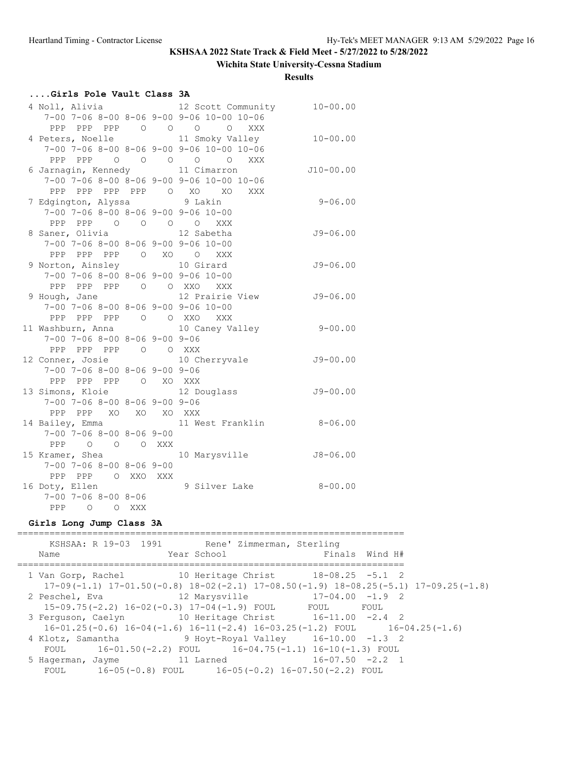KSHSAA 2022 State Track & Field Meet - 5/27/2022 to 5/28/2022

Wichita State University-Cessna Stadium

**Results**

### ....Girls Pole Vault Class 3A

```
  4 Noll, Alivia               12 Scott Community       10-00.00 
      7-00 7-06 8-00 8-06 9-00 9-06 10-00 10-06
       PPP  PPP  PPP    O    O    O     O   XXX 
  4 Peters, Noelle             11 Smoky Valley          10-00.00 
      7-00 7-06 8-00 8-06 9-00 9-06 10-00 10-06
       PPP  PPP    O    O    O    O     O   XXX 
  6 Jarnagin, Kennedy          11 Cimarron             J10-00.00 
      7-00 7-06 8-00 8-06 9-00 9-06 10-00 10-06
       PPP  PPP  PPP  PPP    O   XO    XO   XXX 
  7 Edgington, Alyssa           9 Lakin                  9-06.00 
      7-00 7-06 8-00 8-06 9-00 9-06 10-00
       PPP  PPP    O    O    O    O   XXX 
  8 Saner, Olivia              12 Sabetha               J9-06.00 
      7-00 7-06 8-00 8-06 9-00 9-06 10-00
       PPP  PPP  PPP    O   XO    O   XXX 
  9 Norton, Ainsley            10 Girard                J9-06.00 
      7-00 7-06 8-00 8-06 9-00 9-06 10-00
       PPP  PPP  PPP    O    O  XXO   XXX 
  9 Hough, Jane                12 Prairie View          J9-06.00 
      7-00 7-06 8-00 8-06 9-00 9-06 10-00
       PPP  PPP  PPP    O    O  XXO   XXX 
 11 Washburn, Anna             10 Caney Valley           9-00.00 
      7-00 7-06 8-00 8-06 9-00 9-06
       PPP  PPP  PPP    O    O  XXX 
 12 Conner, Josie              10 Cherryvale            J9-00.00 
      7-00 7-06 8-00 8-06 9-00 9-06
       PPP  PPP  PPP    O   XO  XXX 
 13 Simons, Kloie              12 Douglass              J9-00.00 
      7-00 7-06 8-00 8-06 9-00 9-06
       PPP  PPP   XO   XO   XO  XXX 
 14 Bailey, Emma               11 West Franklin          8-06.00 
      7-00 7-06 8-00 8-06 9-00
       PPP    O    O    O  XXX 
 15 Kramer, Shea               10 Marysville            J8-06.00 
      7-00 7-06 8-00 8-06 9-00
       PPP  PPP    O  XXO  XXX 
 16 Doty, Ellen                 9 Silver Lake            8-00.00 
      7-00 7-06 8-00 8-06
       PPP    O    O  XXX 
```

### Girls Long Jump Class 3A

```
========================================================================
     KSHSAA: R 19-03  1991        Rene' Zimmerman, Sterling             
    Name                    Year School                  Finals  Wind H#
========================================================================
  1 Van Gorp, Rachel           10 Heritage Christ       18-08.25  -5.1  2 
     17-09(-1.1) 17-01.50(-0.8) 18-02(-2.1) 17-08.50(-1.9) 18-08.25(-5.1) 17-09.25(-1.8)
  2 Peschel, Eva               12 Marysville            17-04.00  -1.9  2 
     15-09.75(-2.2) 16-02(-0.3) 17-04(-1.9) FOUL      FOUL      FOUL      
  3 Ferguson, Caelyn           10 Heritage Christ       16-11.00  -2.4  2 
     16-01.25(-0.6) 16-04(-1.6) 16-11(-2.4) 16-03.25(-1.2) FOUL      16-04.25(-1.6)
  4 Klotz, Samantha             9 Hoyt-Royal Valley     16-10.00  -1.3  2 
     FOUL      16-01.50(-2.2) FOUL      16-04.75(-1.1) 16-10(-1.3) FOUL      
  5 Hagerman, Jayme            11 Larned                16-07.50  -2.2  1 
     FOUL      16-05(-0.8) FOUL      16-05(-0.2) 16-07.50(-2.2) FOUL      
```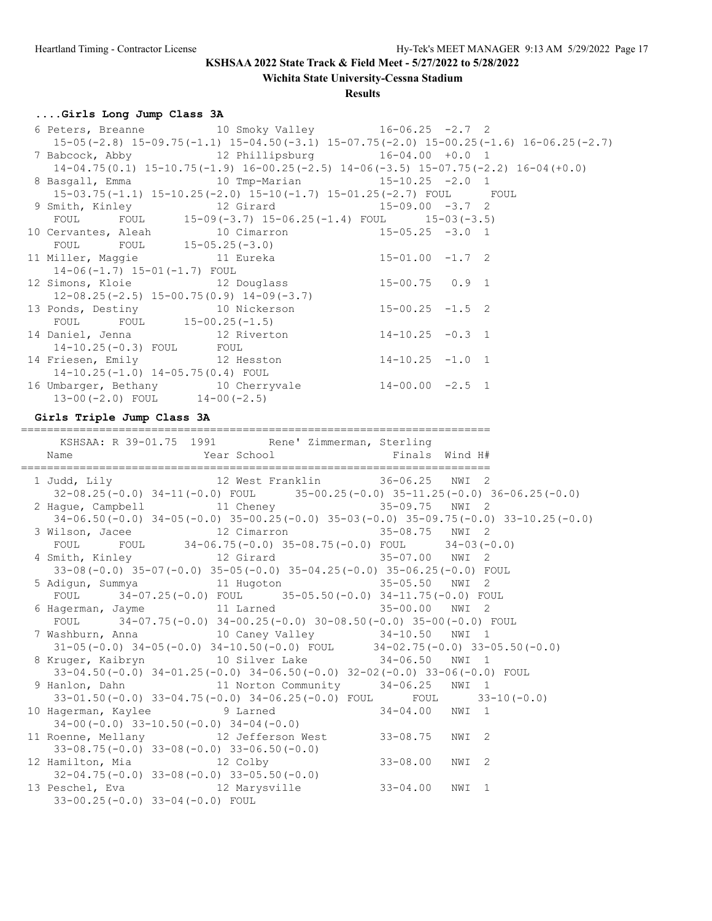**KSHSAA 2022 State Track & Field Meet - 5/27/2022 to 5/28/2022**

**Wichita State University-Cessna Stadium**

**Results**

### ....Girls Long Jump Class 3A

```
  6 Peters, Breanne          10 Smoky Valley          16-06.25  -2.7  2
     15-05(-2.8) 15-09.75(-1.1) 15-04.50(-3.1) 15-07.75(-2.0) 15-00.25(-1.6) 16-06.25(-2.7)
  7 Babcock, Abby            12 Phillipsburg          16-04.00  +0.0  1
     14-04.75(0.1) 15-10.75(-1.9) 16-00.25(-2.5) 14-06(-3.5) 15-07.75(-2.2) 16-04(+0.0)
  8 Basgall, Emma            10 Tmp-Marian            15-10.25  -2.0  1
     15-03.75(-1.1) 15-10.25(-2.0) 15-10(-1.7) 15-01.25(-2.7) FOUL      FOUL
  9 Smith, Kinley            12 Girard                15-09.00  -3.7  2
     FOUL      FOUL      15-09(-3.7) 15-06.25(-1.4) FOUL      15-03(-3.5)
 10 Cervantes, Aleah         10 Cimarron              15-05.25  -3.0  1
     FOUL      FOUL      15-05.25(-3.0)
 11 Miller, Maggie           11 Eureka                15-01.00  -1.7  2
     14-06(-1.7) 15-01(-1.7) FOUL
 12 Simons, Kloie            12 Douglass              15-00.75   0.9  1
     12-08.25(-2.5) 15-00.75(0.9) 14-09(-3.7)
 13 Ponds, Destiny           10 Nickerson             15-00.25  -1.5  2
     FOUL      FOUL      15-00.25(-1.5)
 14 Daniel, Jenna            12 Riverton              14-10.25  -0.3  1
     14-10.25(-0.3) FOUL      FOUL
 14 Friesen, Emily           12 Hesston               14-10.25  -1.0  1
     14-10.25(-1.0) 14-05.75(0.4) FOUL
 16 Umbarger, Bethany        10 Cherryvale            14-00.00  -2.5  1
     13-00(-2.0) FOUL      14-00(-2.5)
```

### Girls Triple Jump Class 3A

```
========================================================================
    KSHSAA: R 39-01.75  1991        Rene' Zimmerman, Sterling
   Name                    Year School                 Finals  Wind H#
========================================================================
  1 Judd, Lily               12 West Franklin         36-06.25   NWI  2
     32-08.25(-0.0) 34-11(-0.0) FOUL      35-00.25(-0.0) 35-11.25(-0.0) 36-06.25(-0.0)
  2 Hague, Campbell          11 Cheney                35-09.75   NWI  2
     34-06.50(-0.0) 34-05(-0.0) 35-00.25(-0.0) 35-03(-0.0) 35-09.75(-0.0) 33-10.25(-0.0)
  3 Wilson, Jacee            12 Cimarron              35-08.75   NWI  2
     FOUL      FOUL      34-06.75(-0.0) 35-08.75(-0.0) FOUL      34-03(-0.0)
  4 Smith, Kinley            12 Girard                35-07.00   NWI  2
     33-08(-0.0) 35-07(-0.0) 35-05(-0.0) 35-04.25(-0.0) 35-06.25(-0.0) FOUL
  5 Adigun, Summya           11 Hugoton               35-05.50   NWI  2
     FOUL      34-07.25(-0.0) FOUL      35-05.50(-0.0) 34-11.75(-0.0) FOUL
  6 Hagerman, Jayme          11 Larned                35-00.00   NWI  2
     FOUL      34-07.75(-0.0) 34-00.25(-0.0) 30-08.50(-0.0) 35-00(-0.0) FOUL
  7 Washburn, Anna           10 Caney Valley          34-10.50   NWI  1
     31-05(-0.0) 34-05(-0.0) 34-10.50(-0.0) FOUL      34-02.75(-0.0) 33-05.50(-0.0)
  8 Kruger, Kaibryn          10 Silver Lake           34-06.50   NWI  1
     33-04.50(-0.0) 34-01.25(-0.0) 34-06.50(-0.0) 32-02(-0.0) 33-06(-0.0) FOUL
  9 Hanlon, Dahn             11 Norton Community      34-06.25   NWI  1
     33-01.50(-0.0) 33-04.75(-0.0) 34-06.25(-0.0) FOUL      FOUL      33-10(-0.0)
 10 Hagerman, Kaylee          9 Larned                34-04.00   NWI  1
     34-00(-0.0) 33-10.50(-0.0) 34-04(-0.0)
 11 Roenne, Mellany          12 Jefferson West        33-08.75   NWI  2
     33-08.75(-0.0) 33-08(-0.0) 33-06.50(-0.0)
 12 Hamilton, Mia            12 Colby                 33-08.00   NWI  2
     32-04.75(-0.0) 33-08(-0.0) 33-05.50(-0.0)
 13 Peschel, Eva             12 Marysville            33-04.00   NWI  1
     33-00.25(-0.0) 33-04(-0.0) FOUL
```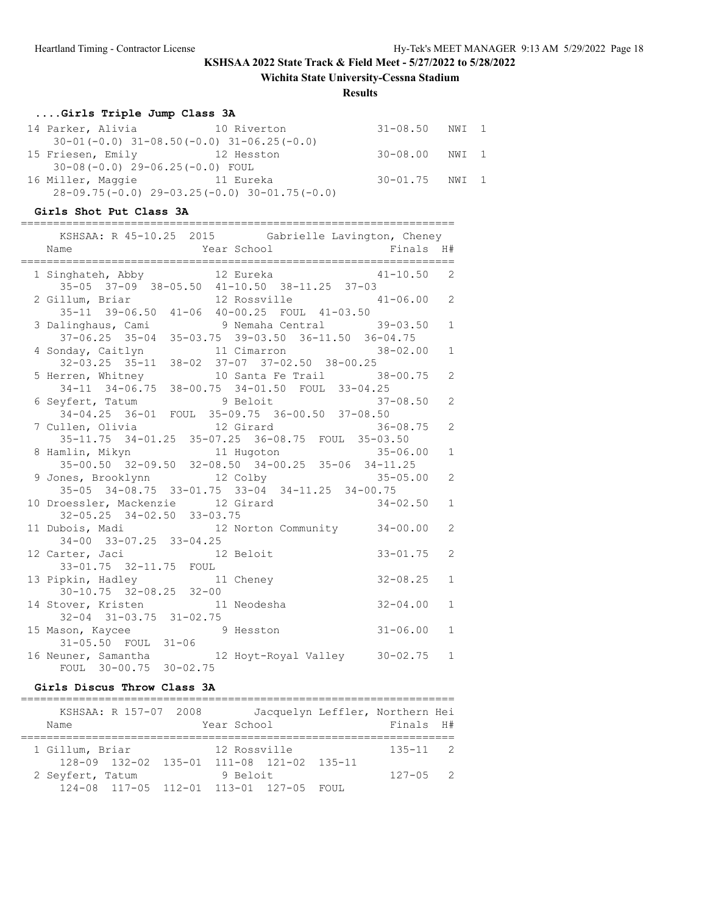**KSHSAA 2022 State Track & Field Meet - 5/27/2022 to 5/28/2022**

**Wichita State University-Cessna Stadium**

**Results**

### ....Girls Triple Jump Class 3A

```
 14 Parker, Alivia            10 Riverton                31-08.50   NWI  1
     30-01(-0.0) 31-08.50(-0.0) 31-06.25(-0.0)
 15 Friesen, Emily            12 Hesston                 30-08.00   NWI  1
     30-08(-0.0) 29-06.25(-0.0) FOUL
 16 Miller, Maggie            11 Eureka                  30-01.75   NWI  1
     28-09.75(-0.0) 29-03.25(-0.0) 30-01.75(-0.0)
```

### Girls Shot Put Class 3A

```
==================================================================
     KSHSAA: R 45-10.25  2015        Gabrielle Lavington, Cheney
   Name                    Year School                  Finals  H#
==================================================================
  1 Singhateh, Abby         12 Eureka                   41-10.50   2
     35-05  37-09  38-05.50  41-10.50  38-11.25  37-03
  2 Gillum, Briar           12 Rossville                41-06.00   2
     35-11  39-06.50  41-06  40-00.25  FOUL  41-03.50
  3 Dalinghaus, Cami         9 Nemaha Central           39-03.50   1
     37-06.25  35-04  35-03.75  39-03.50  36-11.50  36-04.75
  4 Sonday, Caitlyn         11 Cimarron                 38-02.00   1
     32-03.25  35-11  38-02  37-07  37-02.50  38-00.25
  5 Herren, Whitney         10 Santa Fe Trail           38-00.75   2
     34-11  34-06.75  38-00.75  34-01.50  FOUL  33-04.25
  6 Seyfert, Tatum           9 Beloit                   37-08.50   2
     34-04.25  36-01  FOUL  35-09.75  36-00.50  37-08.50
  7 Cullen, Olivia          12 Girard                   36-08.75   2
     35-11.75  34-01.25  35-07.25  36-08.75  FOUL  35-03.50
  8 Hamlin, Mikyn           11 Hugoton                  35-06.00   1
     35-00.50  32-09.50  32-08.50  34-00.25  35-06  34-11.25
  9 Jones, Brooklynn        12 Colby                    35-05.00   2
     35-05  34-08.75  33-01.75  33-04  34-11.25  34-00.75
 10 Droessler, Mackenzie    12 Girard                   34-02.50   1
     32-05.25  34-02.50  33-03.75
 11 Dubois, Madi            12 Norton Community         34-00.00   2
     34-00  33-07.25  33-04.25
 12 Carter, Jaci            12 Beloit                   33-01.75   2
     33-01.75  32-11.75  FOUL
 13 Pipkin, Hadley          11 Cheney                   32-08.25   1
     30-10.75  32-08.25  32-00
 14 Stover, Kristen         11 Neodesha                 32-04.00   1
     32-04  31-03.75  31-02.75
 15 Mason, Kaycee            9 Hesston                  31-06.00   1
     31-05.50  FOUL  31-06
 16 Neuner, Samantha        12 Hoyt-Royal Valley        30-02.75   1
     FOUL  30-00.75  30-02.75
```

### Girls Discus Throw Class 3A

```
==================================================================
     KSHSAA: R 157-07  2008        Jacquelyn Leffler, Northern Hei
   Name                    Year School                  Finals  H#
==================================================================
  1 Gillum, Briar           12 Rossville                  135-11   2
     128-09  132-02  135-01  111-08  121-02  135-11
  2 Seyfert, Tatum           9 Beloit                     127-05   2
     124-08  117-05  112-01  113-01  127-05  FOUL
```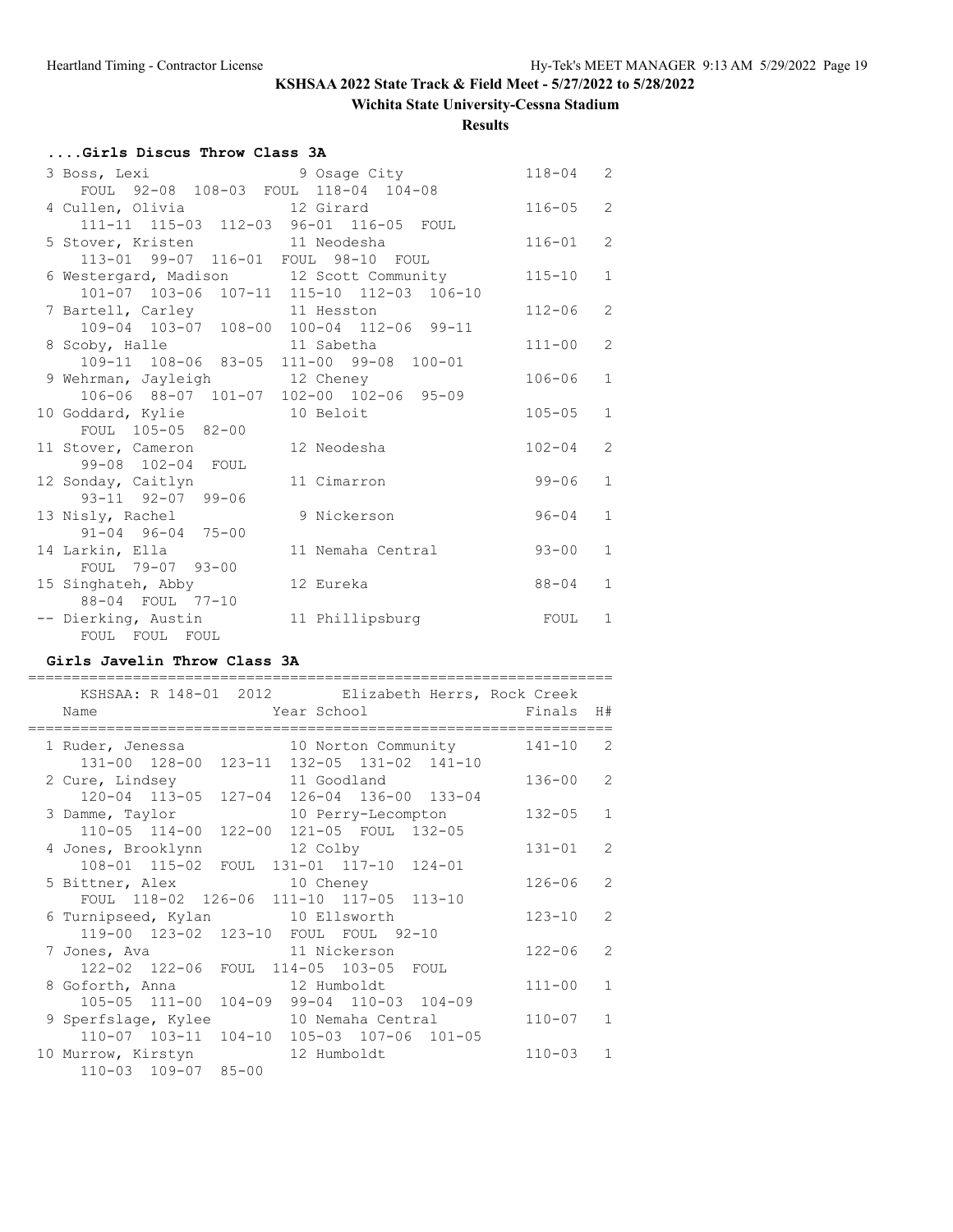**KSHSAA 2022 State Track & Field Meet - 5/27/2022 to 5/28/2022**

**Wichita State University-Cessna Stadium**

**Results**

### ....Girls Discus Throw Class 3A

| Place | Name | Year | School | Finals | H# |
|---|---|---|---|---|---|
| 3 | Boss, Lexi | 9 | Osage City | 118-04 | 2 |
| | FOUL 92-08 108-03 FOUL 118-04 104-08 | | | | |
| 4 | Cullen, Olivia | 12 | Girard | 116-05 | 2 |
| | 111-11 115-03 112-03 96-01 116-05 FOUL | | | | |
| 5 | Stover, Kristen | 11 | Neodesha | 116-01 | 2 |
| | 113-01 99-07 116-01 FOUL 98-10 FOUL | | | | |
| 6 | Westergard, Madison | 12 | Scott Community | 115-10 | 1 |
| | 101-07 103-06 107-11 115-10 112-03 106-10 | | | | |
| 7 | Bartell, Carley | 11 | Hesston | 112-06 | 2 |
| | 109-04 103-07 108-00 100-04 112-06 99-11 | | | | |
| 8 | Scoby, Halle | 11 | Sabetha | 111-00 | 2 |
| | 109-11 108-06 83-05 111-00 99-08 100-01 | | | | |
| 9 | Wehrman, Jayleigh | 12 | Cheney | 106-06 | 1 |
| | 106-06 88-07 101-07 102-00 102-06 95-09 | | | | |
| 10 | Goddard, Kylie | 10 | Beloit | 105-05 | 1 |
| | FOUL 105-05 82-00 | | | | |
| 11 | Stover, Cameron | 12 | Neodesha | 102-04 | 2 |
| | 99-08 102-04 FOUL | | | | |
| 12 | Sonday, Caitlyn | 11 | Cimarron | 99-06 | 1 |
| | 93-11 92-07 99-06 | | | | |
| 13 | Nisly, Rachel | 9 | Nickerson | 96-04 | 1 |
| | 91-04 96-04 75-00 | | | | |
| 14 | Larkin, Ella | 11 | Nemaha Central | 93-00 | 1 |
| | FOUL 79-07 93-00 | | | | |
| 15 | Singhateh, Abby | 12 | Eureka | 88-04 | 1 |
| | 88-04 FOUL 77-10 | | | | |
| -- | Dierking, Austin | 11 | Phillipsburg | FOUL | 1 |
| | FOUL FOUL FOUL | | | | |

### Girls Javelin Throw Class 3A

KSHSAA: R 148-01 2012 Elizabeth Herrs, Rock Creek

| Place | Name | Year | School | Finals | H# |
|---|---|---|---|---|---|
| 1 | Ruder, Jenessa | 10 | Norton Community | 141-10 | 2 |
| | 131-00 128-00 123-11 132-05 131-02 141-10 | | | | |
| 2 | Cure, Lindsey | 11 | Goodland | 136-00 | 2 |
| | 120-04 113-05 127-04 126-04 136-00 133-04 | | | | |
| 3 | Damme, Taylor | 10 | Perry-Lecompton | 132-05 | 1 |
| | 110-05 114-00 122-00 121-05 FOUL 132-05 | | | | |
| 4 | Jones, Brooklynn | 12 | Colby | 131-01 | 2 |
| | 108-01 115-02 FOUL 131-01 117-10 124-01 | | | | |
| 5 | Bittner, Alex | 10 | Cheney | 126-06 | 2 |
| | FOUL 118-02 126-06 111-10 117-05 113-10 | | | | |
| 6 | Turnipseed, Kylan | 10 | Ellsworth | 123-10 | 2 |
| | 119-00 123-02 123-10 FOUL FOUL 92-10 | | | | |
| 7 | Jones, Ava | 11 | Nickerson | 122-06 | 2 |
| | 122-02 122-06 FOUL 114-05 103-05 FOUL | | | | |
| 8 | Goforth, Anna | 12 | Humboldt | 111-00 | 1 |
| | 105-05 111-00 104-09 99-04 110-03 104-09 | | | | |
| 9 | Sperfslage, Kylee | 10 | Nemaha Central | 110-07 | 1 |
| | 110-07 103-11 104-10 105-03 107-06 101-05 | | | | |
| 10 | Murrow, Kirstyn | 12 | Humboldt | 110-03 | 1 |
| | 110-03 109-07 85-00 | | | | |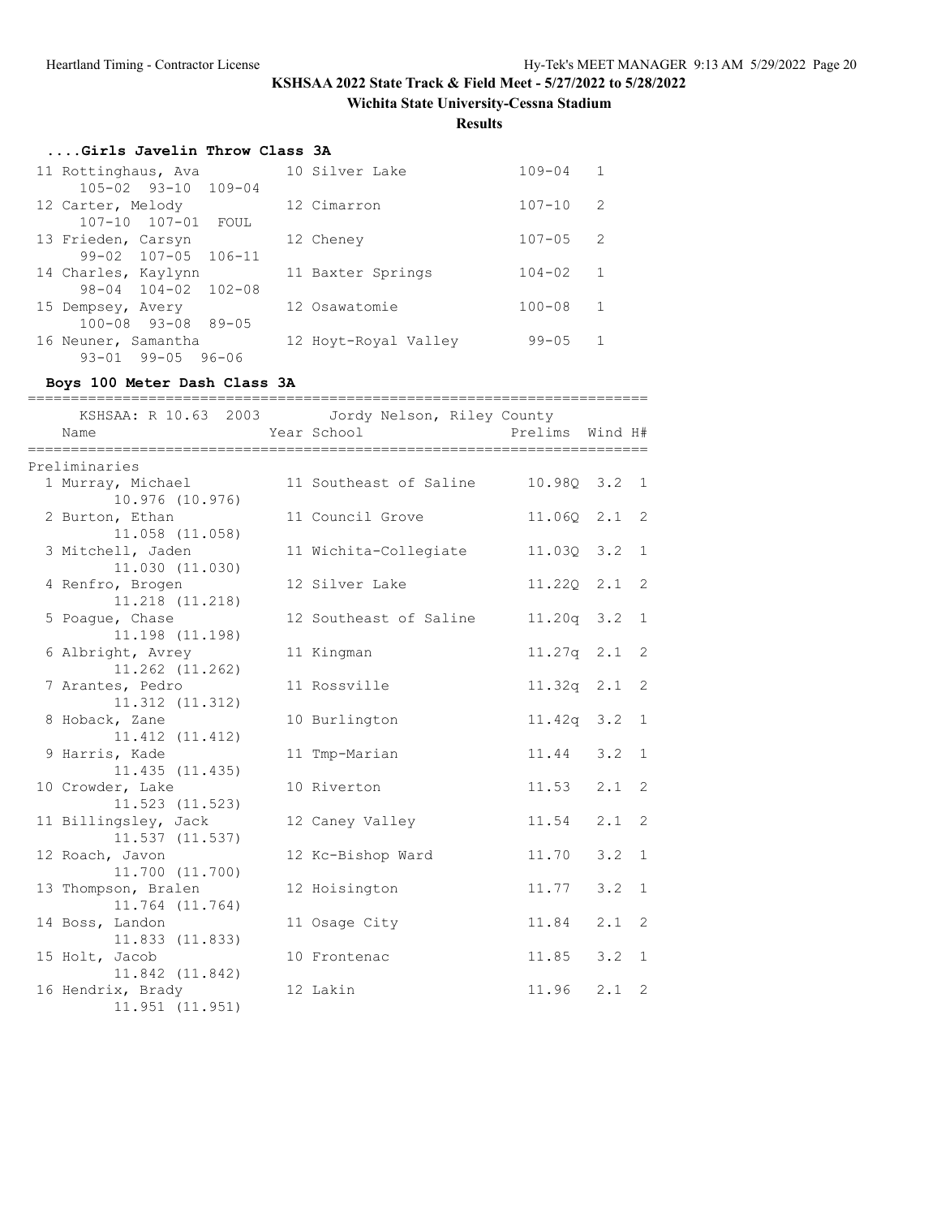KSHSAA 2022 State Track & Field Meet - 5/27/2022 to 5/28/2022

Wichita State University-Cessna Stadium

**Results**

### ....Girls Javelin Throw Class 3A

| Place | Name | Year | School | Mark | Flight |
|---|---|---|---|---|---|
| 11 | Rottinghaus, Ava | 10 | Silver Lake | 109-04 | 1 |
| | 105-02 93-10 109-04 | | | | |
| 12 | Carter, Melody | 12 | Cimarron | 107-10 | 2 |
| | 107-10 107-01 FOUL | | | | |
| 13 | Frieden, Carsyn | 12 | Cheney | 107-05 | 2 |
| | 99-02 107-05 106-11 | | | | |
| 14 | Charles, Kaylynn | 11 | Baxter Springs | 104-02 | 1 |
| | 98-04 104-02 102-08 | | | | |
| 15 | Dempsey, Avery | 12 | Osawatomie | 100-08 | 1 |
| | 100-08 93-08 89-05 | | | | |
| 16 | Neuner, Samantha | 12 | Hoyt-Royal Valley | 99-05 | 1 |
| | 93-01 99-05 96-06 | | | | |

### Boys 100 Meter Dash Class 3A

KSHSAA: R 10.63 2003 Jordy Nelson, Riley County

Preliminaries

| Place | Name | Year | School | Prelims | Wind | H# |
|---|---|---|---|---|---|---|
| 1 | Murray, Michael | 11 | Southeast of Saline | 10.98Q | 3.2 | 1 |
| | 10.976 (10.976) | | | | | |
| 2 | Burton, Ethan | 11 | Council Grove | 11.06Q | 2.1 | 2 |
| | 11.058 (11.058) | | | | | |
| 3 | Mitchell, Jaden | 11 | Wichita-Collegiate | 11.03Q | 3.2 | 1 |
| | 11.030 (11.030) | | | | | |
| 4 | Renfro, Brogen | 12 | Silver Lake | 11.22Q | 2.1 | 2 |
| | 11.218 (11.218) | | | | | |
| 5 | Poague, Chase | 12 | Southeast of Saline | 11.20q | 3.2 | 1 |
| | 11.198 (11.198) | | | | | |
| 6 | Albright, Avrey | 11 | Kingman | 11.27q | 2.1 | 2 |
| | 11.262 (11.262) | | | | | |
| 7 | Arantes, Pedro | 11 | Rossville | 11.32q | 2.1 | 2 |
| | 11.312 (11.312) | | | | | |
| 8 | Hoback, Zane | 10 | Burlington | 11.42q | 3.2 | 1 |
| | 11.412 (11.412) | | | | | |
| 9 | Harris, Kade | 11 | Tmp-Marian | 11.44 | 3.2 | 1 |
| | 11.435 (11.435) | | | | | |
| 10 | Crowder, Lake | 10 | Riverton | 11.53 | 2.1 | 2 |
| | 11.523 (11.523) | | | | | |
| 11 | Billingsley, Jack | 12 | Caney Valley | 11.54 | 2.1 | 2 |
| | 11.537 (11.537) | | | | | |
| 12 | Roach, Javon | 12 | Kc-Bishop Ward | 11.70 | 3.2 | 1 |
| | 11.700 (11.700) | | | | | |
| 13 | Thompson, Bralen | 12 | Hoisington | 11.77 | 3.2 | 1 |
| | 11.764 (11.764) | | | | | |
| 14 | Boss, Landon | 11 | Osage City | 11.84 | 2.1 | 2 |
| | 11.833 (11.833) | | | | | |
| 15 | Holt, Jacob | 10 | Frontenac | 11.85 | 3.2 | 1 |
| | 11.842 (11.842) | | | | | |
| 16 | Hendrix, Brady | 12 | Lakin | 11.96 | 2.1 | 2 |
| | 11.951 (11.951) | | | | | |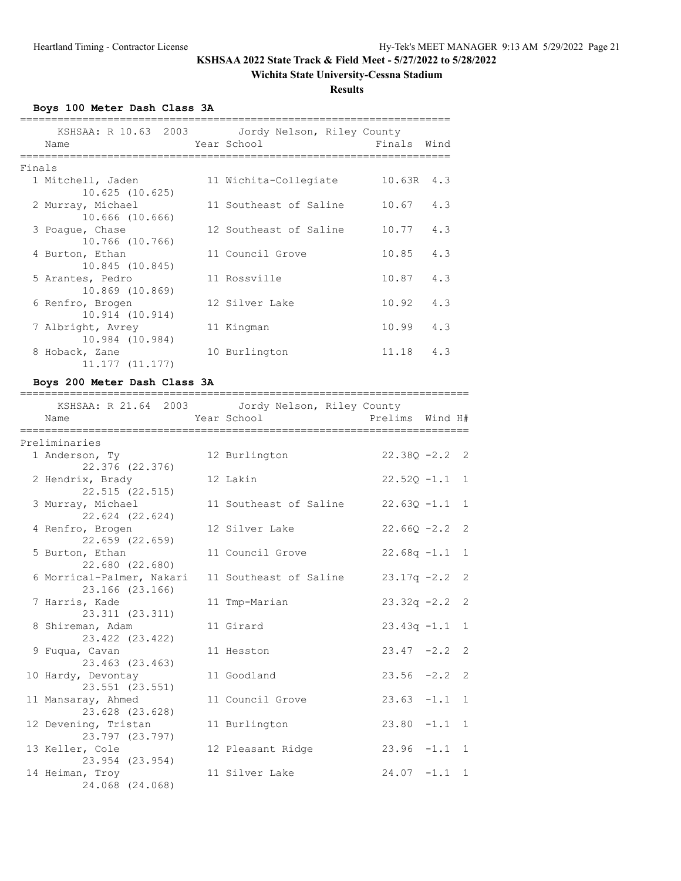**KSHSAA 2022 State Track & Field Meet - 5/27/2022 to 5/28/2022**

**Wichita State University-Cessna Stadium**

**Results**

### Boys 100 Meter Dash Class 3A

KSHSAA: R 10.63 2003 Jordy Nelson, Riley County

**Finals**

| Place | Name | Year | School | Finals | Wind |
|---|---|---|---|---|---|
| 1 | Mitchell, Jaden | 11 | Wichita-Collegiate | 10.63R | 4.3 |
| | 10.625 (10.625) | | | | |
| 2 | Murray, Michael | 11 | Southeast of Saline | 10.67 | 4.3 |
| | 10.666 (10.666) | | | | |
| 3 | Poague, Chase | 12 | Southeast of Saline | 10.77 | 4.3 |
| | 10.766 (10.766) | | | | |
| 4 | Burton, Ethan | 11 | Council Grove | 10.85 | 4.3 |
| | 10.845 (10.845) | | | | |
| 5 | Arantes, Pedro | 11 | Rossville | 10.87 | 4.3 |
| | 10.869 (10.869) | | | | |
| 6 | Renfro, Brogen | 12 | Silver Lake | 10.92 | 4.3 |
| | 10.914 (10.914) | | | | |
| 7 | Albright, Avrey | 11 | Kingman | 10.99 | 4.3 |
| | 10.984 (10.984) | | | | |
| 8 | Hoback, Zane | 10 | Burlington | 11.18 | 4.3 |
| | 11.177 (11.177) | | | | |

### Boys 200 Meter Dash Class 3A

KSHSAA: R 21.64 2003 Jordy Nelson, Riley County

**Preliminaries**

| Place | Name | Year | School | Prelims | Wind | H# |
|---|---|---|---|---|---|---|
| 1 | Anderson, Ty | 12 | Burlington | 22.38Q | -2.2 | 2 |
| | 22.376 (22.376) | | | | | |
| 2 | Hendrix, Brady | 12 | Lakin | 22.52Q | -1.1 | 1 |
| | 22.515 (22.515) | | | | | |
| 3 | Murray, Michael | 11 | Southeast of Saline | 22.63Q | -1.1 | 1 |
| | 22.624 (22.624) | | | | | |
| 4 | Renfro, Brogen | 12 | Silver Lake | 22.66Q | -2.2 | 2 |
| | 22.659 (22.659) | | | | | |
| 5 | Burton, Ethan | 11 | Council Grove | 22.68q | -1.1 | 1 |
| | 22.680 (22.680) | | | | | |
| 6 | Morrical-Palmer, Nakari | 11 | Southeast of Saline | 23.17q | -2.2 | 2 |
| | 23.166 (23.166) | | | | | |
| 7 | Harris, Kade | 11 | Tmp-Marian | 23.32q | -2.2 | 2 |
| | 23.311 (23.311) | | | | | |
| 8 | Shireman, Adam | 11 | Girard | 23.43q | -1.1 | 1 |
| | 23.422 (23.422) | | | | | |
| 9 | Fuqua, Cavan | 11 | Hesston | 23.47 | -2.2 | 2 |
| | 23.463 (23.463) | | | | | |
| 10 | Hardy, Devontay | 11 | Goodland | 23.56 | -2.2 | 2 |
| | 23.551 (23.551) | | | | | |
| 11 | Mansaray, Ahmed | 11 | Council Grove | 23.63 | -1.1 | 1 |
| | 23.628 (23.628) | | | | | |
| 12 | Devening, Tristan | 11 | Burlington | 23.80 | -1.1 | 1 |
| | 23.797 (23.797) | | | | | |
| 13 | Keller, Cole | 12 | Pleasant Ridge | 23.96 | -1.1 | 1 |
| | 23.954 (23.954) | | | | | |
| 14 | Heiman, Troy | 11 | Silver Lake | 24.07 | -1.1 | 1 |
| | 24.068 (24.068) | | | | | |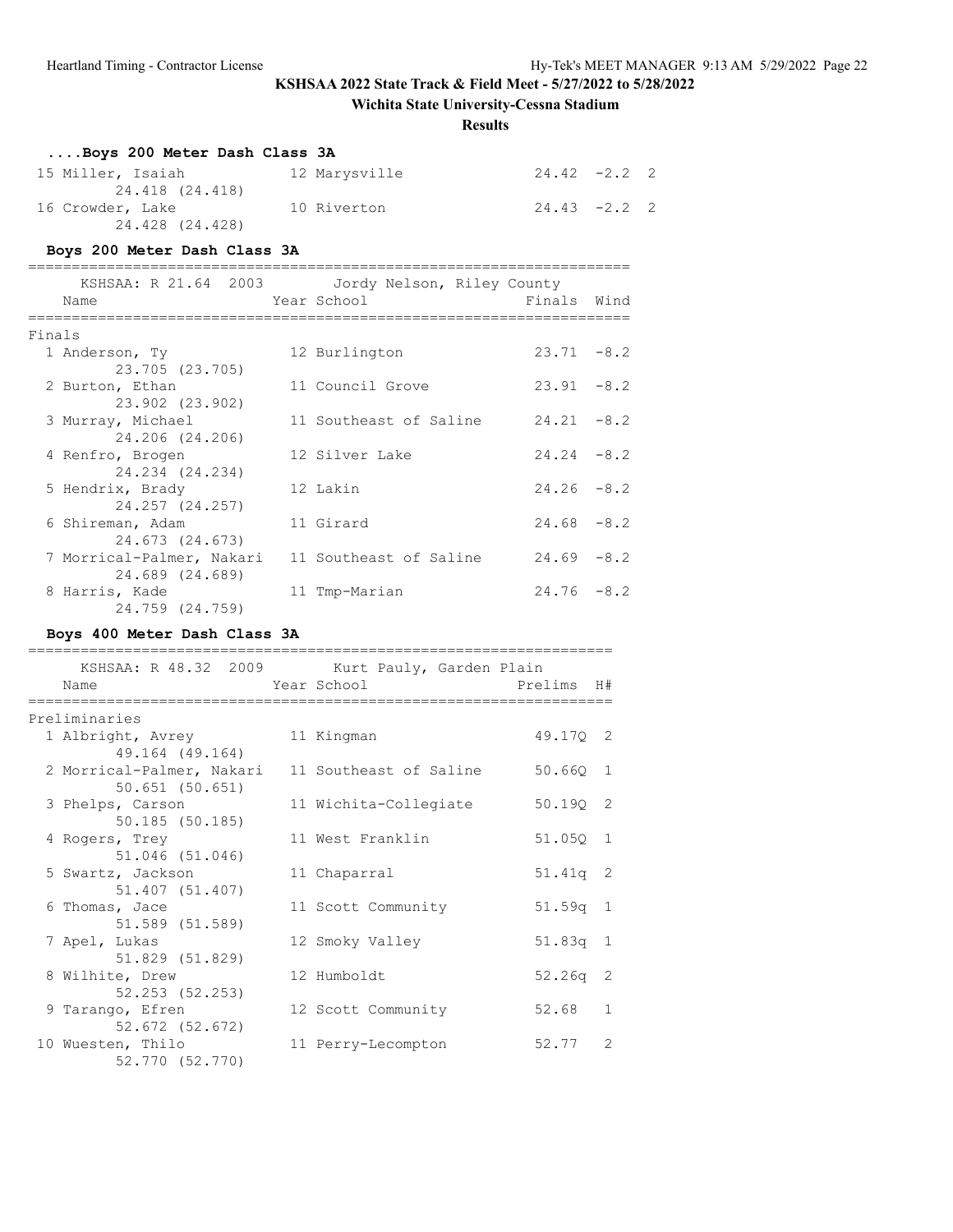**KSHSAA 2022 State Track & Field Meet - 5/27/2022 to 5/28/2022**

**Wichita State University-Cessna Stadium**

**Results**

### ....Boys 200 Meter Dash Class 3A

| Place | Name | Year | School | Finals | Wind | H# |
|---|---|---|---|---|---|---|
| 15 | Miller, Isaiah 24.418 (24.418) | 12 | Marysville | 24.42 | -2.2 | 2 |
| 16 | Crowder, Lake 24.428 (24.428) | 10 | Riverton | 24.43 | -2.2 | 2 |

### Boys 200 Meter Dash Class 3A

KSHSAA: R 21.64 2003 Jordy Nelson, Riley County

**Finals**

| Place | Name | Year | School | Finals | Wind |
|---|---|---|---|---|---|
| 1 | Anderson, Ty 23.705 (23.705) | 12 | Burlington | 23.71 | -8.2 |
| 2 | Burton, Ethan 23.902 (23.902) | 11 | Council Grove | 23.91 | -8.2 |
| 3 | Murray, Michael 24.206 (24.206) | 11 | Southeast of Saline | 24.21 | -8.2 |
| 4 | Renfro, Brogen 24.234 (24.234) | 12 | Silver Lake | 24.24 | -8.2 |
| 5 | Hendrix, Brady 24.257 (24.257) | 12 | Lakin | 24.26 | -8.2 |
| 6 | Shireman, Adam 24.673 (24.673) | 11 | Girard | 24.68 | -8.2 |
| 7 | Morrical-Palmer, Nakari 24.689 (24.689) | 11 | Southeast of Saline | 24.69 | -8.2 |
| 8 | Harris, Kade 24.759 (24.759) | 11 | Tmp-Marian | 24.76 | -8.2 |

### Boys 400 Meter Dash Class 3A

KSHSAA: R 48.32 2009 Kurt Pauly, Garden Plain

**Preliminaries**

| Place | Name | Year | School | Prelims | H# |
|---|---|---|---|---|---|
| 1 | Albright, Avrey 49.164 (49.164) | 11 | Kingman | 49.17Q | 2 |
| 2 | Morrical-Palmer, Nakari 50.651 (50.651) | 11 | Southeast of Saline | 50.66Q | 1 |
| 3 | Phelps, Carson 50.185 (50.185) | 11 | Wichita-Collegiate | 50.19Q | 2 |
| 4 | Rogers, Trey 51.046 (51.046) | 11 | West Franklin | 51.05Q | 1 |
| 5 | Swartz, Jackson 51.407 (51.407) | 11 | Chaparral | 51.41q | 2 |
| 6 | Thomas, Jace 51.589 (51.589) | 11 | Scott Community | 51.59q | 1 |
| 7 | Apel, Lukas 51.829 (51.829) | 12 | Smoky Valley | 51.83q | 1 |
| 8 | Wilhite, Drew 52.253 (52.253) | 12 | Humboldt | 52.26q | 2 |
| 9 | Tarango, Efren 52.672 (52.672) | 12 | Scott Community | 52.68 | 1 |
| 10 | Wuesten, Thilo 52.770 (52.770) | 11 | Perry-Lecompton | 52.77 | 2 |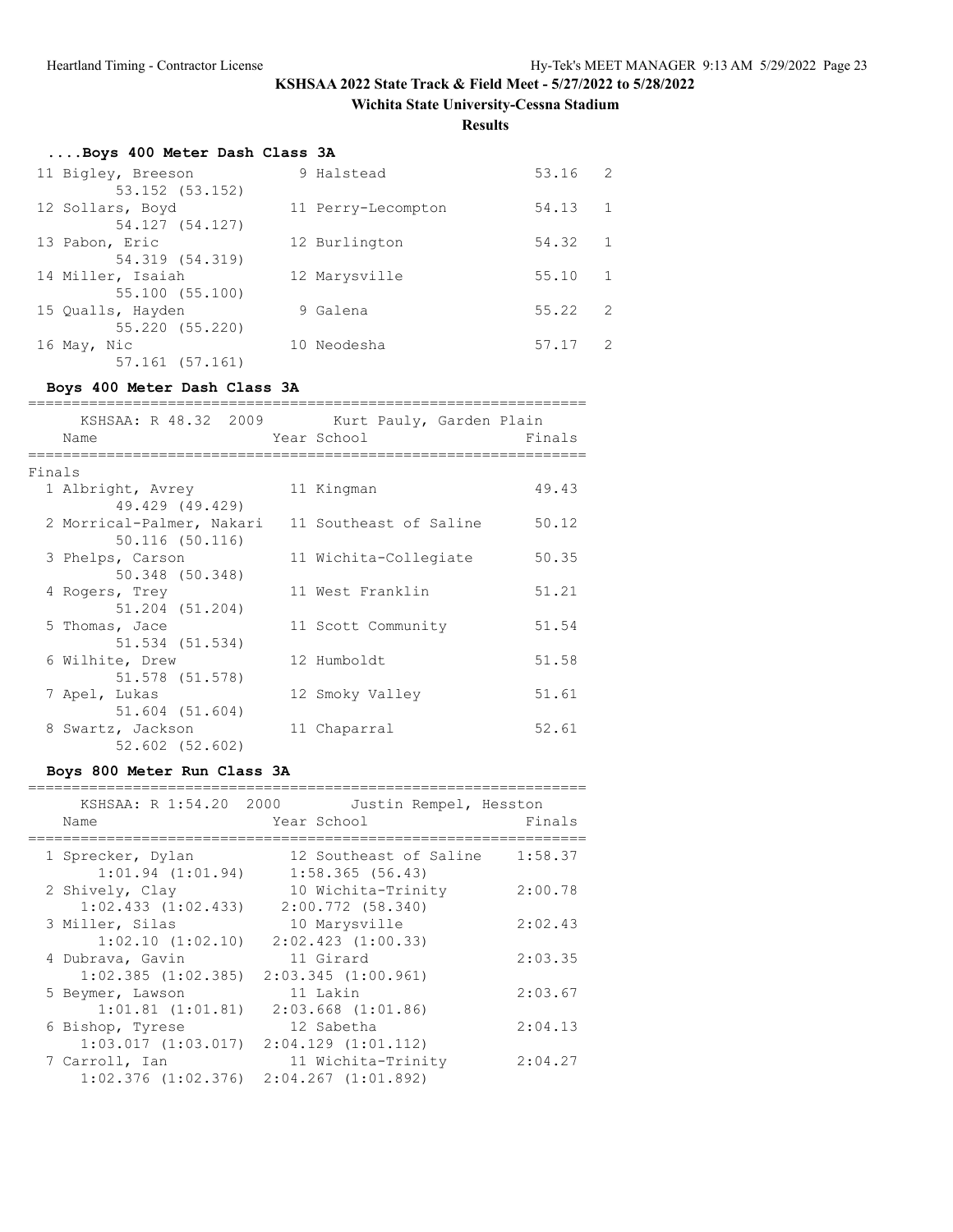# KSHSAA 2022 State Track & Field Meet - 5/27/2022 to 5/28/2022

## Wichita State University-Cessna Stadium

### Results

### ....Boys 400 Meter Dash Class 3A

| Place | Name | Year | School | Time | Heat |
|---|---|---|---|---|---|
| 11 | Bigley, Breeson | 9 | Halstead | 53.16 | 2 |
| | 53.152 (53.152) | | | | |
| 12 | Sollars, Boyd | 11 | Perry-Lecompton | 54.13 | 1 |
| | 54.127 (54.127) | | | | |
| 13 | Pabon, Eric | 12 | Burlington | 54.32 | 1 |
| | 54.319 (54.319) | | | | |
| 14 | Miller, Isaiah | 12 | Marysville | 55.10 | 1 |
| | 55.100 (55.100) | | | | |
| 15 | Qualls, Hayden | 9 | Galena | 55.22 | 2 |
| | 55.220 (55.220) | | | | |
| 16 | May, Nic | 10 | Neodesha | 57.17 | 2 |
| | 57.161 (57.161) | | | | |

### Boys 400 Meter Dash Class 3A

KSHSAA: R 48.32 2009 Kurt Pauly, Garden Plain

**Finals**

| Place | Name | Year | School | Finals |
|---|---|---|---|---|
| 1 | Albright, Avrey | 11 | Kingman | 49.43 |
| | 49.429 (49.429) | | | |
| 2 | Morrical-Palmer, Nakari | 11 | Southeast of Saline | 50.12 |
| | 50.116 (50.116) | | | |
| 3 | Phelps, Carson | 11 | Wichita-Collegiate | 50.35 |
| | 50.348 (50.348) | | | |
| 4 | Rogers, Trey | 11 | West Franklin | 51.21 |
| | 51.204 (51.204) | | | |
| 5 | Thomas, Jace | 11 | Scott Community | 51.54 |
| | 51.534 (51.534) | | | |
| 6 | Wilhite, Drew | 12 | Humboldt | 51.58 |
| | 51.578 (51.578) | | | |
| 7 | Apel, Lukas | 12 | Smoky Valley | 51.61 |
| | 51.604 (51.604) | | | |
| 8 | Swartz, Jackson | 11 | Chaparral | 52.61 |
| | 52.602 (52.602) | | | |

### Boys 800 Meter Run Class 3A

KSHSAA: R 1:54.20 2000 Justin Rempel, Hesston

| Place | Name | Year | School | Finals |
|---|---|---|---|---|
| 1 | Sprecker, Dylan | 12 | Southeast of Saline | 1:58.37 |
| | 1:01.94 (1:01.94) | | 1:58.365 (56.43) | |
| 2 | Shively, Clay | 10 | Wichita-Trinity | 2:00.78 |
| | 1:02.433 (1:02.433) | | 2:00.772 (58.340) | |
| 3 | Miller, Silas | 10 | Marysville | 2:02.43 |
| | 1:02.10 (1:02.10) | | 2:02.423 (1:00.33) | |
| 4 | Dubrava, Gavin | 11 | Girard | 2:03.35 |
| | 1:02.385 (1:02.385) | | 2:03.345 (1:00.961) | |
| 5 | Beymer, Lawson | 11 | Lakin | 2:03.67 |
| | 1:01.81 (1:01.81) | | 2:03.668 (1:01.86) | |
| 6 | Bishop, Tyrese | 12 | Sabetha | 2:04.13 |
| | 1:03.017 (1:03.017) | | 2:04.129 (1:01.112) | |
| 7 | Carroll, Ian | 11 | Wichita-Trinity | 2:04.27 |
| | 1:02.376 (1:02.376) | | 2:04.267 (1:01.892) | |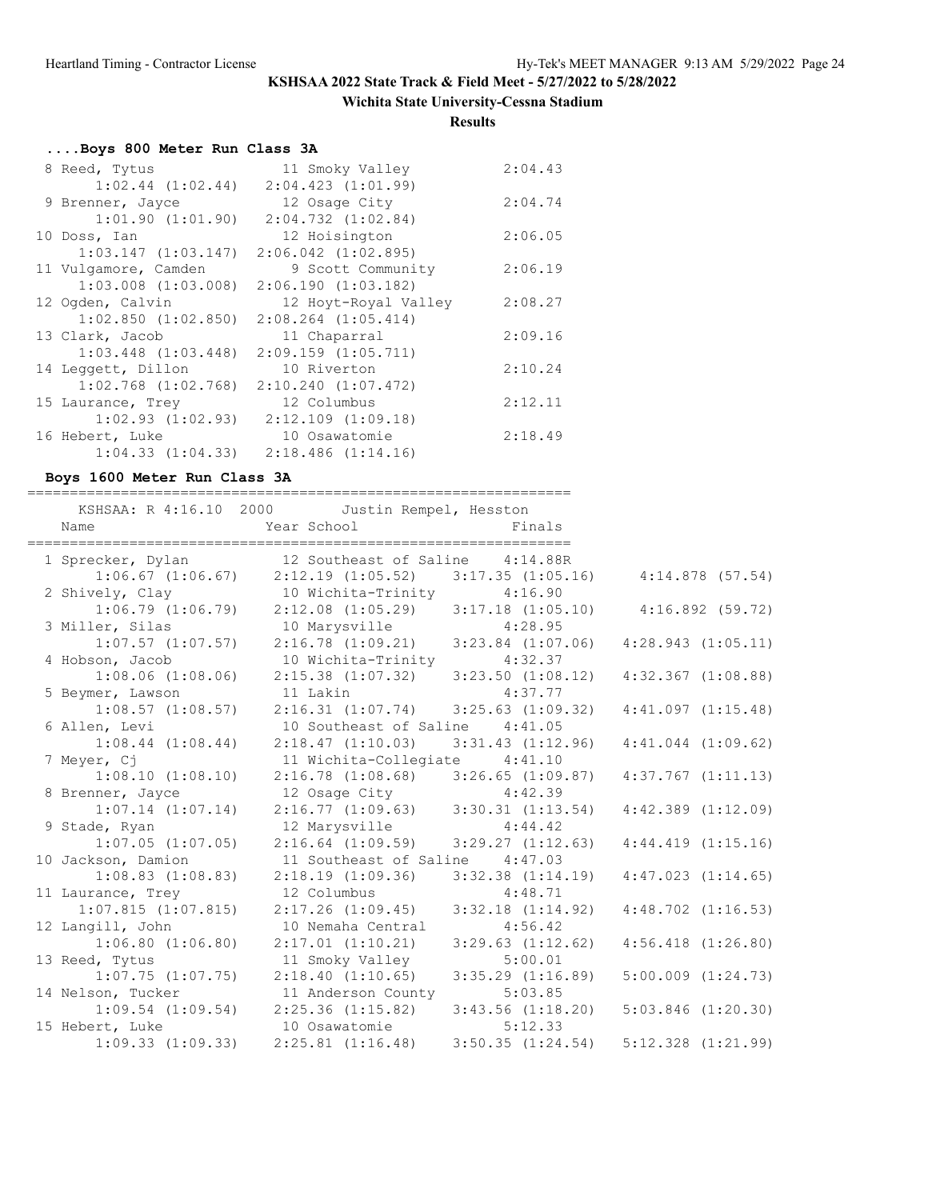**KSHSAA 2022 State Track & Field Meet - 5/27/2022 to 5/28/2022**

**Wichita State University-Cessna Stadium**

**Results**

### ....Boys 800 Meter Run Class 3A

| Place | Name | Year | School | Finals | Splits |
|---|---|---|---|---|---|
| 8 | Reed, Tytus | 11 | Smoky Valley | 2:04.43 | 1:02.44 (1:02.44) 2:04.423 (1:01.99) |
| 9 | Brenner, Jayce | 12 | Osage City | 2:04.74 | 1:01.90 (1:01.90) 2:04.732 (1:02.84) |
| 10 | Doss, Ian | 12 | Hoisington | 2:06.05 | 1:03.147 (1:03.147) 2:06.042 (1:02.895) |
| 11 | Vulgamore, Camden | 9 | Scott Community | 2:06.19 | 1:03.008 (1:03.008) 2:06.190 (1:03.182) |
| 12 | Ogden, Calvin | 12 | Hoyt-Royal Valley | 2:08.27 | 1:02.850 (1:02.850) 2:08.264 (1:05.414) |
| 13 | Clark, Jacob | 11 | Chaparral | 2:09.16 | 1:03.448 (1:03.448) 2:09.159 (1:05.711) |
| 14 | Leggett, Dillon | 10 | Riverton | 2:10.24 | 1:02.768 (1:02.768) 2:10.240 (1:07.472) |
| 15 | Laurance, Trey | 12 | Columbus | 2:12.11 | 1:02.93 (1:02.93) 2:12.109 (1:09.18) |
| 16 | Hebert, Luke | 10 | Osawatomie | 2:18.49 | 1:04.33 (1:04.33) 2:18.486 (1:14.16) |

### Boys 1600 Meter Run Class 3A

KSHSAA: R 4:16.10 2000 Justin Rempel, Hesston

| Place | Name | Year | School | Finals | Split 1 | Split 2 | Split 3 | Split 4 |
|---|---|---|---|---|---|---|---|---|
| 1 | Sprecker, Dylan | 12 | Southeast of Saline | 4:14.88R | 1:06.67 (1:06.67) | 2:12.19 (1:05.52) | 3:17.35 (1:05.16) | 4:14.878 (57.54) |
| 2 | Shively, Clay | 10 | Wichita-Trinity | 4:16.90 | 1:06.79 (1:06.79) | 2:12.08 (1:05.29) | 3:17.18 (1:05.10) | 4:16.892 (59.72) |
| 3 | Miller, Silas | 10 | Marysville | 4:28.95 | 1:07.57 (1:07.57) | 2:16.78 (1:09.21) | 3:23.84 (1:07.06) | 4:28.943 (1:05.11) |
| 4 | Hobson, Jacob | 10 | Wichita-Trinity | 4:32.37 | 1:08.06 (1:08.06) | 2:15.38 (1:07.32) | 3:23.50 (1:08.12) | 4:32.367 (1:08.88) |
| 5 | Beymer, Lawson | 11 | Lakin | 4:37.77 | 1:08.57 (1:08.57) | 2:16.31 (1:07.74) | 3:25.63 (1:09.32) | 4:41.097 (1:15.48) |
| 6 | Allen, Levi | 10 | Southeast of Saline | 4:41.05 | 1:08.44 (1:08.44) | 2:18.47 (1:10.03) | 3:31.43 (1:12.96) | 4:41.044 (1:09.62) |
| 7 | Meyer, Cj | 11 | Wichita-Collegiate | 4:41.10 | 1:08.10 (1:08.10) | 2:16.78 (1:08.68) | 3:26.65 (1:09.87) | 4:37.767 (1:11.13) |
| 8 | Brenner, Jayce | 12 | Osage City | 4:42.39 | 1:07.14 (1:07.14) | 2:16.77 (1:09.63) | 3:30.31 (1:13.54) | 4:42.389 (1:12.09) |
| 9 | Stade, Ryan | 12 | Marysville | 4:44.42 | 1:07.05 (1:07.05) | 2:16.64 (1:09.59) | 3:29.27 (1:12.63) | 4:44.419 (1:15.16) |
| 10 | Jackson, Damion | 11 | Southeast of Saline | 4:47.03 | 1:08.83 (1:08.83) | 2:18.19 (1:09.36) | 3:32.38 (1:14.19) | 4:47.023 (1:14.65) |
| 11 | Laurance, Trey | 12 | Columbus | 4:48.71 | 1:07.815 (1:07.815) | 2:17.26 (1:09.45) | 3:32.18 (1:14.92) | 4:48.702 (1:16.53) |
| 12 | Langill, John | 10 | Nemaha Central | 4:56.42 | 1:06.80 (1:06.80) | 2:17.01 (1:10.21) | 3:29.63 (1:12.62) | 4:56.418 (1:26.80) |
| 13 | Reed, Tytus | 11 | Smoky Valley | 5:00.01 | 1:07.75 (1:07.75) | 2:18.40 (1:10.65) | 3:35.29 (1:16.89) | 5:00.009 (1:24.73) |
| 14 | Nelson, Tucker | 11 | Anderson County | 5:03.85 | 1:09.54 (1:09.54) | 2:25.36 (1:15.82) | 3:43.56 (1:18.20) | 5:03.846 (1:20.30) |
| 15 | Hebert, Luke | 10 | Osawatomie | 5:12.33 | 1:09.33 (1:09.33) | 2:25.81 (1:16.48) | 3:50.35 (1:24.54) | 5:12.328 (1:21.99) |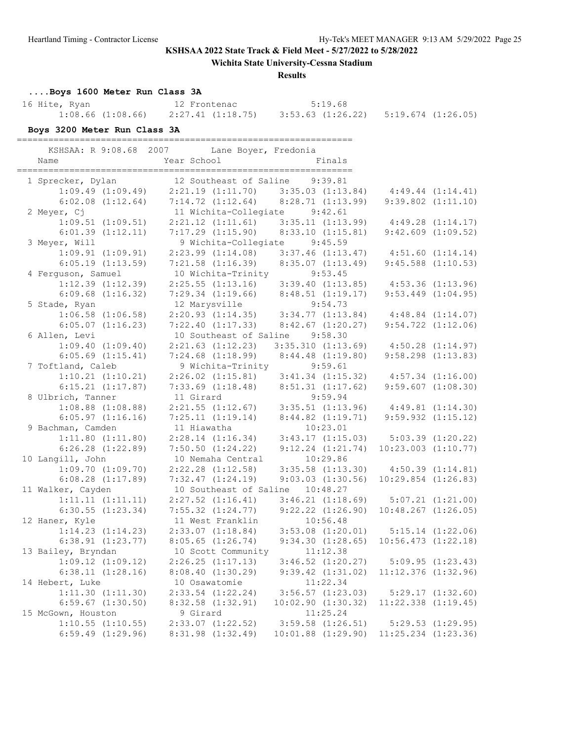**KSHSAA 2022 State Track & Field Meet - 5/27/2022 to 5/28/2022**

**Wichita State University-Cessna Stadium**

**Results**

### ....Boys 1600 Meter Run Class 3A

```
 16 Hite, Ryan                12 Frontenac               5:19.68
      1:08.66 (1:08.66)   2:27.41 (1:18.75)   3:53.63 (1:26.22)   5:19.674 (1:26.05)
```

### Boys 3200 Meter Run Class 3A

```
================================================================
    KSHSAA: R 9:08.68  2007       Lane Boyer, Fredonia
    Name                    Year School                  Finals
================================================================
  1 Sprecker, Dylan           12 Southeast of Saline    9:39.81
      1:09.49 (1:09.49)   2:21.19 (1:11.70)   3:35.03 (1:13.84)   4:49.44 (1:14.41)
      6:02.08 (1:12.64)   7:14.72 (1:12.64)   8:28.71 (1:13.99)   9:39.802 (1:11.10)
  2 Meyer, Cj                 11 Wichita-Collegiate     9:42.61
      1:09.51 (1:09.51)   2:21.12 (1:11.61)   3:35.11 (1:13.99)   4:49.28 (1:14.17)
      6:01.39 (1:12.11)   7:17.29 (1:15.90)   8:33.10 (1:15.81)   9:42.609 (1:09.52)
  3 Meyer, Will                9 Wichita-Collegiate     9:45.59
      1:09.91 (1:09.91)   2:23.99 (1:14.08)   3:37.46 (1:13.47)   4:51.60 (1:14.14)
      6:05.19 (1:13.59)   7:21.58 (1:16.39)   8:35.07 (1:13.49)   9:45.588 (1:10.53)
  4 Ferguson, Samuel          10 Wichita-Trinity        9:53.45
      1:12.39 (1:12.39)   2:25.55 (1:13.16)   3:39.40 (1:13.85)   4:53.36 (1:13.96)
      6:09.68 (1:16.32)   7:29.34 (1:19.66)   8:48.51 (1:19.17)   9:53.449 (1:04.95)
  5 Stade, Ryan               12 Marysville             9:54.73
      1:06.58 (1:06.58)   2:20.93 (1:14.35)   3:34.77 (1:13.84)   4:48.84 (1:14.07)
      6:05.07 (1:16.23)   7:22.40 (1:17.33)   8:42.67 (1:20.27)   9:54.722 (1:12.06)
  6 Allen, Levi               10 Southeast of Saline    9:58.30
      1:09.40 (1:09.40)   2:21.63 (1:12.23)   3:35.310 (1:13.69)   4:50.28 (1:14.97)
      6:05.69 (1:15.41)   7:24.68 (1:18.99)   8:44.48 (1:19.80)   9:58.298 (1:13.83)
  7 Toftland, Caleb            9 Wichita-Trinity        9:59.61
      1:10.21 (1:10.21)   2:26.02 (1:15.81)   3:41.34 (1:15.32)   4:57.34 (1:16.00)
      6:15.21 (1:17.87)   7:33.69 (1:18.48)   8:51.31 (1:17.62)   9:59.607 (1:08.30)
  8 Ulbrich, Tanner           11 Girard                 9:59.94
      1:08.88 (1:08.88)   2:21.55 (1:12.67)   3:35.51 (1:13.96)   4:49.81 (1:14.30)
      6:05.97 (1:16.16)   7:25.11 (1:19.14)   8:44.82 (1:19.71)   9:59.932 (1:15.12)
  9 Bachman, Camden           11 Hiawatha              10:23.01
      1:11.80 (1:11.80)   2:28.14 (1:16.34)   3:43.17 (1:15.03)   5:03.39 (1:20.22)
      6:26.28 (1:22.89)   7:50.50 (1:24.22)   9:12.24 (1:21.74)  10:23.003 (1:10.77)
 10 Langill, John             10 Nemaha Central        10:29.86
      1:09.70 (1:09.70)   2:22.28 (1:12.58)   3:35.58 (1:13.30)   4:50.39 (1:14.81)
      6:08.28 (1:17.89)   7:32.47 (1:24.19)   9:03.03 (1:30.56)  10:29.854 (1:26.83)
 11 Walker, Cayden            10 Southeast of Saline   10:48.27
      1:11.11 (1:11.11)   2:27.52 (1:16.41)   3:46.21 (1:18.69)   5:07.21 (1:21.00)
      6:30.55 (1:23.34)   7:55.32 (1:24.77)   9:22.22 (1:26.90)  10:48.267 (1:26.05)
 12 Haner, Kyle               11 West Franklin         10:56.48
      1:14.23 (1:14.23)   2:33.07 (1:18.84)   3:53.08 (1:20.01)   5:15.14 (1:22.06)
      6:38.91 (1:23.77)   8:05.65 (1:26.74)   9:34.30 (1:28.65)  10:56.473 (1:22.18)
 13 Bailey, Bryndan           10 Scott Community       11:12.38
      1:09.12 (1:09.12)   2:26.25 (1:17.13)   3:46.52 (1:20.27)   5:09.95 (1:23.43)
      6:38.11 (1:28.16)   8:08.40 (1:30.29)   9:39.42 (1:31.02)  11:12.376 (1:32.96)
 14 Hebert, Luke              10 Osawatomie            11:22.34
      1:11.30 (1:11.30)   2:33.54 (1:22.24)   3:56.57 (1:23.03)   5:29.17 (1:32.60)
      6:59.67 (1:30.50)   8:32.58 (1:32.91)  10:02.90 (1:30.32)  11:22.338 (1:19.45)
 15 McGown, Houston            9 Girard                11:25.24
      1:10.55 (1:10.55)   2:33.07 (1:22.52)   3:59.58 (1:26.51)   5:29.53 (1:29.95)
      6:59.49 (1:29.96)   8:31.98 (1:32.49)  10:01.88 (1:29.90)  11:25.234 (1:23.36)
```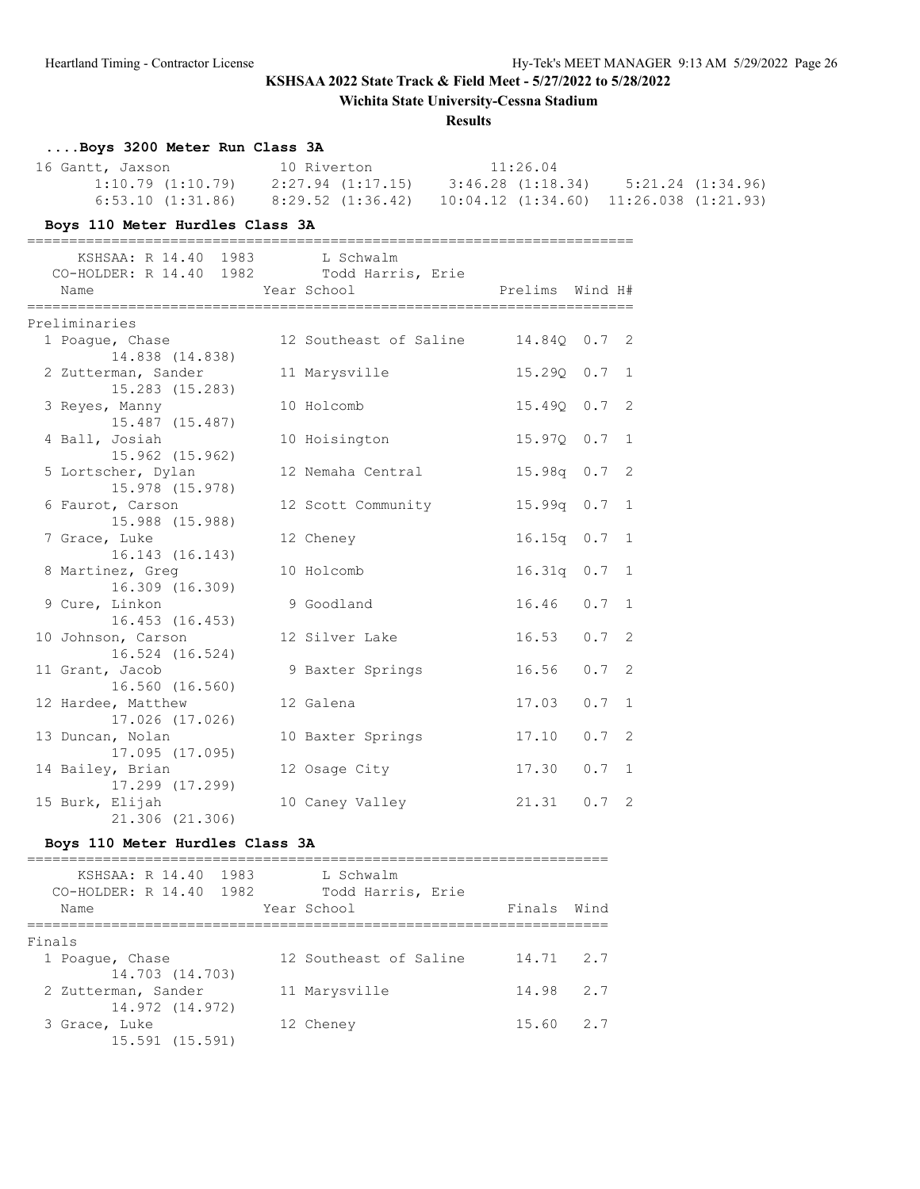**KSHSAA 2022 State Track & Field Meet - 5/27/2022 to 5/28/2022**

**Wichita State University-Cessna Stadium**

**Results**

### ....Boys 3200 Meter Run Class 3A

```
 16 Gantt, Jaxson              10 Riverton              11:26.04  
       1:10.79 (1:10.79)    2:27.94 (1:17.15)    3:46.28 (1:18.34)    5:21.24 (1:34.96)
       6:53.10 (1:31.86)    8:29.52 (1:36.42)   10:04.12 (1:34.60)  11:26.038 (1:21.93)
```

### Boys 110 Meter Hurdles Class 3A

```
=========================================================================
     KSHSAA: R 14.40  1983        L Schwalm                          
   CO-HOLDER: R 14.40  1982       Todd Harris, Erie                  
    Name                    Year School                 Prelims  Wind H#
=========================================================================
Preliminaries
  1 Poague, Chase          12 Southeast of Saline      14.84Q  0.7  2 
        14.838 (14.838)
  2 Zutterman, Sander      11 Marysville               15.29Q  0.7  1 
        15.283 (15.283)
  3 Reyes, Manny           10 Holcomb                  15.49Q  0.7  2 
        15.487 (15.487)
  4 Ball, Josiah           10 Hoisington               15.97Q  0.7  1 
        15.962 (15.962)
  5 Lortscher, Dylan       12 Nemaha Central           15.98q  0.7  2 
        15.978 (15.978)
  6 Faurot, Carson         12 Scott Community          15.99q  0.7  1 
        15.988 (15.988)
  7 Grace, Luke            12 Cheney                   16.15q  0.7  1 
        16.143 (16.143)
  8 Martinez, Greg         10 Holcomb                  16.31q  0.7  1 
        16.309 (16.309)
  9 Cure, Linkon            9 Goodland                 16.46   0.7  1 
        16.453 (16.453)
 10 Johnson, Carson        12 Silver Lake              16.53   0.7  2 
        16.524 (16.524)
 11 Grant, Jacob            9 Baxter Springs           16.56   0.7  2 
        16.560 (16.560)
 12 Hardee, Matthew        12 Galena                   17.03   0.7  1 
        17.026 (17.026)
 13 Duncan, Nolan          10 Baxter Springs           17.10   0.7  2 
        17.095 (17.095)
 14 Bailey, Brian          12 Osage City               17.30   0.7  1 
        17.299 (17.299)
 15 Burk, Elijah           10 Caney Valley             21.31   0.7  2 
        21.306 (21.306)
```

### Boys 110 Meter Hurdles Class 3A

```
======================================================================
     KSHSAA: R 14.40  1983        L Schwalm                          
   CO-HOLDER: R 14.40  1982       Todd Harris, Erie                  
    Name                    Year School                  Finals  Wind
======================================================================
Finals
  1 Poague, Chase          12 Southeast of Saline      14.71   2.7  
        14.703 (14.703)
  2 Zutterman, Sander      11 Marysville               14.98   2.7  
        14.972 (14.972)
  3 Grace, Luke            12 Cheney                   15.60   2.7  
        15.591 (15.591)
```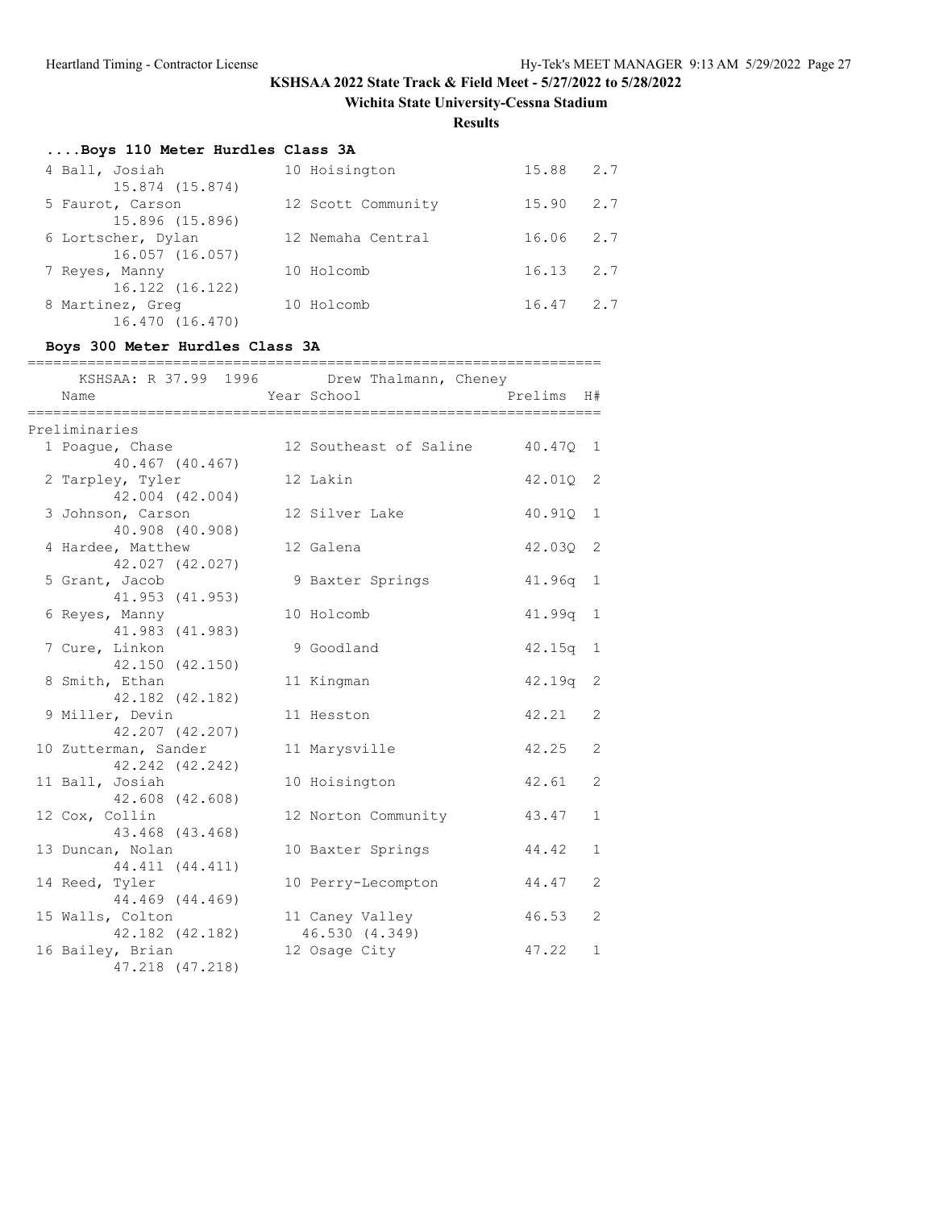**KSHSAA 2022 State Track & Field Meet - 5/27/2022 to 5/28/2022**

**Wichita State University-Cessna Stadium**

**Results**

### ....Boys 110 Meter Hurdles Class 3A

| Place | Name | Year | School | Time | Wind |
|---|---|---|---|---|---|
| 4 | Ball, Josiah | 10 | Hoisington | 15.88 | 2.7 |
| | 15.874 (15.874) | | | | |
| 5 | Faurot, Carson | 12 | Scott Community | 15.90 | 2.7 |
| | 15.896 (15.896) | | | | |
| 6 | Lortscher, Dylan | 12 | Nemaha Central | 16.06 | 2.7 |
| | 16.057 (16.057) | | | | |
| 7 | Reyes, Manny | 10 | Holcomb | 16.13 | 2.7 |
| | 16.122 (16.122) | | | | |
| 8 | Martinez, Greg | 10 | Holcomb | 16.47 | 2.7 |
| | 16.470 (16.470) | | | | |

### Boys 300 Meter Hurdles Class 3A

KSHSAA: R 37.99 1996 Drew Thalmann, Cheney

| Place | Name | Year | School | Prelims | H# |
|---|---|---|---|---|---|
| **Preliminaries** | | | | | |
| 1 | Poague, Chase | 12 | Southeast of Saline | 40.47Q | 1 |
| | 40.467 (40.467) | | | | |
| 2 | Tarpley, Tyler | 12 | Lakin | 42.01Q | 2 |
| | 42.004 (42.004) | | | | |
| 3 | Johnson, Carson | 12 | Silver Lake | 40.91Q | 1 |
| | 40.908 (40.908) | | | | |
| 4 | Hardee, Matthew | 12 | Galena | 42.03Q | 2 |
| | 42.027 (42.027) | | | | |
| 5 | Grant, Jacob | 9 | Baxter Springs | 41.96q | 1 |
| | 41.953 (41.953) | | | | |
| 6 | Reyes, Manny | 10 | Holcomb | 41.99q | 1 |
| | 41.983 (41.983) | | | | |
| 7 | Cure, Linkon | 9 | Goodland | 42.15q | 1 |
| | 42.150 (42.150) | | | | |
| 8 | Smith, Ethan | 11 | Kingman | 42.19q | 2 |
| | 42.182 (42.182) | | | | |
| 9 | Miller, Devin | 11 | Hesston | 42.21 | 2 |
| | 42.207 (42.207) | | | | |
| 10 | Zutterman, Sander | 11 | Marysville | 42.25 | 2 |
| | 42.242 (42.242) | | | | |
| 11 | Ball, Josiah | 10 | Hoisington | 42.61 | 2 |
| | 42.608 (42.608) | | | | |
| 12 | Cox, Collin | 12 | Norton Community | 43.47 | 1 |
| | 43.468 (43.468) | | | | |
| 13 | Duncan, Nolan | 10 | Baxter Springs | 44.42 | 1 |
| | 44.411 (44.411) | | | | |
| 14 | Reed, Tyler | 10 | Perry-Lecompton | 44.47 | 2 |
| | 44.469 (44.469) | | | | |
| 15 | Walls, Colton | 11 | Caney Valley | 46.53 | 2 |
| | 42.182 (42.182) | | 46.530 (4.349) | | |
| 16 | Bailey, Brian | 12 | Osage City | 47.22 | 1 |
| | 47.218 (47.218) | | | | |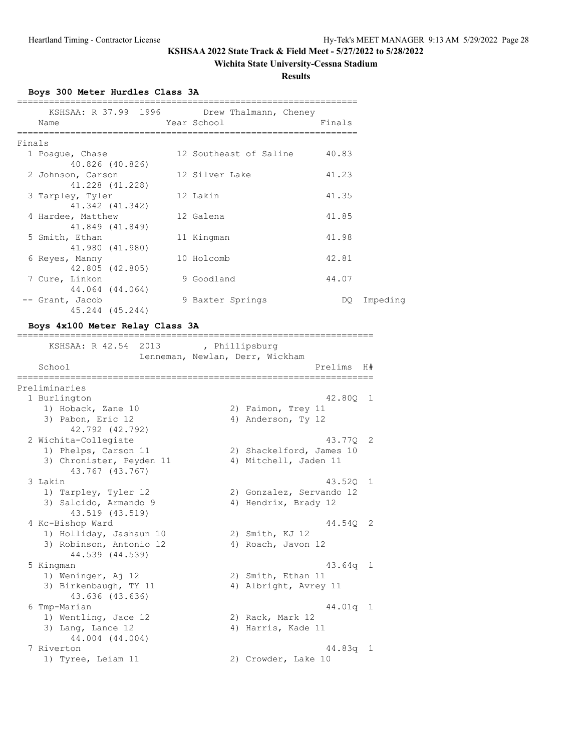# KSHSAA 2022 State Track & Field Meet - 5/27/2022 to 5/28/2022

## Wichita State University-Cessna Stadium

### Results

**Boys 300 Meter Hurdles Class 3A**

KSHSAA: R 37.99 1996 Drew Thalmann, Cheney

**Finals**

| Place | Name | Year | School | Finals | Note |
|---|---|---|---|---|---|
| 1 | Poague, Chase | 12 | Southeast of Saline | 40.83 | |
| | 40.826 (40.826) | | | | |
| 2 | Johnson, Carson | 12 | Silver Lake | 41.23 | |
| | 41.228 (41.228) | | | | |
| 3 | Tarpley, Tyler | 12 | Lakin | 41.35 | |
| | 41.342 (41.342) | | | | |
| 4 | Hardee, Matthew | 12 | Galena | 41.85 | |
| | 41.849 (41.849) | | | | |
| 5 | Smith, Ethan | 11 | Kingman | 41.98 | |
| | 41.980 (41.980) | | | | |
| 6 | Reyes, Manny | 10 | Holcomb | 42.81 | |
| | 42.805 (42.805) | | | | |
| 7 | Cure, Linkon | 9 | Goodland | 44.07 | |
| | 44.064 (44.064) | | | | |
| -- | Grant, Jacob | 9 | Baxter Springs | DQ | Impeding |
| | 45.244 (45.244) | | | | |

**Boys 4x100 Meter Relay Class 3A**

KSHSAA: R 42.54 2013 , Phillipsburg
Lenneman, Newlan, Derr, Wickham

**Preliminaries**

| Place | School | Prelims | H# |
|---|---|---|---|
| 1 | Burlington | 42.80Q | 1 |
| | 1) Hoback, Zane 10; 2) Faimon, Trey 11; 3) Pabon, Eric 12; 4) Anderson, Ty 12 | | |
| | 42.792 (42.792) | | |
| 2 | Wichita-Collegiate | 43.77Q | 2 |
| | 1) Phelps, Carson 11; 2) Shackelford, James 10; 3) Chronister, Peyden 11; 4) Mitchell, Jaden 11 | | |
| | 43.767 (43.767) | | |
| 3 | Lakin | 43.52Q | 1 |
| | 1) Tarpley, Tyler 12; 2) Gonzalez, Servando 12; 3) Salcido, Armando 9; 4) Hendrix, Brady 12 | | |
| | 43.519 (43.519) | | |
| 4 | Kc-Bishop Ward | 44.54Q | 2 |
| | 1) Holliday, Jashaun 10; 2) Smith, KJ 12; 3) Robinson, Antonio 12; 4) Roach, Javon 12 | | |
| | 44.539 (44.539) | | |
| 5 | Kingman | 43.64q | 1 |
| | 1) Weninger, Aj 12; 2) Smith, Ethan 11; 3) Birkenbaugh, TY 11; 4) Albright, Avrey 11 | | |
| | 43.636 (43.636) | | |
| 6 | Tmp-Marian | 44.01q | 1 |
| | 1) Wentling, Jace 12; 2) Rack, Mark 12; 3) Lang, Lance 12; 4) Harris, Kade 11 | | |
| | 44.004 (44.004) | | |
| 7 | Riverton | 44.83q | 1 |
| | 1) Tyree, Leiam 11; 2) Crowder, Lake 10 | | |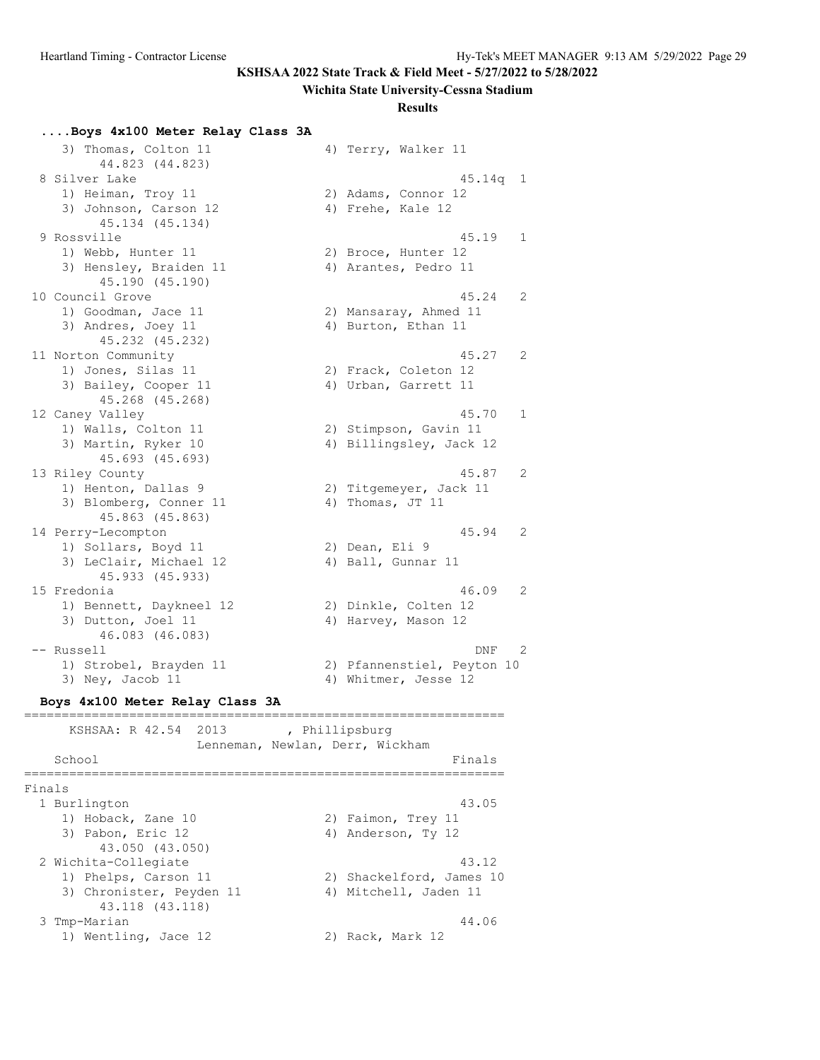**KSHSAA 2022 State Track & Field Meet - 5/27/2022 to 5/28/2022**

**Wichita State University-Cessna Stadium**

**Results**

### ....Boys 4x100 Meter Relay Class 3A

```
    3) Thomas, Colton 11              4) Terry, Walker 11
         44.823 (44.823)
  8 Silver Lake                                       45.14q  1
    1) Heiman, Troy 11                2) Adams, Connor 12
    3) Johnson, Carson 12             4) Frehe, Kale 12
         45.134 (45.134)
  9 Rossville                                         45.19   1
    1) Webb, Hunter 11                2) Broce, Hunter 12
    3) Hensley, Braiden 11            4) Arantes, Pedro 11
         45.190 (45.190)
 10 Council Grove                                     45.24   2
    1) Goodman, Jace 11               2) Mansaray, Ahmed 11
    3) Andres, Joey 11                4) Burton, Ethan 11
         45.232 (45.232)
 11 Norton Community                                  45.27   2
    1) Jones, Silas 11                2) Frack, Coleton 12
    3) Bailey, Cooper 11              4) Urban, Garrett 11
         45.268 (45.268)
 12 Caney Valley                                      45.70   1
    1) Walls, Colton 11               2) Stimpson, Gavin 11
    3) Martin, Ryker 10               4) Billingsley, Jack 12
         45.693 (45.693)
 13 Riley County                                      45.87   2
    1) Henton, Dallas 9               2) Titgemeyer, Jack 11
    3) Blomberg, Conner 11            4) Thomas, JT 11
         45.863 (45.863)
 14 Perry-Lecompton                                   45.94   2
    1) Sollars, Boyd 11               2) Dean, Eli 9
    3) LeClair, Michael 12            4) Ball, Gunnar 11
         45.933 (45.933)
 15 Fredonia                                          46.09   2
    1) Bennett, Daykneel 12           2) Dinkle, Colten 12
    3) Dutton, Joel 11                4) Harvey, Mason 12
         46.083 (46.083)
 -- Russell                                             DNF   2
    1) Strobel, Brayden 11            2) Pfannenstiel, Peyton 10
    3) Ney, Jacob 11                  4) Whitmer, Jesse 12
```

### Boys 4x100 Meter Relay Class 3A

```
================================================================
      KSHSAA: R 42.54  2013        , Phillipsburg
                   Lenneman, Newlan, Derr, Wickham
    School                                              Finals
================================================================
Finals
  1 Burlington                                          43.05
    1) Hoback, Zane 10                2) Faimon, Trey 11
    3) Pabon, Eric 12                 4) Anderson, Ty 12
         43.050 (43.050)
  2 Wichita-Collegiate                                  43.12
    1) Phelps, Carson 11              2) Shackelford, James 10
    3) Chronister, Peyden 11          4) Mitchell, Jaden 11
         43.118 (43.118)
  3 Tmp-Marian                                          44.06
    1) Wentling, Jace 12              2) Rack, Mark 12
```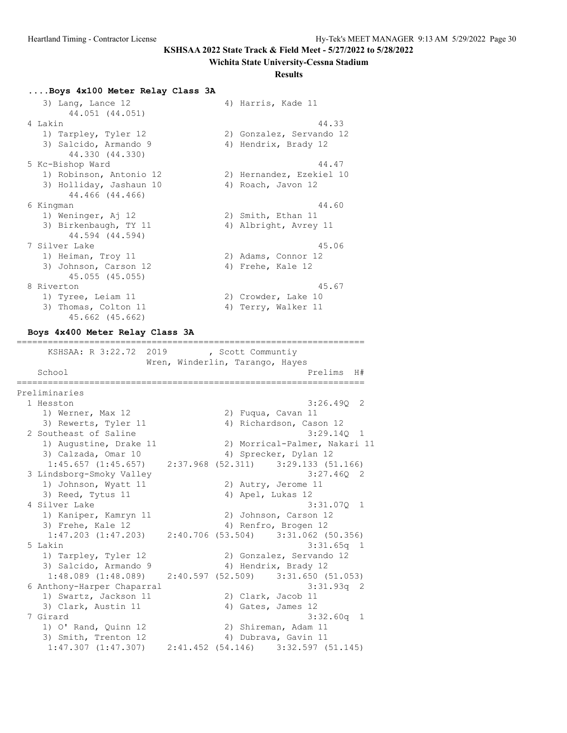KSHSAA 2022 State Track & Field Meet - 5/27/2022 to 5/28/2022

Wichita State University-Cessna Stadium

Results

### ....Boys 4x100 Meter Relay Class 3A

```
   3) Lang, Lance 12                 4) Harris, Kade 11
        44.051 (44.051)
 4 Lakin                                             44.33
   1) Tarpley, Tyler 12              2) Gonzalez, Servando 12
   3) Salcido, Armando 9             4) Hendrix, Brady 12
        44.330 (44.330)
 5 Kc-Bishop Ward                                    44.47
   1) Robinson, Antonio 12           2) Hernandez, Ezekiel 10
   3) Holliday, Jashaun 10           4) Roach, Javon 12
        44.466 (44.466)
 6 Kingman                                           44.60
   1) Weninger, Aj 12                2) Smith, Ethan 11
   3) Birkenbaugh, TY 11             4) Albright, Avrey 11
        44.594 (44.594)
 7 Silver Lake                                       45.06
   1) Heiman, Troy 11                2) Adams, Connor 12
   3) Johnson, Carson 12             4) Frehe, Kale 12
        45.055 (45.055)
 8 Riverton                                          45.67
   1) Tyree, Leiam 11                2) Crowder, Lake 10
   3) Thomas, Colton 11              4) Terry, Walker 11
        45.662 (45.662)
```

### Boys 4x400 Meter Relay Class 3A

```
===================================================================
     KSHSAA: R 3:22.72  2019        , Scott Communtiy
                    Wren, Winderlin, Tarango, Hayes
   School                                            Prelims  H#
===================================================================
Preliminaries
 1 Hesston                                          3:26.49Q  2
   1) Werner, Max 12                 2) Fuqua, Cavan 11
   3) Rewerts, Tyler 11              4) Richardson, Cason 12
 2 Southeast of Saline                              3:29.14Q  1
   1) Augustine, Drake 11            2) Morrical-Palmer, Nakari 11
   3) Calzada, Omar 10               4) Sprecker, Dylan 12
     1:45.657 (1:45.657)    2:37.968 (52.311)    3:29.133 (51.166)
 3 Lindsborg-Smoky Valley                           3:27.46Q  2
   1) Johnson, Wyatt 11              2) Autry, Jerome 11
   3) Reed, Tytus 11                 4) Apel, Lukas 12
 4 Silver Lake                                      3:31.07Q  1
   1) Kaniper, Kamryn 11             2) Johnson, Carson 12
   3) Frehe, Kale 12                 4) Renfro, Brogen 12
     1:47.203 (1:47.203)    2:40.706 (53.504)    3:31.062 (50.356)
 5 Lakin                                            3:31.65q  1
   1) Tarpley, Tyler 12              2) Gonzalez, Servando 12
   3) Salcido, Armando 9             4) Hendrix, Brady 12
     1:48.089 (1:48.089)    2:40.597 (52.509)    3:31.650 (51.053)
 6 Anthony-Harper Chaparral                         3:31.93q  2
   1) Swartz, Jackson 11             2) Clark, Jacob 11
   3) Clark, Austin 11               4) Gates, James 12
 7 Girard                                           3:32.60q  1
   1) O' Rand, Quinn 12              2) Shireman, Adam 11
   3) Smith, Trenton 12              4) Dubrava, Gavin 11
     1:47.307 (1:47.307)    2:41.452 (54.146)    3:32.597 (51.145)
```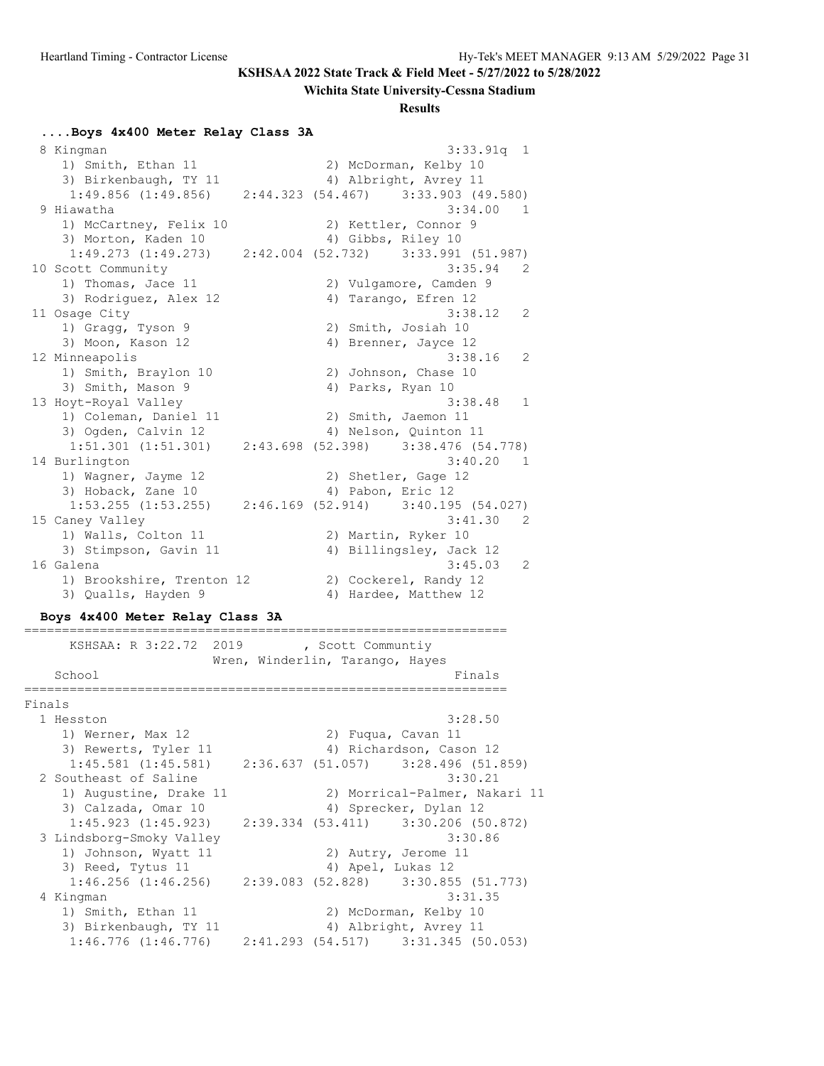**KSHSAA 2022 State Track & Field Meet - 5/27/2022 to 5/28/2022**

**Wichita State University-Cessna Stadium**

**Results**

### ....Boys 4x400 Meter Relay Class 3A

```
  8 Kingman                                           3:33.91q  1 
     1) Smith, Ethan 11                 2) McDorman, Kelby 10             
     3) Birkenbaugh, TY 11              4) Albright, Avrey 11             
      1:49.856 (1:49.856)    2:44.323 (54.467)    3:33.903 (49.580)
  9 Hiawatha                                          3:34.00   1 
     1) McCartney, Felix 10             2) Kettler, Connor 9              
     3) Morton, Kaden 10                4) Gibbs, Riley 10                
      1:49.273 (1:49.273)    2:42.004 (52.732)    3:33.991 (51.987)
 10 Scott Community                                   3:35.94   2 
     1) Thomas, Jace 11                 2) Vulgamore, Camden 9            
     3) Rodriguez, Alex 12              4) Tarango, Efren 12              
 11 Osage City                                        3:38.12   2 
     1) Gragg, Tyson 9                  2) Smith, Josiah 10               
     3) Moon, Kason 12                  4) Brenner, Jayce 12              
 12 Minneapolis                                       3:38.16   2 
     1) Smith, Braylon 10               2) Johnson, Chase 10              
     3) Smith, Mason 9                  4) Parks, Ryan 10                 
 13 Hoyt-Royal Valley                                 3:38.48   1 
     1) Coleman, Daniel 11              2) Smith, Jaemon 11               
     3) Ogden, Calvin 12                4) Nelson, Quinton 11             
      1:51.301 (1:51.301)    2:43.698 (52.398)    3:38.476 (54.778)
 14 Burlington                                        3:40.20   1 
     1) Wagner, Jayme 12                2) Shetler, Gage 12               
     3) Hoback, Zane 10                 4) Pabon, Eric 12                 
      1:53.255 (1:53.255)    2:46.169 (52.914)    3:40.195 (54.027)
 15 Caney Valley                                      3:41.30   2 
     1) Walls, Colton 11                2) Martin, Ryker 10               
     3) Stimpson, Gavin 11              4) Billingsley, Jack 12           
 16 Galena                                            3:45.03   2 
     1) Brookshire, Trenton 12          2) Cockerel, Randy 12             
     3) Qualls, Hayden 9                4) Hardee, Matthew 12             
```

### Boys 4x400 Meter Relay Class 3A

```
=================================================================
      KSHSAA: R 3:22.72  2019        , Scott Communtiy            
                      Wren, Winderlin, Tarango, Hayes             
    School                                              Finals    
=================================================================
Finals
  1 Hesston                                           3:28.50   
     1) Werner, Max 12                  2) Fuqua, Cavan 11                
     3) Rewerts, Tyler 11               4) Richardson, Cason 12           
      1:45.581 (1:45.581)    2:36.637 (51.057)    3:28.496 (51.859)
  2 Southeast of Saline                               3:30.21   
     1) Augustine, Drake 11             2) Morrical-Palmer, Nakari 11     
     3) Calzada, Omar 10                4) Sprecker, Dylan 12             
      1:45.923 (1:45.923)    2:39.334 (53.411)    3:30.206 (50.872)
  3 Lindsborg-Smoky Valley                            3:30.86   
     1) Johnson, Wyatt 11               2) Autry, Jerome 11               
     3) Reed, Tytus 11                  4) Apel, Lukas 12                 
      1:46.256 (1:46.256)    2:39.083 (52.828)    3:30.855 (51.773)
  4 Kingman                                           3:31.35   
     1) Smith, Ethan 11                 2) McDorman, Kelby 10             
     3) Birkenbaugh, TY 11              4) Albright, Avrey 11             
      1:46.776 (1:46.776)    2:41.293 (54.517)    3:31.345 (50.053)
```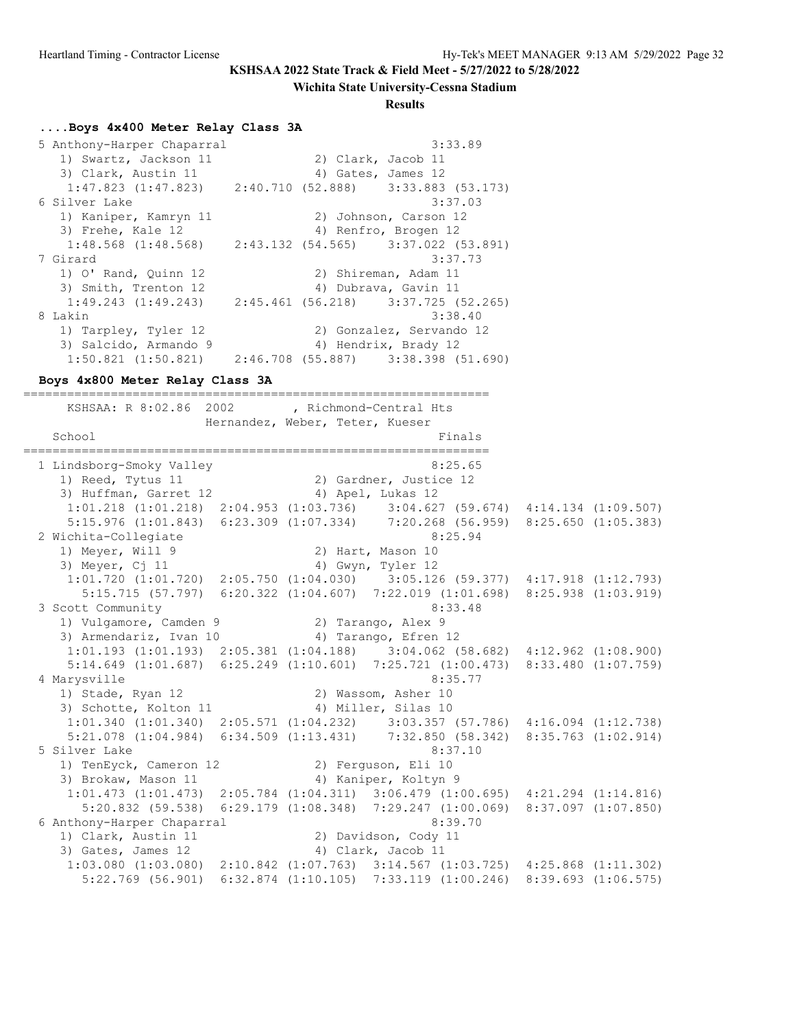**KSHSAA 2022 State Track & Field Meet - 5/27/2022 to 5/28/2022**

**Wichita State University-Cessna Stadium**

**Results**

### ....Boys 4x400 Meter Relay Class 3A

```
 5 Anthony-Harper Chaparral                              3:33.89 
    1) Swartz, Jackson 11              2) Clark, Jacob 11          
    3) Clark, Austin 11                4) Gates, James 12          
     1:47.823 (1:47.823)    2:40.710 (52.888)    3:33.883 (53.173) 
 6 Silver Lake                                           3:37.03 
    1) Kaniper, Kamryn 11              2) Johnson, Carson 12       
    3) Frehe, Kale 12                  4) Renfro, Brogen 12        
     1:48.568 (1:48.568)    2:43.132 (54.565)    3:37.022 (53.891) 
 7 Girard                                                3:37.73 
    1) O' Rand, Quinn 12               2) Shireman, Adam 11        
    3) Smith, Trenton 12               4) Dubrava, Gavin 11        
     1:49.243 (1:49.243)    2:45.461 (56.218)    3:37.725 (52.265) 
 8 Lakin                                                 3:38.40 
    1) Tarpley, Tyler 12               2) Gonzalez, Servando 12    
    3) Salcido, Armando 9              4) Hendrix, Brady 12        
     1:50.821 (1:50.821)    2:46.708 (55.887)    3:38.398 (51.690) 
```

### Boys 4x800 Meter Relay Class 3A

```
=================================================================
      KSHSAA: R 8:02.86  2002        , Richmond-Central Hts      
                      Hernandez, Weber, Teter, Kueser            
    School                                               Finals  
=================================================================
  1 Lindsborg-Smoky Valley                               8:25.65 
     1) Reed, Tytus 11                 2) Gardner, Justice 12      
     3) Huffman, Garret 12             4) Apel, Lukas 12           
      1:01.218 (1:01.218)  2:04.953 (1:03.736)    3:04.627 (59.674)  4:14.134 (1:09.507)
      5:15.976 (1:01.843)  6:23.309 (1:07.334)    7:20.268 (56.959)  8:25.650 (1:05.383)
  2 Wichita-Collegiate                                   8:25.94 
     1) Meyer, Will 9                  2) Hart, Mason 10           
     3) Meyer, Cj 11                   4) Gwyn, Tyler 12           
      1:01.720 (1:01.720)  2:05.750 (1:04.030)    3:05.126 (59.377)  4:17.918 (1:12.793)
        5:15.715 (57.797)  6:20.322 (1:04.607)  7:22.019 (1:01.698)  8:25.938 (1:03.919)
  3 Scott Community                                      8:33.48 
     1) Vulgamore, Camden 9            2) Tarango, Alex 9          
     3) Armendariz, Ivan 10            4) Tarango, Efren 12        
      1:01.193 (1:01.193)  2:05.381 (1:04.188)    3:04.062 (58.682)  4:12.962 (1:08.900)
      5:14.649 (1:01.687)  6:25.249 (1:10.601)  7:25.721 (1:00.473)  8:33.480 (1:07.759)
  4 Marysville                                           8:35.77 
     1) Stade, Ryan 12                 2) Wassom, Asher 10         
     3) Schotte, Kolton 11             4) Miller, Silas 10         
      1:01.340 (1:01.340)  2:05.571 (1:04.232)    3:03.357 (57.786)  4:16.094 (1:12.738)
      5:21.078 (1:04.984)  6:34.509 (1:13.431)    7:32.850 (58.342)  8:35.763 (1:02.914)
  5 Silver Lake                                          8:37.10 
     1) TenEyck, Cameron 12            2) Ferguson, Eli 10         
     3) Brokaw, Mason 11               4) Kaniper, Koltyn 9        
      1:01.473 (1:01.473)  2:05.784 (1:04.311)  3:06.479 (1:00.695)  4:21.294 (1:14.816)
        5:20.832 (59.538)  6:29.179 (1:08.348)  7:29.247 (1:00.069)  8:37.097 (1:07.850)
  6 Anthony-Harper Chaparral                             8:39.70 
     1) Clark, Austin 11               2) Davidson, Cody 11        
     3) Gates, James 12                4) Clark, Jacob 11          
      1:03.080 (1:03.080)  2:10.842 (1:07.763)  3:14.567 (1:03.725)  4:25.868 (1:11.302)
        5:22.769 (56.901)  6:32.874 (1:10.105)  7:33.119 (1:00.246)  8:39.693 (1:06.575)
```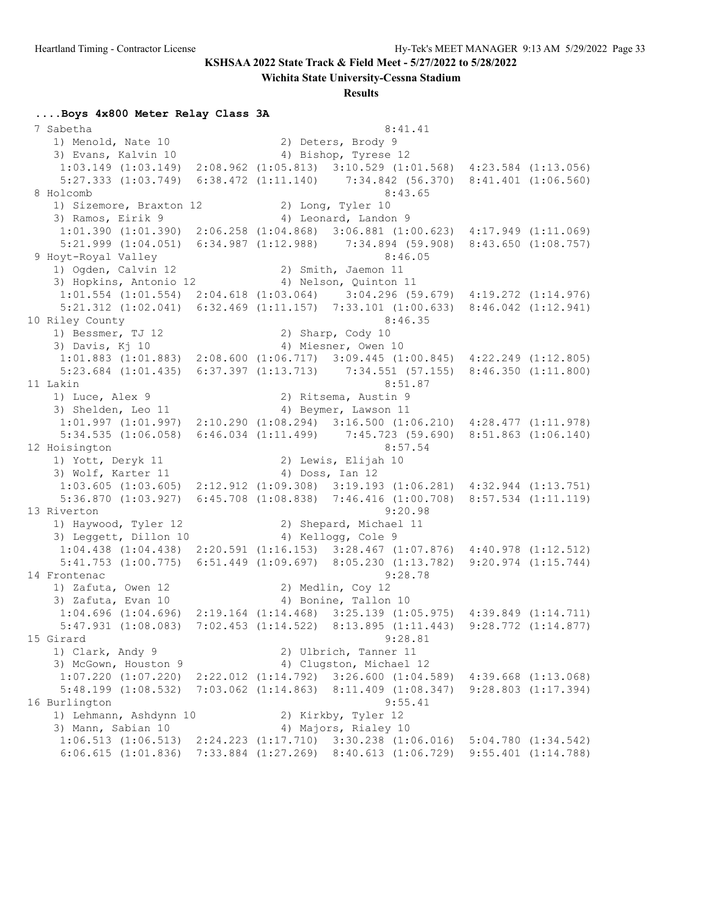**KSHSAA 2022 State Track & Field Meet - 5/27/2022 to 5/28/2022**

**Wichita State University-Cessna Stadium**

**Results**

### ....Boys 4x800 Meter Relay Class 3A

```
 7 Sabetha                                            8:41.41
    1) Menold, Nate 10                2) Deters, Brody 9
    3) Evans, Kalvin 10               4) Bishop, Tyrese 12
     1:03.149 (1:03.149)  2:08.962 (1:05.813)  3:10.529 (1:01.568)  4:23.584 (1:13.056)
     5:27.333 (1:03.749)  6:38.472 (1:11.140)    7:34.842 (56.370)  8:41.401 (1:06.560)
 8 Holcomb                                            8:43.65
    1) Sizemore, Braxton 12           2) Long, Tyler 10
    3) Ramos, Eirik 9                 4) Leonard, Landon 9
     1:01.390 (1:01.390)  2:06.258 (1:04.868)  3:06.881 (1:00.623)  4:17.949 (1:11.069)
     5:21.999 (1:04.051)  6:34.987 (1:12.988)    7:34.894 (59.908)  8:43.650 (1:08.757)
 9 Hoyt-Royal Valley                                  8:46.05
    1) Ogden, Calvin 12               2) Smith, Jaemon 11
    3) Hopkins, Antonio 12            4) Nelson, Quinton 11
     1:01.554 (1:01.554)  2:04.618 (1:03.064)    3:04.296 (59.679)  4:19.272 (1:14.976)
     5:21.312 (1:02.041)  6:32.469 (1:11.157)  7:33.101 (1:00.633)  8:46.042 (1:12.941)
10 Riley County                                       8:46.35
    1) Bessmer, TJ 12                 2) Sharp, Cody 10
    3) Davis, Kj 10                   4) Miesner, Owen 10
     1:01.883 (1:01.883)  2:08.600 (1:06.717)  3:09.445 (1:00.845)  4:22.249 (1:12.805)
     5:23.684 (1:01.435)  6:37.397 (1:13.713)    7:34.551 (57.155)  8:46.350 (1:11.800)
11 Lakin                                              8:51.87
    1) Luce, Alex 9                   2) Ritsema, Austin 9
    3) Shelden, Leo 11                4) Beymer, Lawson 11
     1:01.997 (1:01.997)  2:10.290 (1:08.294)  3:16.500 (1:06.210)  4:28.477 (1:11.978)
     5:34.535 (1:06.058)  6:46.034 (1:11.499)    7:45.723 (59.690)  8:51.863 (1:06.140)
12 Hoisington                                         8:57.54
    1) Yott, Deryk 11                 2) Lewis, Elijah 10
    3) Wolf, Karter 11                4) Doss, Ian 12
     1:03.605 (1:03.605)  2:12.912 (1:09.308)  3:19.193 (1:06.281)  4:32.944 (1:13.751)
     5:36.870 (1:03.927)  6:45.708 (1:08.838)  7:46.416 (1:00.708)  8:57.534 (1:11.119)
13 Riverton                                           9:20.98
    1) Haywood, Tyler 12              2) Shepard, Michael 11
    3) Leggett, Dillon 10             4) Kellogg, Cole 9
     1:04.438 (1:04.438)  2:20.591 (1:16.153)  3:28.467 (1:07.876)  4:40.978 (1:12.512)
     5:41.753 (1:00.775)  6:51.449 (1:09.697)  8:05.230 (1:13.782)  9:20.974 (1:15.744)
14 Frontenac                                          9:28.78
    1) Zafuta, Owen 12                2) Medlin, Coy 12
    3) Zafuta, Evan 10                4) Bonine, Tallon 10
     1:04.696 (1:04.696)  2:19.164 (1:14.468)  3:25.139 (1:05.975)  4:39.849 (1:14.711)
     5:47.931 (1:08.083)  7:02.453 (1:14.522)  8:13.895 (1:11.443)  9:28.772 (1:14.877)
15 Girard                                             9:28.81
    1) Clark, Andy 9                  2) Ulbrich, Tanner 11
    3) McGown, Houston 9              4) Clugston, Michael 12
     1:07.220 (1:07.220)  2:22.012 (1:14.792)  3:26.600 (1:04.589)  4:39.668 (1:13.068)
     5:48.199 (1:08.532)  7:03.062 (1:14.863)  8:11.409 (1:08.347)  9:28.803 (1:17.394)
16 Burlington                                         9:55.41
    1) Lehmann, Ashdynn 10            2) Kirkby, Tyler 12
    3) Mann, Sabian 10                4) Majors, Rialey 10
     1:06.513 (1:06.513)  2:24.223 (1:17.710)  3:30.238 (1:06.016)  5:04.780 (1:34.542)
     6:06.615 (1:01.836)  7:33.884 (1:27.269)  8:40.613 (1:06.729)  9:55.401 (1:14.788)
```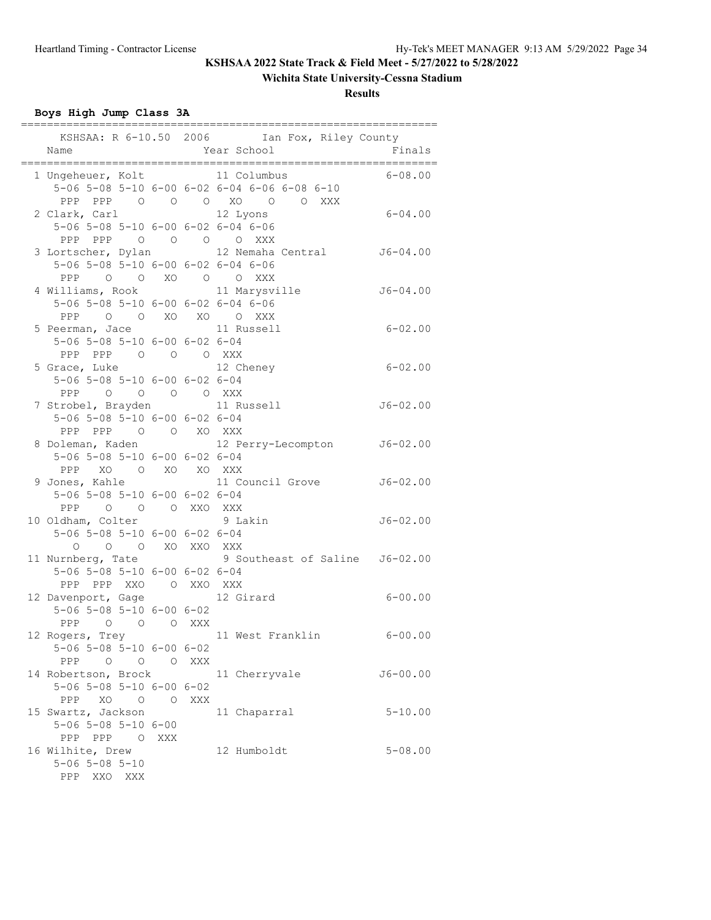**KSHSAA 2022 State Track & Field Meet - 5/27/2022 to 5/28/2022**

**Wichita State University-Cessna Stadium**

**Results**

**Boys High Jump Class 3A**

```
================================================================
    KSHSAA: R 6-10.50  2006        Ian Fox, Riley County
    Name                    Year School                   Finals
================================================================
  1 Ungeheuer, Kolt          11 Columbus                 6-08.00
     5-06 5-08 5-10 6-00 6-02 6-04 6-06 6-08 6-10
      PPP  PPP    O    O    O   XO    O    O  XXX
  2 Clark, Carl              12 Lyons                    6-04.00
     5-06 5-08 5-10 6-00 6-02 6-04 6-06
      PPP  PPP    O    O    O    O  XXX
  3 Lortscher, Dylan         12 Nemaha Central          J6-04.00
     5-06 5-08 5-10 6-00 6-02 6-04 6-06
      PPP    O    O   XO    O    O  XXX
  4 Williams, Rook           11 Marysville              J6-04.00
     5-06 5-08 5-10 6-00 6-02 6-04 6-06
      PPP    O    O   XO   XO    O  XXX
  5 Peerman, Jace            11 Russell                  6-02.00
     5-06 5-08 5-10 6-00 6-02 6-04
      PPP  PPP    O    O    O  XXX
  5 Grace, Luke              12 Cheney                   6-02.00
     5-06 5-08 5-10 6-00 6-02 6-04
      PPP    O    O    O    O  XXX
  7 Strobel, Brayden         11 Russell                 J6-02.00
     5-06 5-08 5-10 6-00 6-02 6-04
      PPP  PPP    O    O   XO  XXX
  8 Doleman, Kaden           12 Perry-Lecompton         J6-02.00
     5-06 5-08 5-10 6-00 6-02 6-04
      PPP   XO    O   XO   XO  XXX
  9 Jones, Kahle             11 Council Grove           J6-02.00
     5-06 5-08 5-10 6-00 6-02 6-04
      PPP    O    O    O  XXO  XXX
 10 Oldham, Colter            9 Lakin                   J6-02.00
     5-06 5-08 5-10 6-00 6-02 6-04
        O    O    O   XO  XXO  XXX
 11 Nurnberg, Tate            9 Southeast of Saline     J6-02.00
     5-06 5-08 5-10 6-00 6-02 6-04
      PPP  PPP  XXO    O  XXO  XXX
 12 Davenport, Gage          12 Girard                   6-00.00
     5-06 5-08 5-10 6-00 6-02
      PPP    O    O    O  XXX
 12 Rogers, Trey             11 West Franklin            6-00.00
     5-06 5-08 5-10 6-00 6-02
      PPP    O    O    O  XXX
 14 Robertson, Brock         11 Cherryvale              J6-00.00
     5-06 5-08 5-10 6-00 6-02
      PPP   XO    O    O  XXX
 15 Swartz, Jackson          11 Chaparral                5-10.00
     5-06 5-08 5-10 6-00
      PPP  PPP    O  XXX
 16 Wilhite, Drew            12 Humboldt                 5-08.00
     5-06 5-08 5-10
      PPP  XXO  XXX
```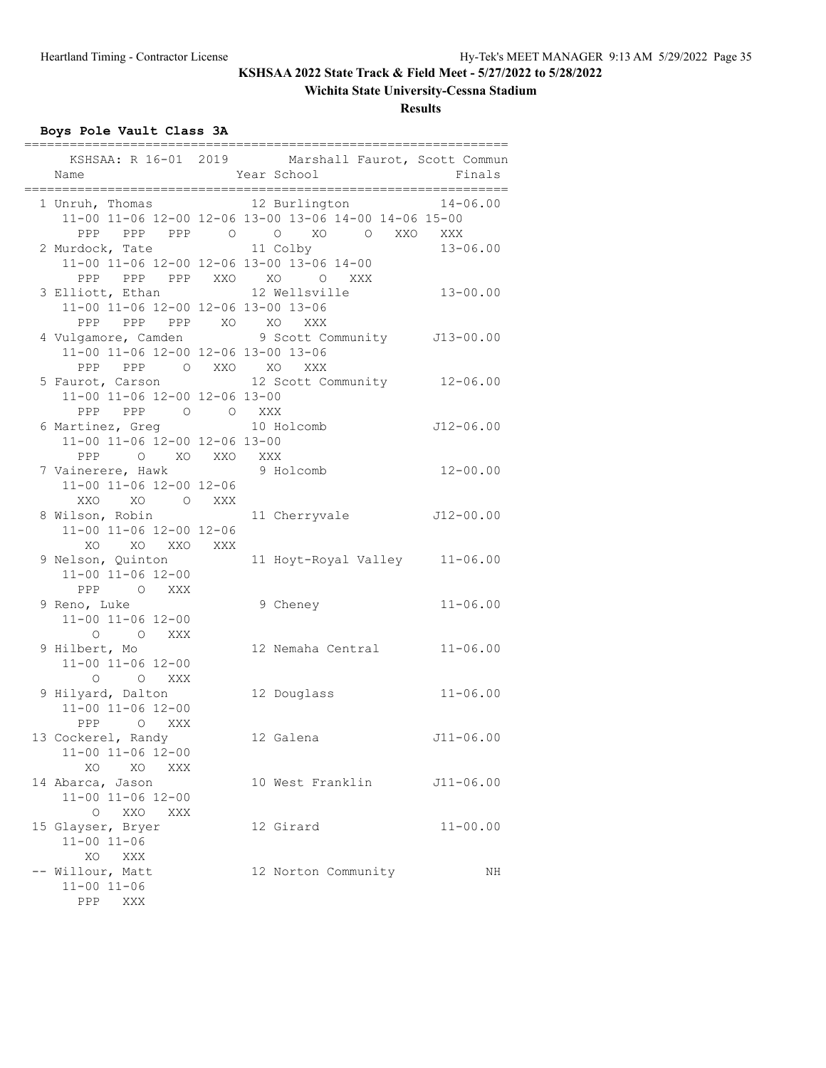**KSHSAA 2022 State Track & Field Meet - 5/27/2022 to 5/28/2022**

**Wichita State University-Cessna Stadium**

**Results**

### Boys Pole Vault Class 3A

```
================================================================
    KSHSAA: R 16-01  2019        Marshall Faurot, Scott Commun
    Name                    Year School                 Finals
================================================================
  1 Unruh, Thomas             12 Burlington           14-06.00
     11-00 11-06 12-00 12-06 13-00 13-06 14-00 14-06 15-00
       PPP   PPP   PPP     O     O    XO     O   XXO   XXX
  2 Murdock, Tate             11 Colby                13-06.00
     11-00 11-06 12-00 12-06 13-00 13-06 14-00
       PPP   PPP   PPP   XXO    XO     O   XXX
  3 Elliott, Ethan            12 Wellsville           13-00.00
     11-00 11-06 12-00 12-06 13-00 13-06
       PPP   PPP   PPP    XO    XO   XXX
  4 Vulgamore, Camden          9 Scott Community     J13-00.00
     11-00 11-06 12-00 12-06 13-00 13-06
       PPP   PPP     O   XXO    XO   XXX
  5 Faurot, Carson            12 Scott Community      12-06.00
     11-00 11-06 12-00 12-06 13-00
       PPP   PPP     O     O   XXX
  6 Martinez, Greg            10 Holcomb             J12-06.00
     11-00 11-06 12-00 12-06 13-00
       PPP     O    XO   XXO   XXX
  7 Vainerere, Hawk            9 Holcomb              12-00.00
     11-00 11-06 12-00 12-06
       XXO    XO     O   XXX
  8 Wilson, Robin             11 Cherryvale          J12-00.00
     11-00 11-06 12-00 12-06
        XO    XO   XXO   XXX
  9 Nelson, Quinton           11 Hoyt-Royal Valley    11-06.00
     11-00 11-06 12-00
       PPP     O   XXX
  9 Reno, Luke                 9 Cheney               11-06.00
     11-00 11-06 12-00
         O     O   XXX
  9 Hilbert, Mo               12 Nemaha Central       11-06.00
     11-00 11-06 12-00
         O     O   XXX
  9 Hilyard, Dalton           12 Douglass             11-06.00
     11-00 11-06 12-00
       PPP     O   XXX
 13 Cockerel, Randy           12 Galena              J11-06.00
     11-00 11-06 12-00
        XO    XO   XXX
 14 Abarca, Jason             10 West Franklin       J11-06.00
     11-00 11-06 12-00
         O   XXO   XXX
 15 Glayser, Bryer            12 Girard               11-00.00
     11-00 11-06
        XO   XXX
 -- Willour, Matt             12 Norton Community           NH
     11-00 11-06
       PPP   XXX
```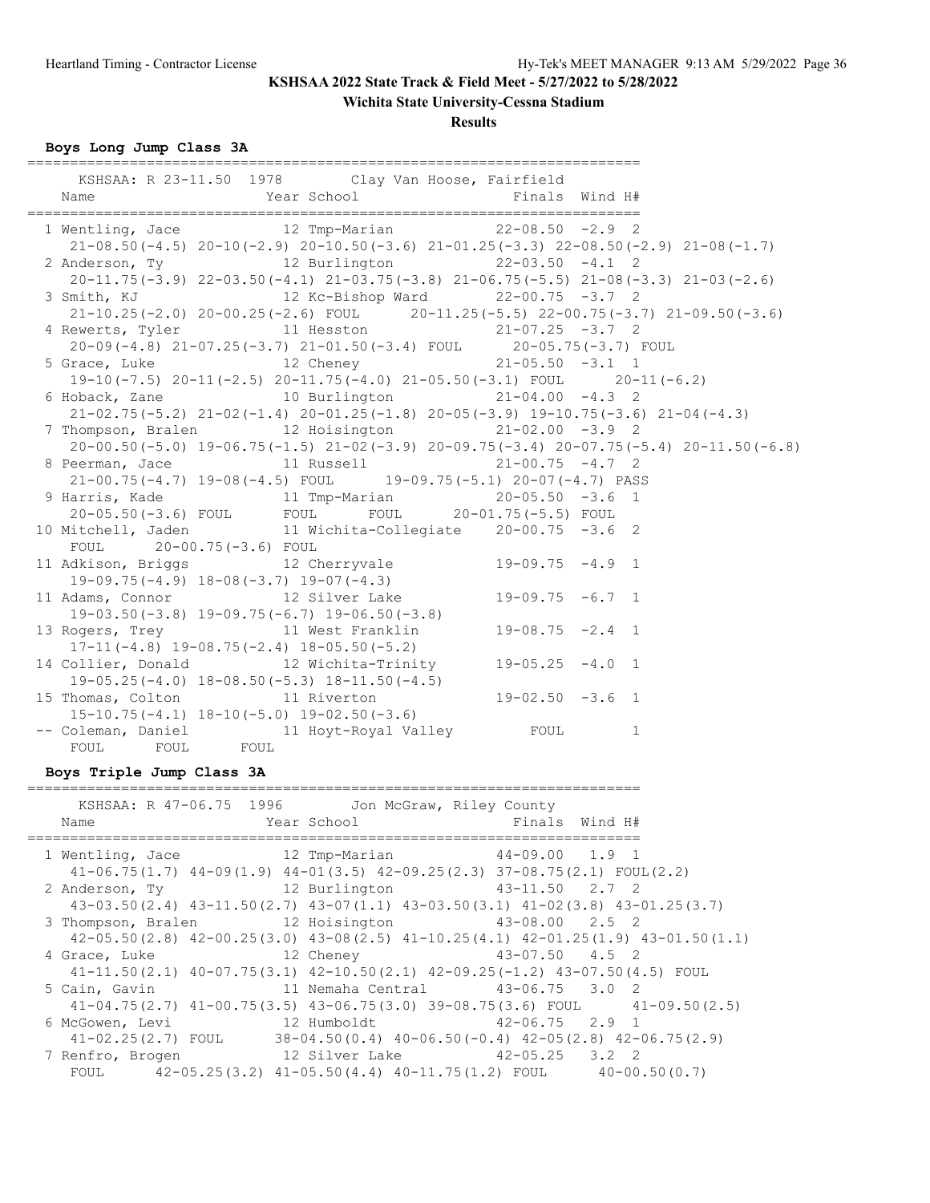**KSHSAA 2022 State Track & Field Meet - 5/27/2022 to 5/28/2022**

**Wichita State University-Cessna Stadium**

**Results**

### Boys Long Jump Class 3A

KSHSAA: R 23-11.50 1978 Clay Van Hoose, Fairfield

| Place | Name | Year | School | Finals | Wind | H# |
|---|---|---|---|---|---|---|
| 1 | Wentling, Jace | 12 | Tmp-Marian | 22-08.50 | -2.9 | 2 |
| | 21-08.50(-4.5) 20-10(-2.9) 20-10.50(-3.6) 21-01.25(-3.3) 22-08.50(-2.9) 21-08(-1.7) | | | | | |
| 2 | Anderson, Ty | 12 | Burlington | 22-03.50 | -4.1 | 2 |
| | 20-11.75(-3.9) 22-03.50(-4.1) 21-03.75(-3.8) 21-06.75(-5.5) 21-08(-3.3) 21-03(-2.6) | | | | | |
| 3 | Smith, KJ | 12 | Kc-Bishop Ward | 22-00.75 | -3.7 | 2 |
| | 21-10.25(-2.0) 20-00.25(-2.6) FOUL 20-11.25(-5.5) 22-00.75(-3.7) 21-09.50(-3.6) | | | | | |
| 4 | Rewerts, Tyler | 11 | Hesston | 21-07.25 | -3.7 | 2 |
| | 20-09(-4.8) 21-07.25(-3.7) 21-01.50(-3.4) FOUL 20-05.75(-3.7) FOUL | | | | | |
| 5 | Grace, Luke | 12 | Cheney | 21-05.50 | -3.1 | 1 |
| | 19-10(-7.5) 20-11(-2.5) 20-11.75(-4.0) 21-05.50(-3.1) FOUL 20-11(-6.2) | | | | | |
| 6 | Hoback, Zane | 10 | Burlington | 21-04.00 | -4.3 | 2 |
| | 21-02.75(-5.2) 21-02(-1.4) 20-01.25(-1.8) 20-05(-3.9) 19-10.75(-3.6) 21-04(-4.3) | | | | | |
| 7 | Thompson, Bralen | 12 | Hoisington | 21-02.00 | -3.9 | 2 |
| | 20-00.50(-5.0) 19-06.75(-1.5) 21-02(-3.9) 20-09.75(-3.4) 20-07.75(-5.4) 20-11.50(-6.8) | | | | | |
| 8 | Peerman, Jace | 11 | Russell | 21-00.75 | -4.7 | 2 |
| | 21-00.75(-4.7) 19-08(-4.5) FOUL 19-09.75(-5.1) 20-07(-4.7) PASS | | | | | |
| 9 | Harris, Kade | 11 | Tmp-Marian | 20-05.50 | -3.6 | 1 |
| | 20-05.50(-3.6) FOUL FOUL FOUL 20-01.75(-5.5) FOUL | | | | | |
| 10 | Mitchell, Jaden | 11 | Wichita-Collegiate | 20-00.75 | -3.6 | 2 |
| | FOUL 20-00.75(-3.6) FOUL | | | | | |
| 11 | Adkison, Briggs | 12 | Cherryvale | 19-09.75 | -4.9 | 1 |
| | 19-09.75(-4.9) 18-08(-3.7) 19-07(-4.3) | | | | | |
| 11 | Adams, Connor | 12 | Silver Lake | 19-09.75 | -6.7 | 1 |
| | 19-03.50(-3.8) 19-09.75(-6.7) 19-06.50(-3.8) | | | | | |
| 13 | Rogers, Trey | 11 | West Franklin | 19-08.75 | -2.4 | 1 |
| | 17-11(-4.8) 19-08.75(-2.4) 18-05.50(-5.2) | | | | | |
| 14 | Collier, Donald | 12 | Wichita-Trinity | 19-05.25 | -4.0 | 1 |
| | 19-05.25(-4.0) 18-08.50(-5.3) 18-11.50(-4.5) | | | | | |
| 15 | Thomas, Colton | 11 | Riverton | 19-02.50 | -3.6 | 1 |
| | 15-10.75(-4.1) 18-10(-5.0) 19-02.50(-3.6) | | | | | |
| -- | Coleman, Daniel | 11 | Hoyt-Royal Valley | FOUL | | 1 |
| | FOUL FOUL FOUL | | | | | |

### Boys Triple Jump Class 3A

KSHSAA: R 47-06.75 1996 Jon McGraw, Riley County

| Place | Name | Year | School | Finals | Wind | H# |
|---|---|---|---|---|---|---|
| 1 | Wentling, Jace | 12 | Tmp-Marian | 44-09.00 | 1.9 | 1 |
| | 41-06.75(1.7) 44-09(1.9) 44-01(3.5) 42-09.25(2.3) 37-08.75(2.1) FOUL(2.2) | | | | | |
| 2 | Anderson, Ty | 12 | Burlington | 43-11.50 | 2.7 | 2 |
| | 43-03.50(2.4) 43-11.50(2.7) 43-07(1.1) 43-03.50(3.1) 41-02(3.8) 43-01.25(3.7) | | | | | |
| 3 | Thompson, Bralen | 12 | Hoisington | 43-08.00 | 2.5 | 2 |
| | 42-05.50(2.8) 42-00.25(3.0) 43-08(2.5) 41-10.25(4.1) 42-01.25(1.9) 43-01.50(1.1) | | | | | |
| 4 | Grace, Luke | 12 | Cheney | 43-07.50 | 4.5 | 2 |
| | 41-11.50(2.1) 40-07.75(3.1) 42-10.50(2.1) 42-09.25(-1.2) 43-07.50(4.5) FOUL | | | | | |
| 5 | Cain, Gavin | 11 | Nemaha Central | 43-06.75 | 3.0 | 2 |
| | 41-04.75(2.7) 41-00.75(3.5) 43-06.75(3.0) 39-08.75(3.6) FOUL 41-09.50(2.5) | | | | | |
| 6 | McGowen, Levi | 12 | Humboldt | 42-06.75 | 2.9 | 1 |
| | 41-02.25(2.7) FOUL 38-04.50(0.4) 40-06.50(-0.4) 42-05(2.8) 42-06.75(2.9) | | | | | |
| 7 | Renfro, Brogen | 12 | Silver Lake | 42-05.25 | 3.2 | 2 |
| | FOUL 42-05.25(3.2) 41-05.50(4.4) 40-11.75(1.2) FOUL 40-00.50(0.7) | | | | | |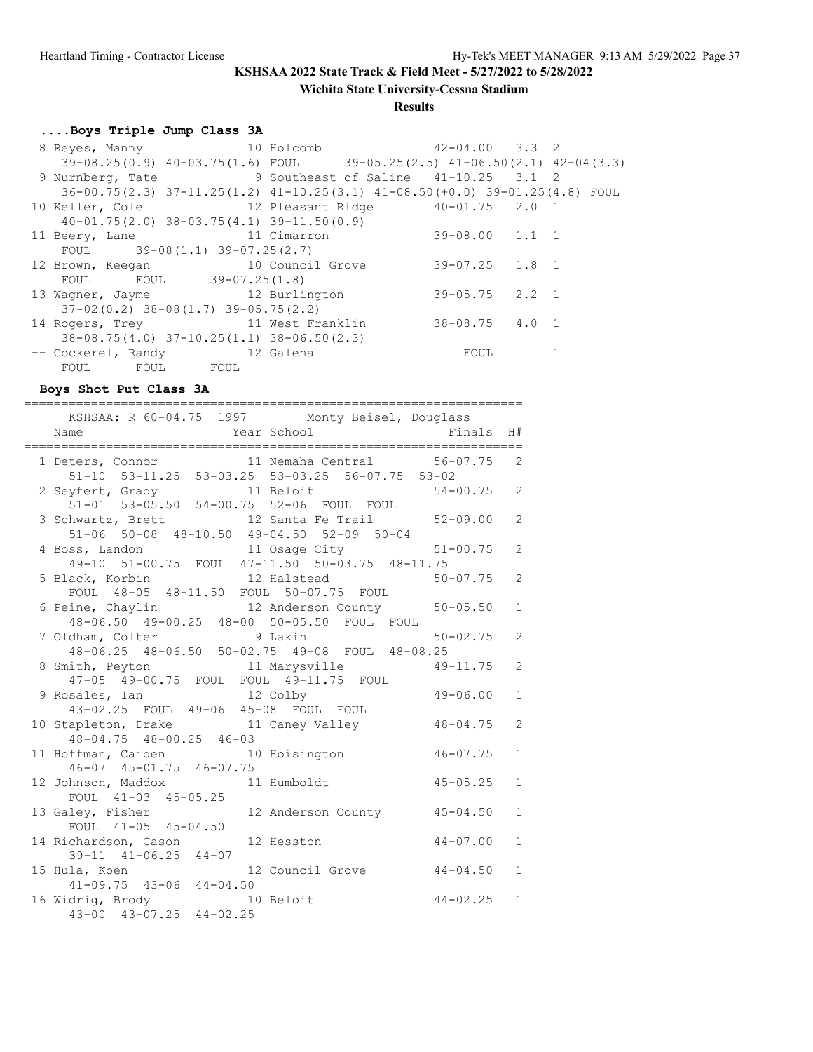KSHSAA 2022 State Track & Field Meet - 5/27/2022 to 5/28/2022

Wichita State University-Cessna Stadium

**Results**

### ....Boys Triple Jump Class 3A

```
  8 Reyes, Manny              10 Holcomb                42-04.00   3.3  2
     39-08.25(0.9) 40-03.75(1.6) FOUL      39-05.25(2.5) 41-06.50(2.1) 42-04(3.3)
  9 Nurnberg, Tate             9 Southeast of Saline   41-10.25   3.1  2
     36-00.75(2.3) 37-11.25(1.2) 41-10.25(3.1) 41-08.50(+0.0) 39-01.25(4.8) FOUL
 10 Keller, Cole              12 Pleasant Ridge         40-01.75   2.0  1
     40-01.75(2.0) 38-03.75(4.1) 39-11.50(0.9)
 11 Beery, Lane               11 Cimarron               39-08.00   1.1  1
     FOUL      39-08(1.1) 39-07.25(2.7)
 12 Brown, Keegan             10 Council Grove          39-07.25   1.8  1
     FOUL      FOUL      39-07.25(1.8)
 13 Wagner, Jayme             12 Burlington             39-05.75   2.2  1
     37-02(0.2) 38-08(1.7) 39-05.75(2.2)
 14 Rogers, Trey              11 West Franklin          38-08.75   4.0  1
     38-08.75(4.0) 37-10.25(1.1) 38-06.50(2.3)
 -- Cockerel, Randy           12 Galena                     FOUL        1
     FOUL      FOUL      FOUL
```

### Boys Shot Put Class 3A

```
===================================================================
     KSHSAA: R 60-04.75  1997        Monty Beisel, Douglass
    Name                    Year School                 Finals  H#
===================================================================
  1 Deters, Connor            11 Nemaha Central        56-07.75   2
     51-10  53-11.25  53-03.25  53-03.25  56-07.75  53-02
  2 Seyfert, Grady            11 Beloit                54-00.75   2
     51-01  53-05.50  54-00.75  52-06  FOUL  FOUL
  3 Schwartz, Brett           12 Santa Fe Trail        52-09.00   2
     51-06  50-08  48-10.50  49-04.50  52-09  50-04
  4 Boss, Landon              11 Osage City            51-00.75   2
     49-10  51-00.75  FOUL  47-11.50  50-03.75  48-11.75
  5 Black, Korbin             12 Halstead              50-07.75   2
     FOUL  48-05  48-11.50  FOUL  50-07.75  FOUL
  6 Peine, Chaylin            12 Anderson County       50-05.50   1
     48-06.50  49-00.25  48-00  50-05.50  FOUL  FOUL
  7 Oldham, Colter             9 Lakin                 50-02.75   2
     48-06.25  48-06.50  50-02.75  49-08  FOUL  48-08.25
  8 Smith, Peyton             11 Marysville            49-11.75   2
     47-05  49-00.75  FOUL  FOUL  49-11.75  FOUL
  9 Rosales, Ian              12 Colby                 49-06.00   1
     43-02.25  FOUL  49-06  45-08  FOUL  FOUL
 10 Stapleton, Drake          11 Caney Valley          48-04.75   2
     48-04.75  48-00.25  46-03
 11 Hoffman, Caiden           10 Hoisington            46-07.75   1
     46-07  45-01.75  46-07.75
 12 Johnson, Maddox           11 Humboldt              45-05.25   1
     FOUL  41-03  45-05.25
 13 Galey, Fisher             12 Anderson County       45-04.50   1
     FOUL  41-05  45-04.50
 14 Richardson, Cason         12 Hesston               44-07.00   1
     39-11  41-06.25  44-07
 15 Hula, Koen                12 Council Grove         44-04.50   1
     41-09.75  43-06  44-04.50
 16 Widrig, Brody             10 Beloit                44-02.25   1
     43-00  43-07.25  44-02.25
```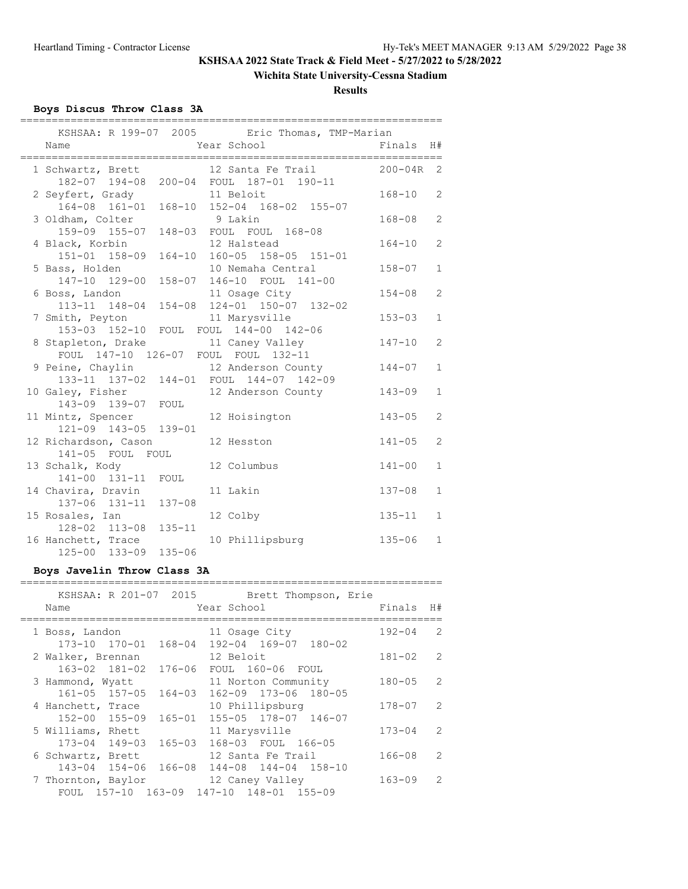# KSHSAA 2022 State Track & Field Meet - 5/27/2022 to 5/28/2022

## Wichita State University-Cessna Stadium

### Results

#### Boys Discus Throw Class 3A

KSHSAA: R 199-07 2005 Eric Thomas, TMP-Marian

| Place | Name | Year | School | Finals | H# |
|---|---|---|---|---|---|
| 1 | Schwartz, Brett | 12 | Santa Fe Trail | 200-04R | 2 |
| | 182-07 194-08 200-04 FOUL 187-01 190-11 | | | | |
| 2 | Seyfert, Grady | 11 | Beloit | 168-10 | 2 |
| | 164-08 161-01 168-10 152-04 168-02 155-07 | | | | |
| 3 | Oldham, Colter | 9 | Lakin | 168-08 | 2 |
| | 159-09 155-07 148-03 FOUL FOUL 168-08 | | | | |
| 4 | Black, Korbin | 12 | Halstead | 164-10 | 2 |
| | 151-01 158-09 164-10 160-05 158-05 151-01 | | | | |
| 5 | Bass, Holden | 10 | Nemaha Central | 158-07 | 1 |
| | 147-10 129-00 158-07 146-10 FOUL 141-00 | | | | |
| 6 | Boss, Landon | 11 | Osage City | 154-08 | 2 |
| | 113-11 148-04 154-08 124-01 150-07 132-02 | | | | |
| 7 | Smith, Peyton | 11 | Marysville | 153-03 | 1 |
| | 153-03 152-10 FOUL FOUL 144-00 142-06 | | | | |
| 8 | Stapleton, Drake | 11 | Caney Valley | 147-10 | 2 |
| | FOUL 147-10 126-07 FOUL FOUL 132-11 | | | | |
| 9 | Peine, Chaylin | 12 | Anderson County | 144-07 | 1 |
| | 133-11 137-02 144-01 FOUL 144-07 142-09 | | | | |
| 10 | Galey, Fisher | 12 | Anderson County | 143-09 | 1 |
| | 143-09 139-07 FOUL | | | | |
| 11 | Mintz, Spencer | 12 | Hoisington | 143-05 | 2 |
| | 121-09 143-05 139-01 | | | | |
| 12 | Richardson, Cason | 12 | Hesston | 141-05 | 2 |
| | 141-05 FOUL FOUL | | | | |
| 13 | Schalk, Kody | 12 | Columbus | 141-00 | 1 |
| | 141-00 131-11 FOUL | | | | |
| 14 | Chavira, Dravin | 11 | Lakin | 137-08 | 1 |
| | 137-06 131-11 137-08 | | | | |
| 15 | Rosales, Ian | 12 | Colby | 135-11 | 1 |
| | 128-02 113-08 135-11 | | | | |
| 16 | Hanchett, Trace | 10 | Phillipsburg | 135-06 | 1 |
| | 125-00 133-09 135-06 | | | | |

#### Boys Javelin Throw Class 3A

KSHSAA: R 201-07 2015 Brett Thompson, Erie

| Place | Name | Year | School | Finals | H# |
|---|---|---|---|---|---|
| 1 | Boss, Landon | 11 | Osage City | 192-04 | 2 |
| | 173-10 170-01 168-04 192-04 169-07 180-02 | | | | |
| 2 | Walker, Brennan | 12 | Beloit | 181-02 | 2 |
| | 163-02 181-02 176-06 FOUL 160-06 FOUL | | | | |
| 3 | Hammond, Wyatt | 11 | Norton Community | 180-05 | 2 |
| | 161-05 157-05 164-03 162-09 173-06 180-05 | | | | |
| 4 | Hanchett, Trace | 10 | Phillipsburg | 178-07 | 2 |
| | 152-00 155-09 165-01 155-05 178-07 146-07 | | | | |
| 5 | Williams, Rhett | 11 | Marysville | 173-04 | 2 |
| | 173-04 149-03 165-03 168-03 FOUL 166-05 | | | | |
| 6 | Schwartz, Brett | 12 | Santa Fe Trail | 166-08 | 2 |
| | 143-04 154-06 166-08 144-08 144-04 158-10 | | | | |
| 7 | Thornton, Baylor | 12 | Caney Valley | 163-09 | 2 |
| | FOUL 157-10 163-09 147-10 148-01 155-09 | | | | |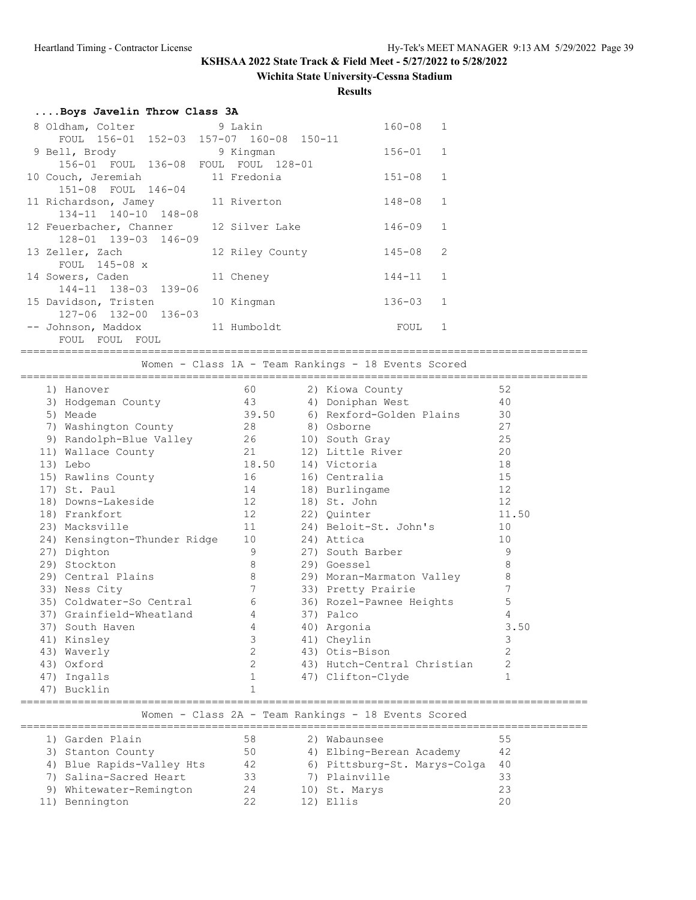**KSHSAA 2022 State Track & Field Meet - 5/27/2022 to 5/28/2022**

**Wichita State University-Cessna Stadium**

**Results**

### ....Boys Javelin Throw Class 3A

```
  8 Oldham, Colter              9 Lakin                  160-08   1 
      FOUL  156-01  152-03  157-07  160-08  150-11
  9 Bell, Brody                 9 Kingman                156-01   1 
      156-01  FOUL  136-08  FOUL  FOUL  128-01
 10 Couch, Jeremiah            11 Fredonia               151-08   1 
      151-08  FOUL  146-04
 11 Richardson, Jamey          11 Riverton               148-08   1 
      134-11  140-10  148-08
 12 Feuerbacher, Channer       12 Silver Lake            146-09   1 
      128-01  139-03  146-09
 13 Zeller, Zach               12 Riley County           145-08   2 
      FOUL  145-08  x
 14 Sowers, Caden              11 Cheney                 144-11   1 
      144-11  138-03  139-06
 15 Davidson, Tristen          10 Kingman                136-03   1 
      127-06  132-00  136-03
 -- Johnson, Maddox            11 Humboldt                 FOUL   1 
      FOUL  FOUL  FOUL
```

### Women - Class 1A - Team Rankings - 18 Events Scored

| Rank | Team | Points | Rank | Team | Points |
|---|---|---|---|---|---|
| 1) | Hanover | 60 | 2) | Kiowa County | 52 |
| 3) | Hodgeman County | 43 | 4) | Doniphan West | 40 |
| 5) | Meade | 39.50 | 6) | Rexford-Golden Plains | 30 |
| 7) | Washington County | 28 | 8) | Osborne | 27 |
| 9) | Randolph-Blue Valley | 26 | 10) | South Gray | 25 |
| 11) | Wallace County | 21 | 12) | Little River | 20 |
| 13) | Lebo | 18.50 | 14) | Victoria | 18 |
| 15) | Rawlins County | 16 | 16) | Centralia | 15 |
| 17) | St. Paul | 14 | 18) | Burlingame | 12 |
| 18) | Downs-Lakeside | 12 | 18) | St. John | 12 |
| 18) | Frankfort | 12 | 22) | Quinter | 11.50 |
| 23) | Macksville | 11 | 24) | Beloit-St. John's | 10 |
| 24) | Kensington-Thunder Ridge | 10 | 24) | Attica | 10 |
| 27) | Dighton | 9 | 27) | South Barber | 9 |
| 29) | Stockton | 8 | 29) | Goessel | 8 |
| 29) | Central Plains | 8 | 29) | Moran-Marmaton Valley | 8 |
| 33) | Ness City | 7 | 33) | Pretty Prairie | 7 |
| 35) | Coldwater-So Central | 6 | 36) | Rozel-Pawnee Heights | 5 |
| 37) | Grainfield-Wheatland | 4 | 37) | Palco | 4 |
| 37) | South Haven | 4 | 40) | Argonia | 3.50 |
| 41) | Kinsley | 3 | 41) | Cheylin | 3 |
| 43) | Waverly | 2 | 43) | Otis-Bison | 2 |
| 43) | Oxford | 2 | 43) | Hutch-Central Christian | 2 |
| 47) | Ingalls | 1 | 47) | Clifton-Clyde | 1 |
| 47) | Bucklin | 1 | | | |

### Women - Class 2A - Team Rankings - 18 Events Scored

| Rank | Team | Points | Rank | Team | Points |
|---|---|---|---|---|---|
| 1) | Garden Plain | 58 | 2) | Wabaunsee | 55 |
| 3) | Stanton County | 50 | 4) | Elbing-Berean Academy | 42 |
| 4) | Blue Rapids-Valley Hts | 42 | 6) | Pittsburg-St. Marys-Colga | 40 |
| 7) | Salina-Sacred Heart | 33 | 7) | Plainville | 33 |
| 9) | Whitewater-Remington | 24 | 10) | St. Marys | 23 |
| 11) | Bennington | 22 | 12) | Ellis | 20 |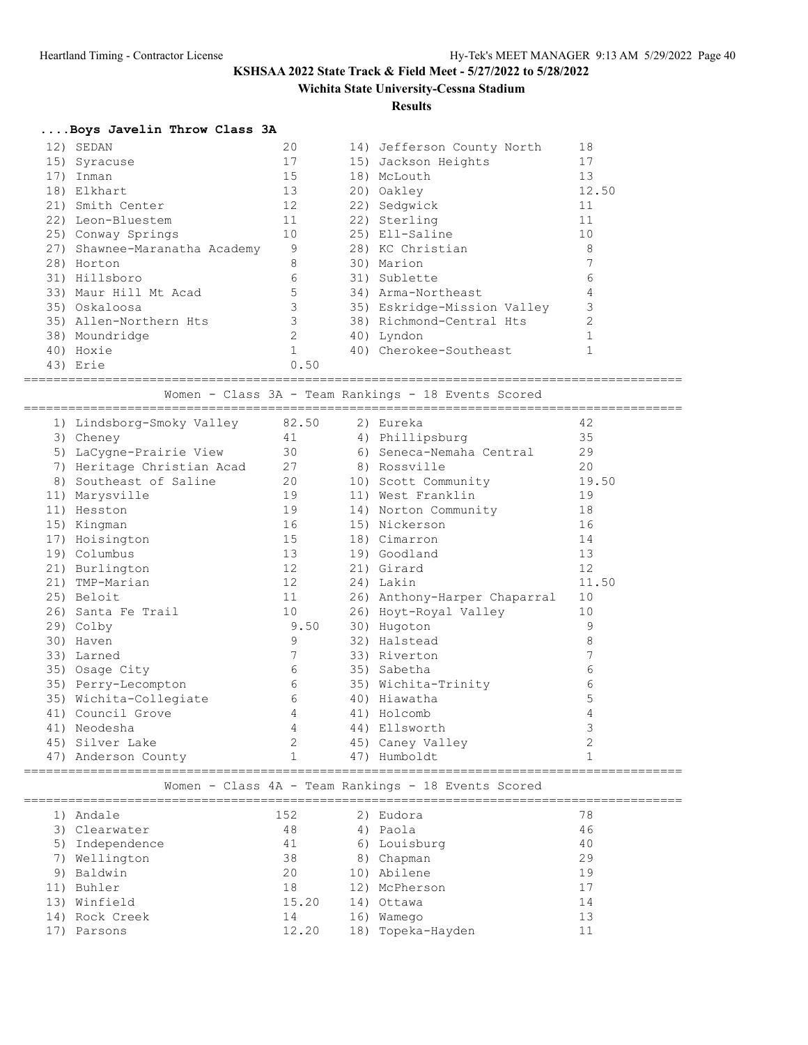KSHSAA 2022 State Track & Field Meet - 5/27/2022 to 5/28/2022

Wichita State University-Cessna Stadium

**Results**

### ....Boys Javelin Throw Class 3A

| Place | Team | Points | Place | Team | Points |
|---|---|---|---|---|---|
| 12) | SEDAN | 20 | 14) | Jefferson County North | 18 |
| 15) | Syracuse | 17 | 15) | Jackson Heights | 17 |
| 17) | Inman | 15 | 18) | McLouth | 13 |
| 18) | Elkhart | 13 | 20) | Oakley | 12.50 |
| 21) | Smith Center | 12 | 22) | Sedgwick | 11 |
| 22) | Leon-Bluestem | 11 | 22) | Sterling | 11 |
| 25) | Conway Springs | 10 | 25) | Ell-Saline | 10 |
| 27) | Shawnee-Maranatha Academy | 9 | 28) | KC Christian | 8 |
| 28) | Horton | 8 | 30) | Marion | 7 |
| 31) | Hillsboro | 6 | 31) | Sublette | 6 |
| 33) | Maur Hill Mt Acad | 5 | 34) | Arma-Northeast | 4 |
| 35) | Oskaloosa | 3 | 35) | Eskridge-Mission Valley | 3 |
| 35) | Allen-Northern Hts | 3 | 38) | Richmond-Central Hts | 2 |
| 38) | Moundridge | 2 | 40) | Lyndon | 1 |
| 40) | Hoxie | 1 | 40) | Cherokee-Southeast | 1 |
| 43) | Erie | 0.50 | | | |

### Women - Class 3A - Team Rankings - 18 Events Scored

| Place | Team | Points | Place | Team | Points |
|---|---|---|---|---|---|
| 1) | Lindsborg-Smoky Valley | 82.50 | 2) | Eureka | 42 |
| 3) | Cheney | 41 | 4) | Phillipsburg | 35 |
| 5) | LaCygne-Prairie View | 30 | 6) | Seneca-Nemaha Central | 29 |
| 7) | Heritage Christian Acad | 27 | 8) | Rossville | 20 |
| 8) | Southeast of Saline | 20 | 10) | Scott Community | 19.50 |
| 11) | Marysville | 19 | 11) | West Franklin | 19 |
| 11) | Hesston | 19 | 14) | Norton Community | 18 |
| 15) | Kingman | 16 | 15) | Nickerson | 16 |
| 17) | Hoisington | 15 | 18) | Cimarron | 14 |
| 19) | Columbus | 13 | 19) | Goodland | 13 |
| 21) | Burlington | 12 | 21) | Girard | 12 |
| 21) | TMP-Marian | 12 | 24) | Lakin | 11.50 |
| 25) | Beloit | 11 | 26) | Anthony-Harper Chaparral | 10 |
| 26) | Santa Fe Trail | 10 | 26) | Hoyt-Royal Valley | 10 |
| 29) | Colby | 9.50 | 30) | Hugoton | 9 |
| 30) | Haven | 9 | 32) | Halstead | 8 |
| 33) | Larned | 7 | 33) | Riverton | 7 |
| 35) | Osage City | 6 | 35) | Sabetha | 6 |
| 35) | Perry-Lecompton | 6 | 35) | Wichita-Trinity | 6 |
| 35) | Wichita-Collegiate | 6 | 40) | Hiawatha | 5 |
| 41) | Council Grove | 4 | 41) | Holcomb | 4 |
| 41) | Neodesha | 4 | 44) | Ellsworth | 3 |
| 45) | Silver Lake | 2 | 45) | Caney Valley | 2 |
| 47) | Anderson County | 1 | 47) | Humboldt | 1 |

### Women - Class 4A - Team Rankings - 18 Events Scored

| Place | Team | Points | Place | Team | Points |
|---|---|---|---|---|---|
| 1) | Andale | 152 | 2) | Eudora | 78 |
| 3) | Clearwater | 48 | 4) | Paola | 46 |
| 5) | Independence | 41 | 6) | Louisburg | 40 |
| 7) | Wellington | 38 | 8) | Chapman | 29 |
| 9) | Baldwin | 20 | 10) | Abilene | 19 |
| 11) | Buhler | 18 | 12) | McPherson | 17 |
| 13) | Winfield | 15.20 | 14) | Ottawa | 14 |
| 14) | Rock Creek | 14 | 16) | Wamego | 13 |
| 17) | Parsons | 12.20 | 18) | Topeka-Hayden | 11 |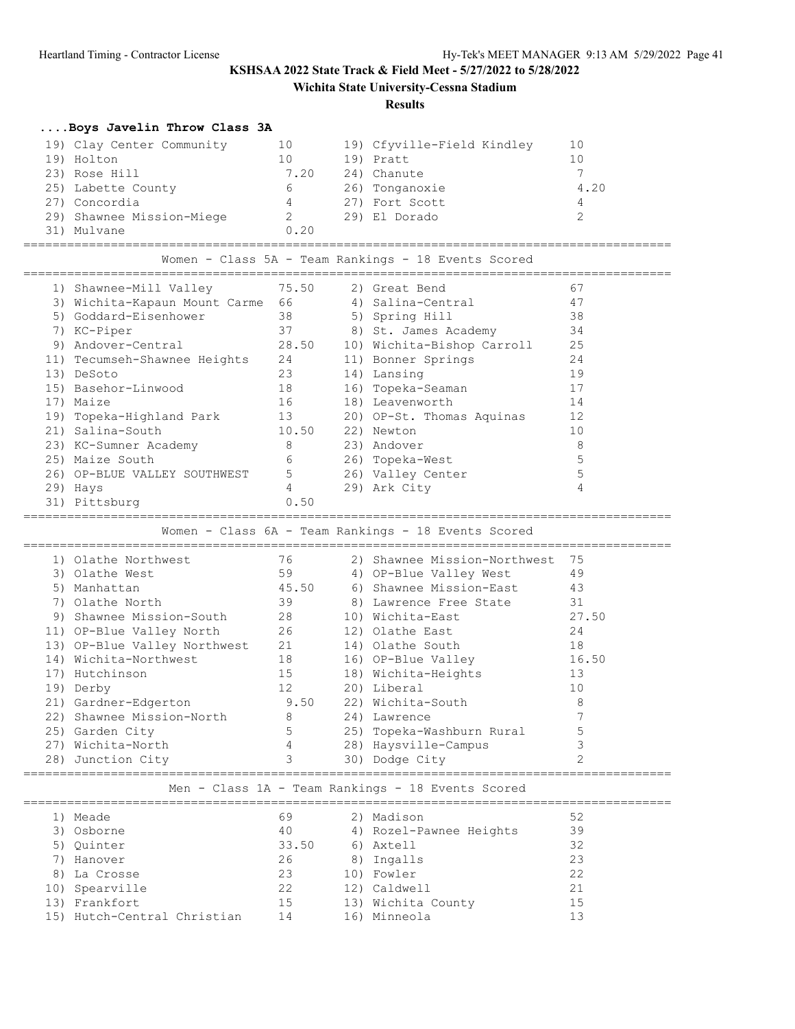**KSHSAA 2022 State Track & Field Meet - 5/27/2022 to 5/28/2022**

**Wichita State University-Cessna Stadium**

**Results**

### ....Boys Javelin Throw Class 3A

| Place | Team | Points | Place | Team | Points |
|---|---|---|---|---|---|
| 19) | Clay Center Community | 10 | 19) | Cfyville-Field Kindley | 10 |
| 19) | Holton | 10 | 19) | Pratt | 10 |
| 23) | Rose Hill | 7.20 | 24) | Chanute | 7 |
| 25) | Labette County | 6 | 26) | Tonganoxie | 4.20 |
| 27) | Concordia | 4 | 27) | Fort Scott | 4 |
| 29) | Shawnee Mission-Miege | 2 | 29) | El Dorado | 2 |
| 31) | Mulvane | 0.20 | | | |

### Women - Class 5A - Team Rankings - 18 Events Scored

| Place | Team | Points | Place | Team | Points |
|---|---|---|---|---|---|
| 1) | Shawnee-Mill Valley | 75.50 | 2) | Great Bend | 67 |
| 3) | Wichita-Kapaun Mount Carme | 66 | 4) | Salina-Central | 47 |
| 5) | Goddard-Eisenhower | 38 | 5) | Spring Hill | 38 |
| 7) | KC-Piper | 37 | 8) | St. James Academy | 34 |
| 9) | Andover-Central | 28.50 | 10) | Wichita-Bishop Carroll | 25 |
| 11) | Tecumseh-Shawnee Heights | 24 | 11) | Bonner Springs | 24 |
| 13) | DeSoto | 23 | 14) | Lansing | 19 |
| 15) | Basehor-Linwood | 18 | 16) | Topeka-Seaman | 17 |
| 17) | Maize | 16 | 18) | Leavenworth | 14 |
| 19) | Topeka-Highland Park | 13 | 20) | OP-St. Thomas Aquinas | 12 |
| 21) | Salina-South | 10.50 | 22) | Newton | 10 |
| 23) | KC-Sumner Academy | 8 | 23) | Andover | 8 |
| 25) | Maize South | 6 | 26) | Topeka-West | 5 |
| 26) | OP-BLUE VALLEY SOUTHWEST | 5 | 26) | Valley Center | 5 |
| 29) | Hays | 4 | 29) | Ark City | 4 |
| 31) | Pittsburg | 0.50 | | | |

### Women - Class 6A - Team Rankings - 18 Events Scored

| Place | Team | Points | Place | Team | Points |
|---|---|---|---|---|---|
| 1) | Olathe Northwest | 76 | 2) | Shawnee Mission-Northwest | 75 |
| 3) | Olathe West | 59 | 4) | OP-Blue Valley West | 49 |
| 5) | Manhattan | 45.50 | 6) | Shawnee Mission-East | 43 |
| 7) | Olathe North | 39 | 8) | Lawrence Free State | 31 |
| 9) | Shawnee Mission-South | 28 | 10) | Wichita-East | 27.50 |
| 11) | OP-Blue Valley North | 26 | 12) | Olathe East | 24 |
| 13) | OP-Blue Valley Northwest | 21 | 14) | Olathe South | 18 |
| 14) | Wichita-Northwest | 18 | 16) | OP-Blue Valley | 16.50 |
| 17) | Hutchinson | 15 | 18) | Wichita-Heights | 13 |
| 19) | Derby | 12 | 20) | Liberal | 10 |
| 21) | Gardner-Edgerton | 9.50 | 22) | Wichita-South | 8 |
| 22) | Shawnee Mission-North | 8 | 24) | Lawrence | 7 |
| 25) | Garden City | 5 | 25) | Topeka-Washburn Rural | 5 |
| 27) | Wichita-North | 4 | 28) | Haysville-Campus | 3 |
| 28) | Junction City | 3 | 30) | Dodge City | 2 |

### Men - Class 1A - Team Rankings - 18 Events Scored

| Place | Team | Points | Place | Team | Points |
|---|---|---|---|---|---|
| 1) | Meade | 69 | 2) | Madison | 52 |
| 3) | Osborne | 40 | 4) | Rozel-Pawnee Heights | 39 |
| 5) | Quinter | 33.50 | 6) | Axtell | 32 |
| 7) | Hanover | 26 | 8) | Ingalls | 23 |
| 8) | La Crosse | 23 | 10) | Fowler | 22 |
| 10) | Spearville | 22 | 12) | Caldwell | 21 |
| 13) | Frankfort | 15 | 13) | Wichita County | 15 |
| 15) | Hutch-Central Christian | 14 | 16) | Minneola | 13 |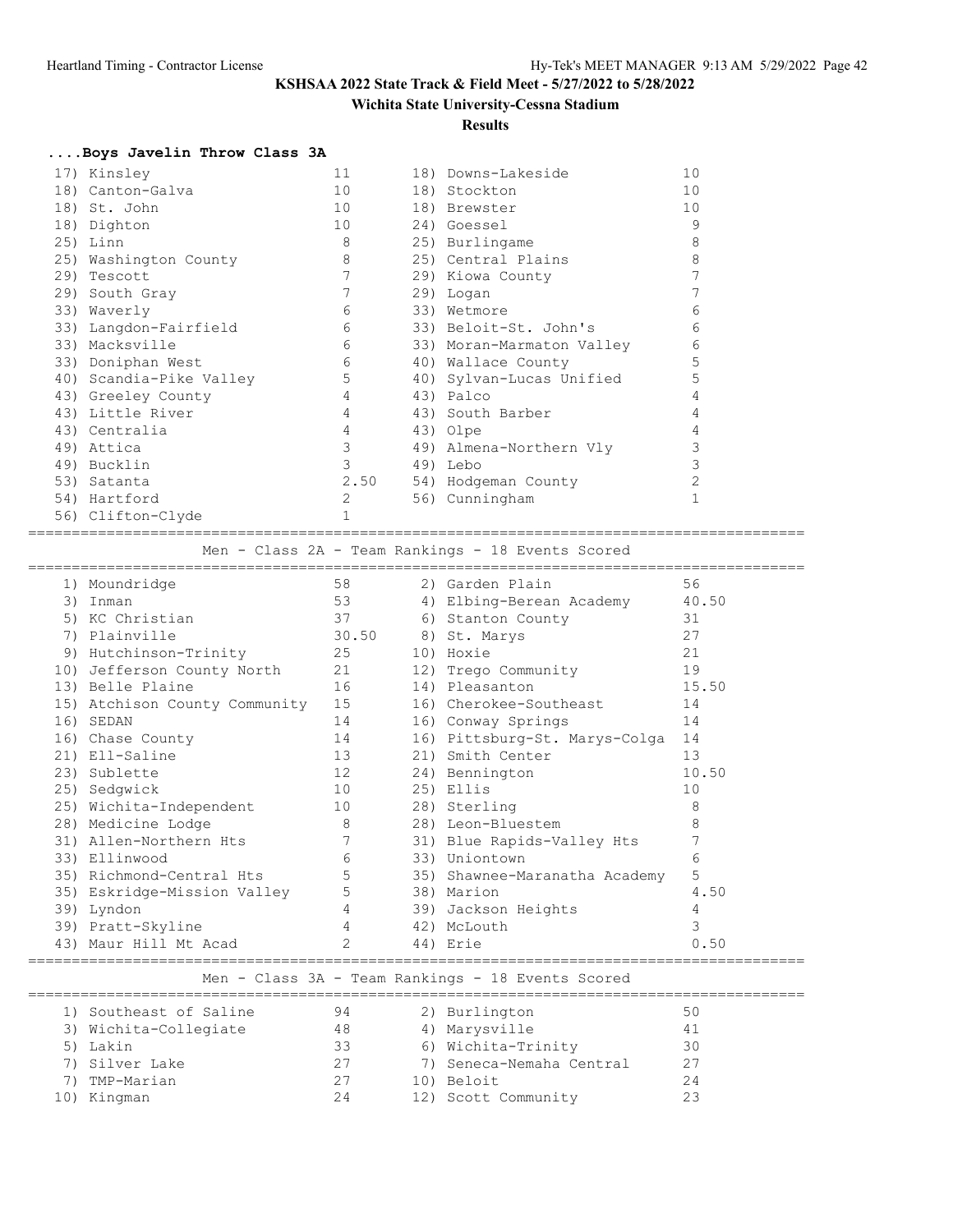KSHSAA 2022 State Track & Field Meet - 5/27/2022 to 5/28/2022

Wichita State University-Cessna Stadium

Results

### ....Boys Javelin Throw Class 3A

| Place | Team | Points | Place | Team | Points |
|---|---|---|---|---|---|
| 17) | Kinsley | 11 | 18) | Downs-Lakeside | 10 |
| 18) | Canton-Galva | 10 | 18) | Stockton | 10 |
| 18) | St. John | 10 | 18) | Brewster | 10 |
| 18) | Dighton | 10 | 24) | Goessel | 9 |
| 25) | Linn | 8 | 25) | Burlingame | 8 |
| 25) | Washington County | 8 | 25) | Central Plains | 8 |
| 29) | Tescott | 7 | 29) | Kiowa County | 7 |
| 29) | South Gray | 7 | 29) | Logan | 7 |
| 33) | Waverly | 6 | 33) | Wetmore | 6 |
| 33) | Langdon-Fairfield | 6 | 33) | Beloit-St. John's | 6 |
| 33) | Macksville | 6 | 33) | Moran-Marmaton Valley | 6 |
| 33) | Doniphan West | 6 | 40) | Wallace County | 5 |
| 40) | Scandia-Pike Valley | 5 | 40) | Sylvan-Lucas Unified | 5 |
| 43) | Greeley County | 4 | 43) | Palco | 4 |
| 43) | Little River | 4 | 43) | South Barber | 4 |
| 43) | Centralia | 4 | 43) | Olpe | 4 |
| 49) | Attica | 3 | 49) | Almena-Northern Vly | 3 |
| 49) | Bucklin | 3 | 49) | Lebo | 3 |
| 53) | Satanta | 2.50 | 54) | Hodgeman County | 2 |
| 54) | Hartford | 2 | 56) | Cunningham | 1 |
| 56) | Clifton-Clyde | 1 | | | |

### Men - Class 2A - Team Rankings - 18 Events Scored

| Place | Team | Points | Place | Team | Points |
|---|---|---|---|---|---|
| 1) | Moundridge | 58 | 2) | Garden Plain | 56 |
| 3) | Inman | 53 | 4) | Elbing-Berean Academy | 40.50 |
| 5) | KC Christian | 37 | 6) | Stanton County | 31 |
| 7) | Plainville | 30.50 | 8) | St. Marys | 27 |
| 9) | Hutchinson-Trinity | 25 | 10) | Hoxie | 21 |
| 10) | Jefferson County North | 21 | 12) | Trego Community | 19 |
| 13) | Belle Plaine | 16 | 14) | Pleasanton | 15.50 |
| 15) | Atchison County Community | 15 | 16) | Cherokee-Southeast | 14 |
| 16) | SEDAN | 14 | 16) | Conway Springs | 14 |
| 16) | Chase County | 14 | 16) | Pittsburg-St. Marys-Colga | 14 |
| 21) | Ell-Saline | 13 | 21) | Smith Center | 13 |
| 23) | Sublette | 12 | 24) | Bennington | 10.50 |
| 25) | Sedgwick | 10 | 25) | Ellis | 10 |
| 25) | Wichita-Independent | 10 | 28) | Sterling | 8 |
| 28) | Medicine Lodge | 8 | 28) | Leon-Bluestem | 8 |
| 31) | Allen-Northern Hts | 7 | 31) | Blue Rapids-Valley Hts | 7 |
| 33) | Ellinwood | 6 | 33) | Uniontown | 6 |
| 35) | Richmond-Central Hts | 5 | 35) | Shawnee-Maranatha Academy | 5 |
| 35) | Eskridge-Mission Valley | 5 | 38) | Marion | 4.50 |
| 39) | Lyndon | 4 | 39) | Jackson Heights | 4 |
| 39) | Pratt-Skyline | 4 | 42) | McLouth | 3 |
| 43) | Maur Hill Mt Acad | 2 | 44) | Erie | 0.50 |

### Men - Class 3A - Team Rankings - 18 Events Scored

| Place | Team | Points | Place | Team | Points |
|---|---|---|---|---|---|
| 1) | Southeast of Saline | 94 | 2) | Burlington | 50 |
| 3) | Wichita-Collegiate | 48 | 4) | Marysville | 41 |
| 5) | Lakin | 33 | 6) | Wichita-Trinity | 30 |
| 7) | Silver Lake | 27 | 7) | Seneca-Nemaha Central | 27 |
| 7) | TMP-Marian | 27 | 10) | Beloit | 24 |
| 10) | Kingman | 24 | 12) | Scott Community | 23 |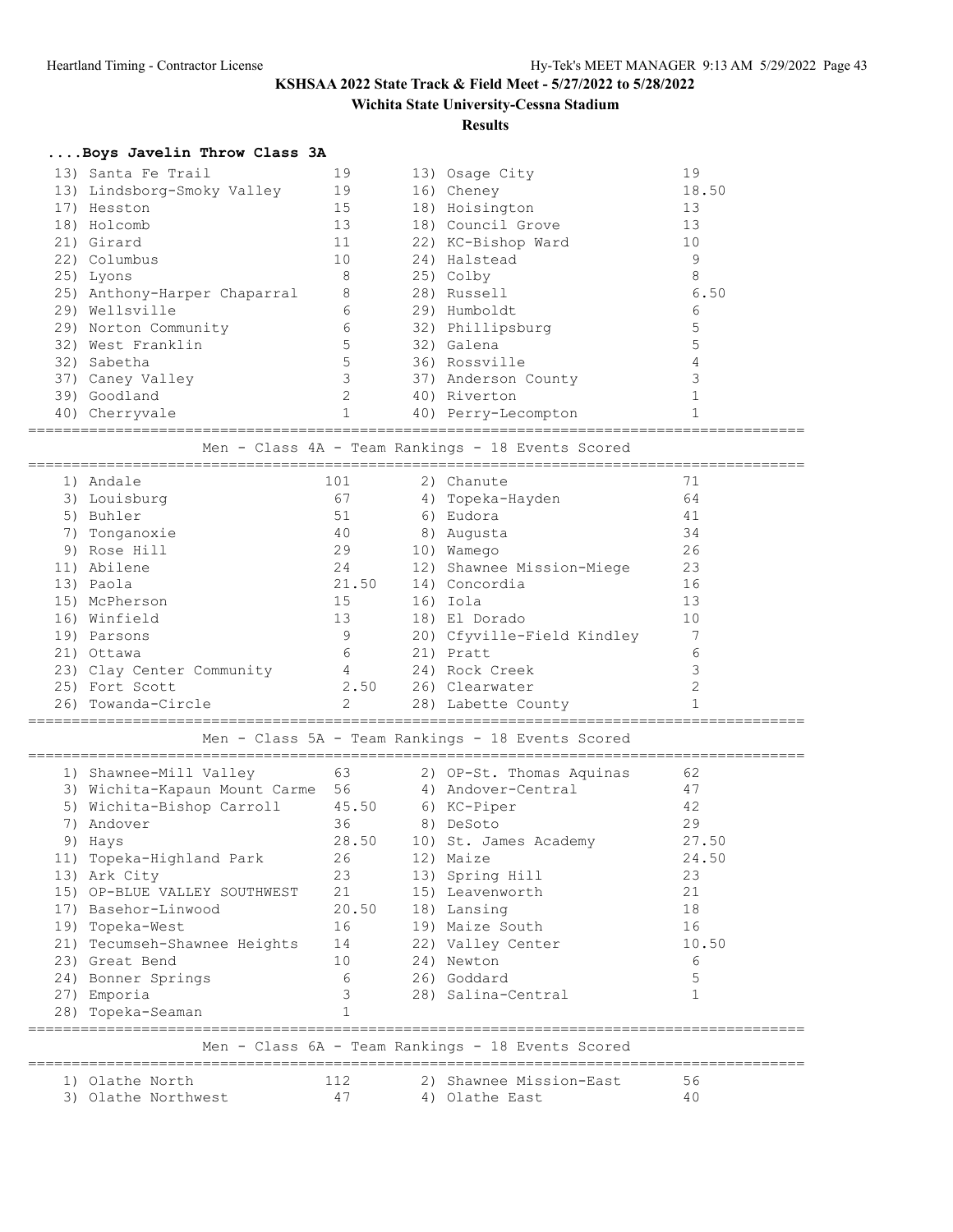**KSHSAA 2022 State Track & Field Meet - 5/27/2022 to 5/28/2022**

**Wichita State University-Cessna Stadium**

**Results**

### ....Boys Javelin Throw Class 3A

| Place | Team | Points | Place | Team | Points |
|---|---|---|---|---|---|
| 13) | Santa Fe Trail | 19 | 13) | Osage City | 19 |
| 13) | Lindsborg-Smoky Valley | 19 | 16) | Cheney | 18.50 |
| 17) | Hesston | 15 | 18) | Hoisington | 13 |
| 18) | Holcomb | 13 | 18) | Council Grove | 13 |
| 21) | Girard | 11 | 22) | KC-Bishop Ward | 10 |
| 22) | Columbus | 10 | 24) | Halstead | 9 |
| 25) | Lyons | 8 | 25) | Colby | 8 |
| 25) | Anthony-Harper Chaparral | 8 | 28) | Russell | 6.50 |
| 29) | Wellsville | 6 | 29) | Humboldt | 6 |
| 29) | Norton Community | 6 | 32) | Phillipsburg | 5 |
| 32) | West Franklin | 5 | 32) | Galena | 5 |
| 32) | Sabetha | 5 | 36) | Rossville | 4 |
| 37) | Caney Valley | 3 | 37) | Anderson County | 3 |
| 39) | Goodland | 2 | 40) | Riverton | 1 |
| 40) | Cherryvale | 1 | 40) | Perry-Lecompton | 1 |

### Men - Class 4A - Team Rankings - 18 Events Scored

| Place | Team | Points | Place | Team | Points |
|---|---|---|---|---|---|
| 1) | Andale | 101 | 2) | Chanute | 71 |
| 3) | Louisburg | 67 | 4) | Topeka-Hayden | 64 |
| 5) | Buhler | 51 | 6) | Eudora | 41 |
| 7) | Tonganoxie | 40 | 8) | Augusta | 34 |
| 9) | Rose Hill | 29 | 10) | Wamego | 26 |
| 11) | Abilene | 24 | 12) | Shawnee Mission-Miege | 23 |
| 13) | Paola | 21.50 | 14) | Concordia | 16 |
| 15) | McPherson | 15 | 16) | Iola | 13 |
| 16) | Winfield | 13 | 18) | El Dorado | 10 |
| 19) | Parsons | 9 | 20) | Cfyville-Field Kindley | 7 |
| 21) | Ottawa | 6 | 21) | Pratt | 6 |
| 23) | Clay Center Community | 4 | 24) | Rock Creek | 3 |
| 25) | Fort Scott | 2.50 | 26) | Clearwater | 2 |
| 26) | Towanda-Circle | 2 | 28) | Labette County | 1 |

### Men - Class 5A - Team Rankings - 18 Events Scored

| Place | Team | Points | Place | Team | Points |
|---|---|---|---|---|---|
| 1) | Shawnee-Mill Valley | 63 | 2) | OP-St. Thomas Aquinas | 62 |
| 3) | Wichita-Kapaun Mount Carme | 56 | 4) | Andover-Central | 47 |
| 5) | Wichita-Bishop Carroll | 45.50 | 6) | KC-Piper | 42 |
| 7) | Andover | 36 | 8) | DeSoto | 29 |
| 9) | Hays | 28.50 | 10) | St. James Academy | 27.50 |
| 11) | Topeka-Highland Park | 26 | 12) | Maize | 24.50 |
| 13) | Ark City | 23 | 13) | Spring Hill | 23 |
| 15) | OP-BLUE VALLEY SOUTHWEST | 21 | 15) | Leavenworth | 21 |
| 17) | Basehor-Linwood | 20.50 | 18) | Lansing | 18 |
| 19) | Topeka-West | 16 | 19) | Maize South | 16 |
| 21) | Tecumseh-Shawnee Heights | 14 | 22) | Valley Center | 10.50 |
| 23) | Great Bend | 10 | 24) | Newton | 6 |
| 24) | Bonner Springs | 6 | 26) | Goddard | 5 |
| 27) | Emporia | 3 | 28) | Salina-Central | 1 |
| 28) | Topeka-Seaman | 1 | | | |

### Men - Class 6A - Team Rankings - 18 Events Scored

| Place | Team | Points | Place | Team | Points |
|---|---|---|---|---|---|
| 1) | Olathe North | 112 | 2) | Shawnee Mission-East | 56 |
| 3) | Olathe Northwest | 47 | 4) | Olathe East | 40 |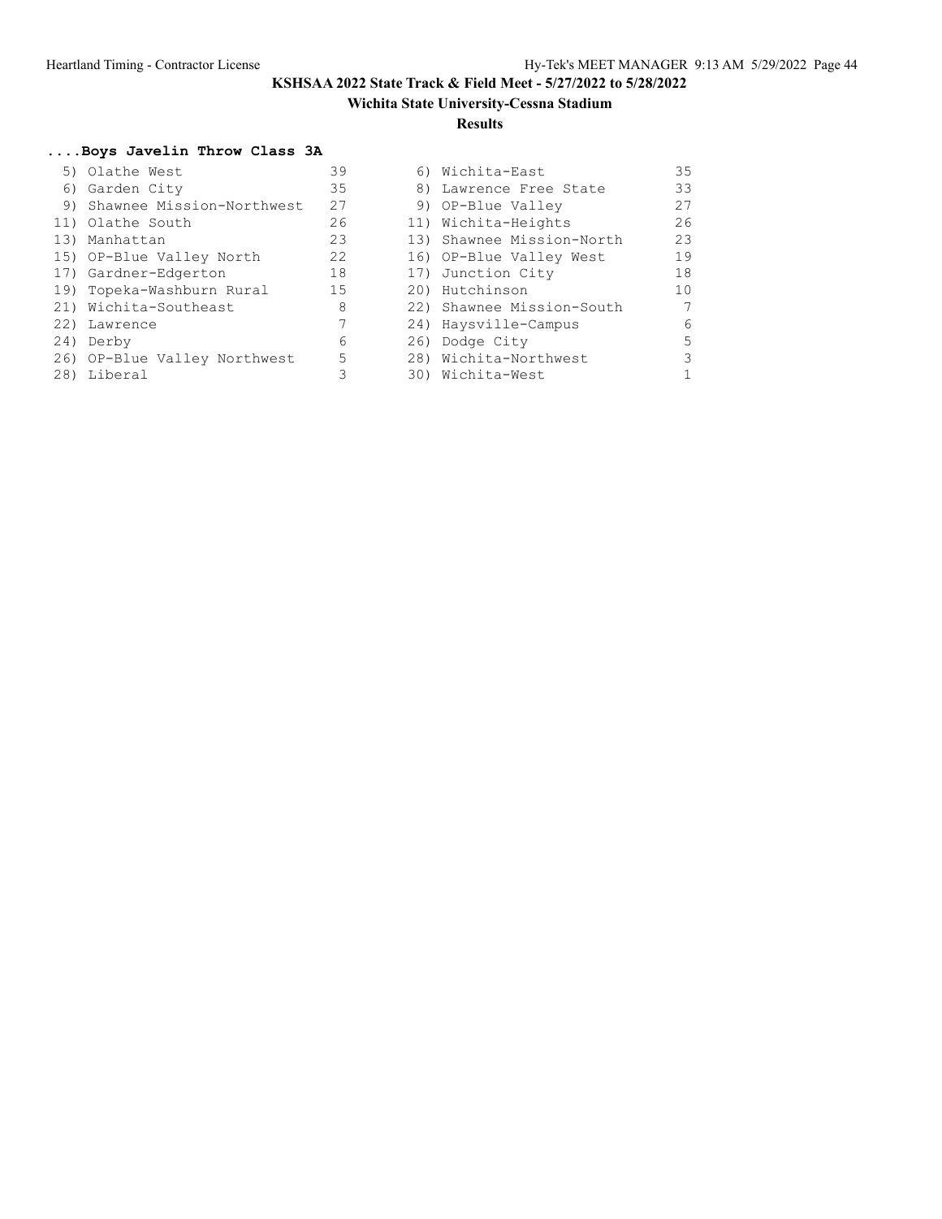#### ....Boys Javelin Throw Class 3A

| | | | |
|---|---|---|---|
| 5) Olathe West | 39 | 6) Wichita-East | 35 |
| 6) Garden City | 35 | 8) Lawrence Free State | 33 |
| 9) Shawnee Mission-Northwest | 27 | 9) OP-Blue Valley | 27 |
| 11) Olathe South | 26 | 11) Wichita-Heights | 26 |
| 13) Manhattan | 23 | 13) Shawnee Mission-North | 23 |
| 15) OP-Blue Valley North | 22 | 16) OP-Blue Valley West | 19 |
| 17) Gardner-Edgerton | 18 | 17) Junction City | 18 |
| 19) Topeka-Washburn Rural | 15 | 20) Hutchinson | 10 |
| 21) Wichita-Southeast | 8 | 22) Shawnee Mission-South | 7 |
| 22) Lawrence | 7 | 24) Haysville-Campus | 6 |
| 24) Derby | 6 | 26) Dodge City | 5 |
| 26) OP-Blue Valley Northwest | 5 | 28) Wichita-Northwest | 3 |
| 28) Liberal | 3 | 30) Wichita-West | 1 |